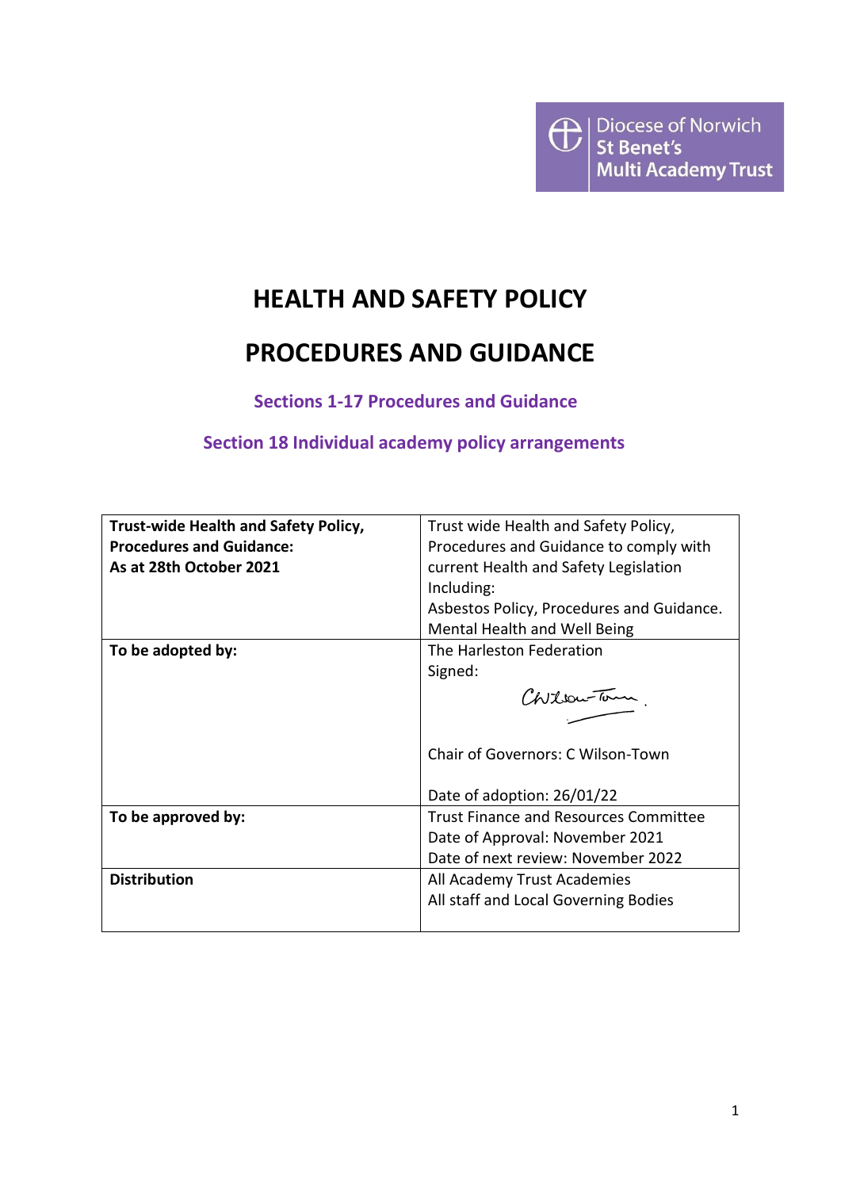Diocese of Norwich
St Benet's
Multi Academy Trust

# HEALTH AND SAFETY POLICY

# PROCEDURES AND GUIDANCE

### Sections 1-17 Procedures and Guidance

### Section 18 Individual academy policy arrangements

| **Trust-wide Health and Safety Policy, Procedures and Guidance: As at 28th October 2021** | Trust wide Health and Safety Policy, Procedures and Guidance to comply with current Health and Safety Legislation Including: Asbestos Policy, Procedures and Guidance. Mental Health and Well Being |
|---|---|
| **To be adopted by:** | The Harleston Federation<br>Signed:<br>CWilson-Town<br>Chair of Governors: C Wilson-Town<br>Date of adoption: 26/01/22 |
| **To be approved by:** | Trust Finance and Resources Committee<br>Date of Approval: November 2021<br>Date of next review: November 2022 |
| **Distribution** | All Academy Trust Academies<br>All staff and Local Governing Bodies |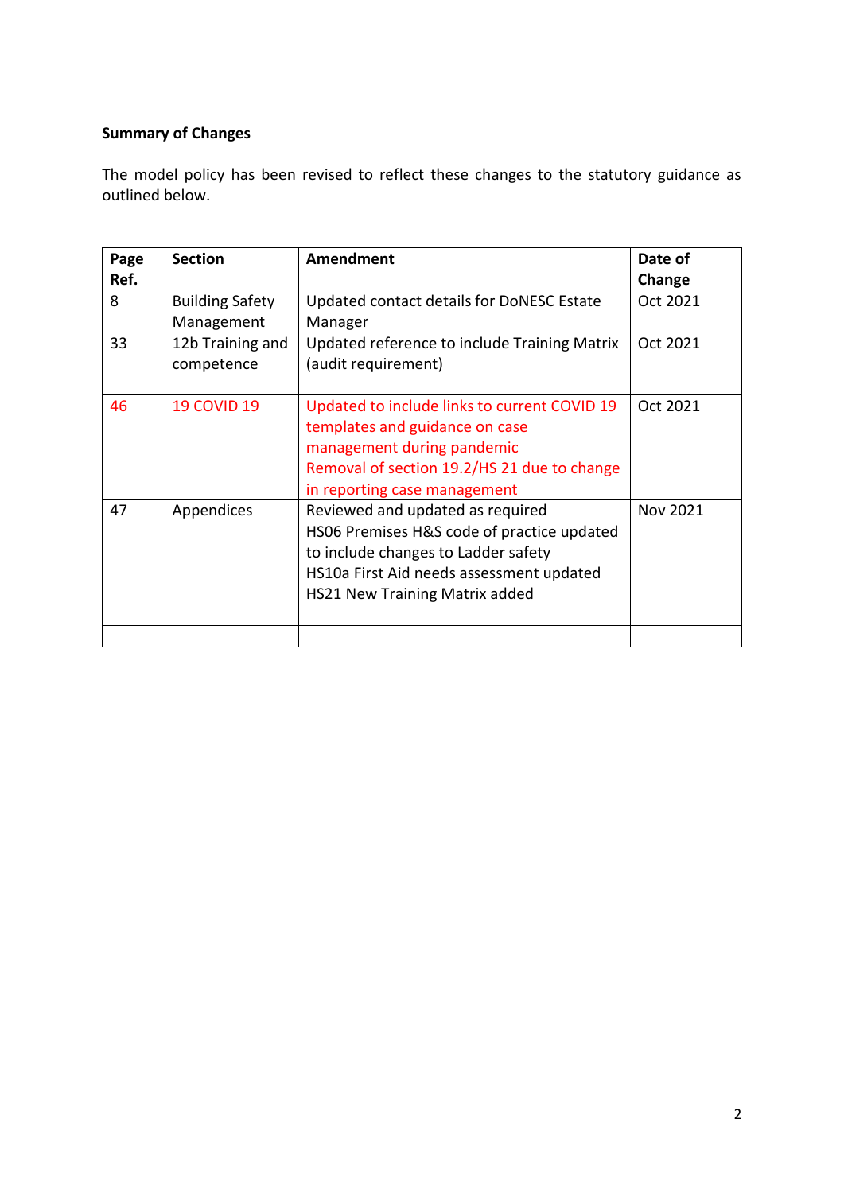**Summary of Changes**

The model policy has been revised to reflect these changes to the statutory guidance as outlined below.

| Page Ref. | Section | Amendment | Date of Change |
|---|---|---|---|
| 8 | Building Safety Management | Updated contact details for DoNESC Estate Manager | Oct 2021 |
| 33 | 12b Training and competence | Updated reference to include Training Matrix (audit requirement) | Oct 2021 |
| 46 | 19 COVID 19 | Updated to include links to current COVID 19 templates and guidance on case management during pandemic<br>Removal of section 19.2/HS 21 due to change in reporting case management | Oct 2021 |
| 47 | Appendices | Reviewed and updated as required<br>HS06 Premises H&S code of practice updated to include changes to Ladder safety<br>HS10a First Aid needs assessment updated<br>HS21 New Training Matrix added | Nov 2021 |
| | | | |
| | | | |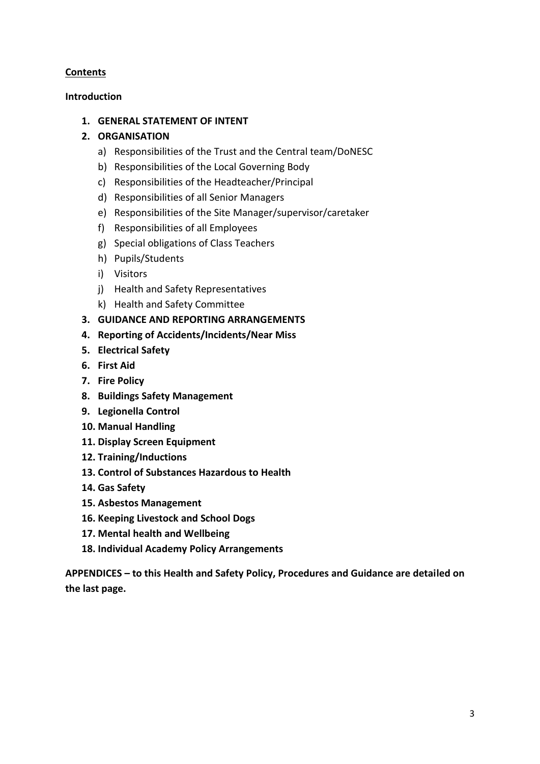**Contents**

**Introduction**

1. **GENERAL STATEMENT OF INTENT**
2. **ORGANISATION**
   a) Responsibilities of the Trust and the Central team/DoNESC
   b) Responsibilities of the Local Governing Body
   c) Responsibilities of the Headteacher/Principal
   d) Responsibilities of all Senior Managers
   e) Responsibilities of the Site Manager/supervisor/caretaker
   f) Responsibilities of all Employees
   g) Special obligations of Class Teachers
   h) Pupils/Students
   i) Visitors
   j) Health and Safety Representatives
   k) Health and Safety Committee
3. **GUIDANCE AND REPORTING ARRANGEMENTS**
4. **Reporting of Accidents/Incidents/Near Miss**
5. **Electrical Safety**
6. **First Aid**
7. **Fire Policy**
8. **Buildings Safety Management**
9. **Legionella Control**
10. **Manual Handling**
11. **Display Screen Equipment**
12. **Training/Inductions**
13. **Control of Substances Hazardous to Health**
14. **Gas Safety**
15. **Asbestos Management**
16. **Keeping Livestock and School Dogs**
17. **Mental health and Wellbeing**
18. **Individual Academy Policy Arrangements**

**APPENDICES – to this Health and Safety Policy, Procedures and Guidance are detailed on the last page.**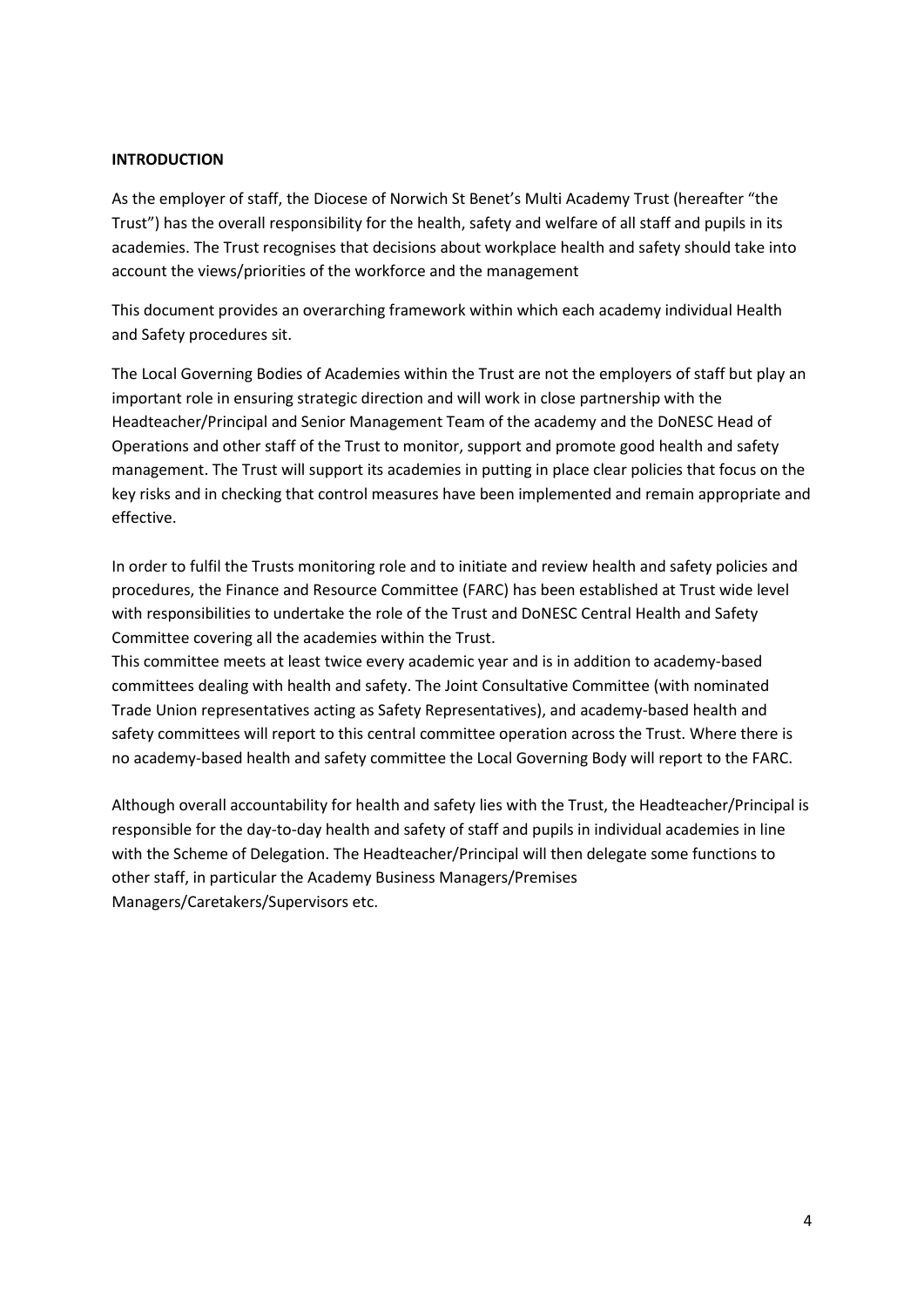**INTRODUCTION**

As the employer of staff, the Diocese of Norwich St Benet's Multi Academy Trust (hereafter "the Trust") has the overall responsibility for the health, safety and welfare of all staff and pupils in its academies. The Trust recognises that decisions about workplace health and safety should take into account the views/priorities of the workforce and the management

This document provides an overarching framework within which each academy individual Health and Safety procedures sit.

The Local Governing Bodies of Academies within the Trust are not the employers of staff but play an important role in ensuring strategic direction and will work in close partnership with the Headteacher/Principal and Senior Management Team of the academy and the DoNESC Head of Operations and other staff of the Trust to monitor, support and promote good health and safety management. The Trust will support its academies in putting in place clear policies that focus on the key risks and in checking that control measures have been implemented and remain appropriate and effective.

In order to fulfil the Trusts monitoring role and to initiate and review health and safety policies and procedures, the Finance and Resource Committee (FARC) has been established at Trust wide level with responsibilities to undertake the role of the Trust and DoNESC Central Health and Safety Committee covering all the academies within the Trust.
This committee meets at least twice every academic year and is in addition to academy-based committees dealing with health and safety. The Joint Consultative Committee (with nominated Trade Union representatives acting as Safety Representatives), and academy-based health and safety committees will report to this central committee operation across the Trust. Where there is no academy-based health and safety committee the Local Governing Body will report to the FARC.

Although overall accountability for health and safety lies with the Trust, the Headteacher/Principal is responsible for the day-to-day health and safety of staff and pupils in individual academies in line with the Scheme of Delegation. The Headteacher/Principal will then delegate some functions to other staff, in particular the Academy Business Managers/Premises Managers/Caretakers/Supervisors etc.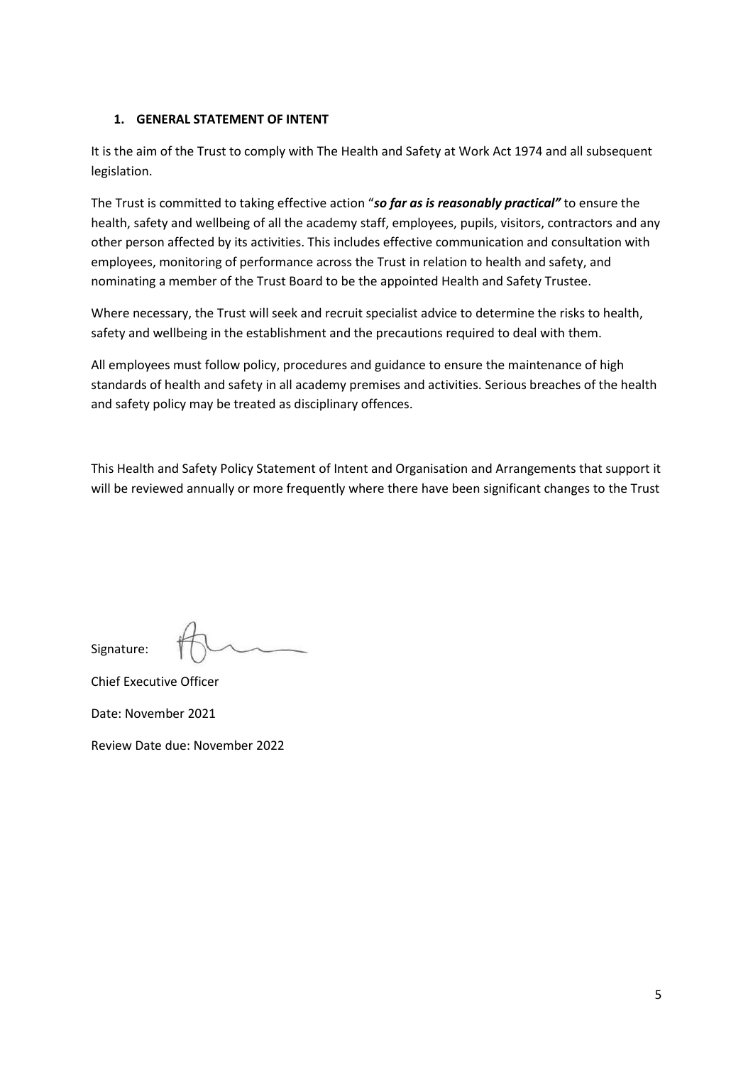## 1. GENERAL STATEMENT OF INTENT

It is the aim of the Trust to comply with The Health and Safety at Work Act 1974 and all subsequent legislation.

The Trust is committed to taking effective action "***so far as is reasonably practical"*** to ensure the health, safety and wellbeing of all the academy staff, employees, pupils, visitors, contractors and any other person affected by its activities. This includes effective communication and consultation with employees, monitoring of performance across the Trust in relation to health and safety, and nominating a member of the Trust Board to be the appointed Health and Safety Trustee.

Where necessary, the Trust will seek and recruit specialist advice to determine the risks to health, safety and wellbeing in the establishment and the precautions required to deal with them.

All employees must follow policy, procedures and guidance to ensure the maintenance of high standards of health and safety in all academy premises and activities. Serious breaches of the health and safety policy may be treated as disciplinary offences.

This Health and Safety Policy Statement of Intent and Organisation and Arrangements that support it will be reviewed annually or more frequently where there have been significant changes to the Trust

Signature:

Chief Executive Officer

Date: November 2021

Review Date due: November 2022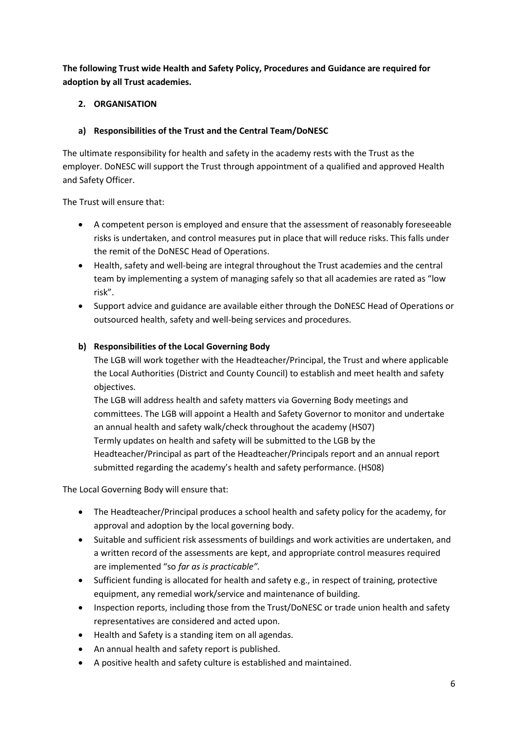**The following Trust wide Health and Safety Policy, Procedures and Guidance are required for adoption by all Trust academies.**

## 2. ORGANISATION

### a) Responsibilities of the Trust and the Central Team/DoNESC

The ultimate responsibility for health and safety in the academy rests with the Trust as the employer. DoNESC will support the Trust through appointment of a qualified and approved Health and Safety Officer.

The Trust will ensure that:

- A competent person is employed and ensure that the assessment of reasonably foreseeable risks is undertaken, and control measures put in place that will reduce risks. This falls under the remit of the DoNESC Head of Operations.
- Health, safety and well-being are integral throughout the Trust academies and the central team by implementing a system of managing safely so that all academies are rated as "low risk".
- Support advice and guidance are available either through the DoNESC Head of Operations or outsourced health, safety and well-being services and procedures.

### b) Responsibilities of the Local Governing Body

The LGB will work together with the Headteacher/Principal, the Trust and where applicable the Local Authorities (District and County Council) to establish and meet health and safety objectives.

The LGB will address health and safety matters via Governing Body meetings and committees. The LGB will appoint a Health and Safety Governor to monitor and undertake an annual health and safety walk/check throughout the academy (HS07)

Termly updates on health and safety will be submitted to the LGB by the Headteacher/Principal as part of the Headteacher/Principals report and an annual report submitted regarding the academy's health and safety performance. (HS08)

The Local Governing Body will ensure that:

- The Headteacher/Principal produces a school health and safety policy for the academy, for approval and adoption by the local governing body.
- Suitable and sufficient risk assessments of buildings and work activities are undertaken, and a written record of the assessments are kept, and appropriate control measures required are implemented "so *far as is practicable".*
- Sufficient funding is allocated for health and safety e.g., in respect of training, protective equipment, any remedial work/service and maintenance of building.
- Inspection reports, including those from the Trust/DoNESC or trade union health and safety representatives are considered and acted upon.
- Health and Safety is a standing item on all agendas.
- An annual health and safety report is published.
- A positive health and safety culture is established and maintained.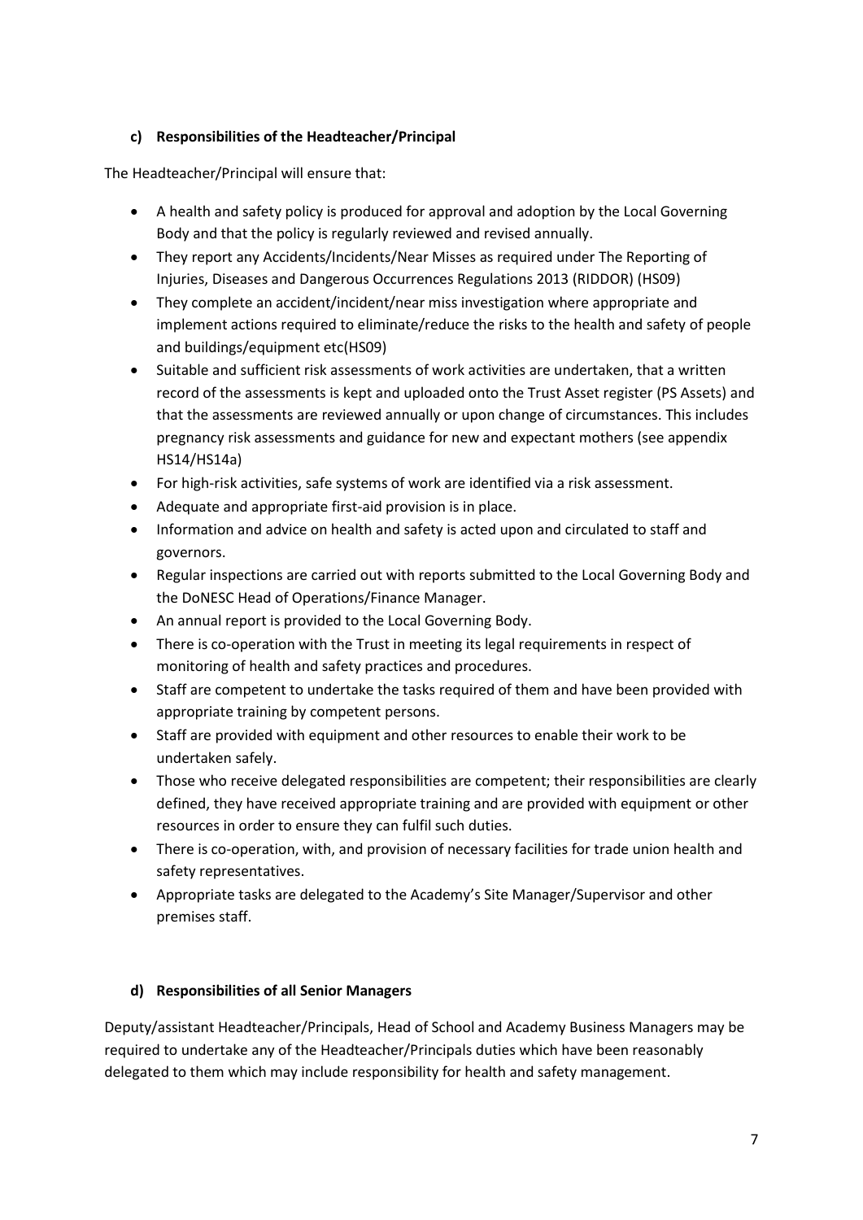#### c) Responsibilities of the Headteacher/Principal

The Headteacher/Principal will ensure that:

- A health and safety policy is produced for approval and adoption by the Local Governing Body and that the policy is regularly reviewed and revised annually.
- They report any Accidents/Incidents/Near Misses as required under The Reporting of Injuries, Diseases and Dangerous Occurrences Regulations 2013 (RIDDOR) (HS09)
- They complete an accident/incident/near miss investigation where appropriate and implement actions required to eliminate/reduce the risks to the health and safety of people and buildings/equipment etc(HS09)
- Suitable and sufficient risk assessments of work activities are undertaken, that a written record of the assessments is kept and uploaded onto the Trust Asset register (PS Assets) and that the assessments are reviewed annually or upon change of circumstances. This includes pregnancy risk assessments and guidance for new and expectant mothers (see appendix HS14/HS14a)
- For high-risk activities, safe systems of work are identified via a risk assessment.
- Adequate and appropriate first-aid provision is in place.
- Information and advice on health and safety is acted upon and circulated to staff and governors.
- Regular inspections are carried out with reports submitted to the Local Governing Body and the DoNESC Head of Operations/Finance Manager.
- An annual report is provided to the Local Governing Body.
- There is co-operation with the Trust in meeting its legal requirements in respect of monitoring of health and safety practices and procedures.
- Staff are competent to undertake the tasks required of them and have been provided with appropriate training by competent persons.
- Staff are provided with equipment and other resources to enable their work to be undertaken safely.
- Those who receive delegated responsibilities are competent; their responsibilities are clearly defined, they have received appropriate training and are provided with equipment or other resources in order to ensure they can fulfil such duties.
- There is co-operation, with, and provision of necessary facilities for trade union health and safety representatives.
- Appropriate tasks are delegated to the Academy's Site Manager/Supervisor and other premises staff.

#### d) Responsibilities of all Senior Managers

Deputy/assistant Headteacher/Principals, Head of School and Academy Business Managers may be required to undertake any of the Headteacher/Principals duties which have been reasonably delegated to them which may include responsibility for health and safety management.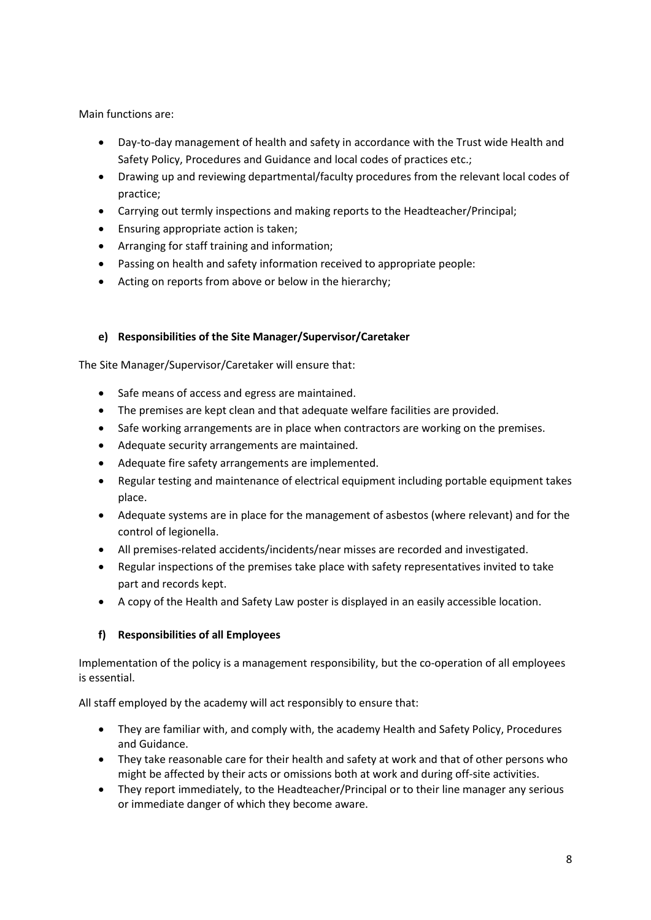Main functions are:

- Day-to-day management of health and safety in accordance with the Trust wide Health and Safety Policy, Procedures and Guidance and local codes of practices etc.;
- Drawing up and reviewing departmental/faculty procedures from the relevant local codes of practice;
- Carrying out termly inspections and making reports to the Headteacher/Principal;
- Ensuring appropriate action is taken;
- Arranging for staff training and information;
- Passing on health and safety information received to appropriate people:
- Acting on reports from above or below in the hierarchy;

#### e) Responsibilities of the Site Manager/Supervisor/Caretaker

The Site Manager/Supervisor/Caretaker will ensure that:

- Safe means of access and egress are maintained.
- The premises are kept clean and that adequate welfare facilities are provided.
- Safe working arrangements are in place when contractors are working on the premises.
- Adequate security arrangements are maintained.
- Adequate fire safety arrangements are implemented.
- Regular testing and maintenance of electrical equipment including portable equipment takes place.
- Adequate systems are in place for the management of asbestos (where relevant) and for the control of legionella.
- All premises-related accidents/incidents/near misses are recorded and investigated.
- Regular inspections of the premises take place with safety representatives invited to take part and records kept.
- A copy of the Health and Safety Law poster is displayed in an easily accessible location.

#### f) Responsibilities of all Employees

Implementation of the policy is a management responsibility, but the co-operation of all employees is essential.

All staff employed by the academy will act responsibly to ensure that:

- They are familiar with, and comply with, the academy Health and Safety Policy, Procedures and Guidance.
- They take reasonable care for their health and safety at work and that of other persons who might be affected by their acts or omissions both at work and during off-site activities.
- They report immediately, to the Headteacher/Principal or to their line manager any serious or immediate danger of which they become aware.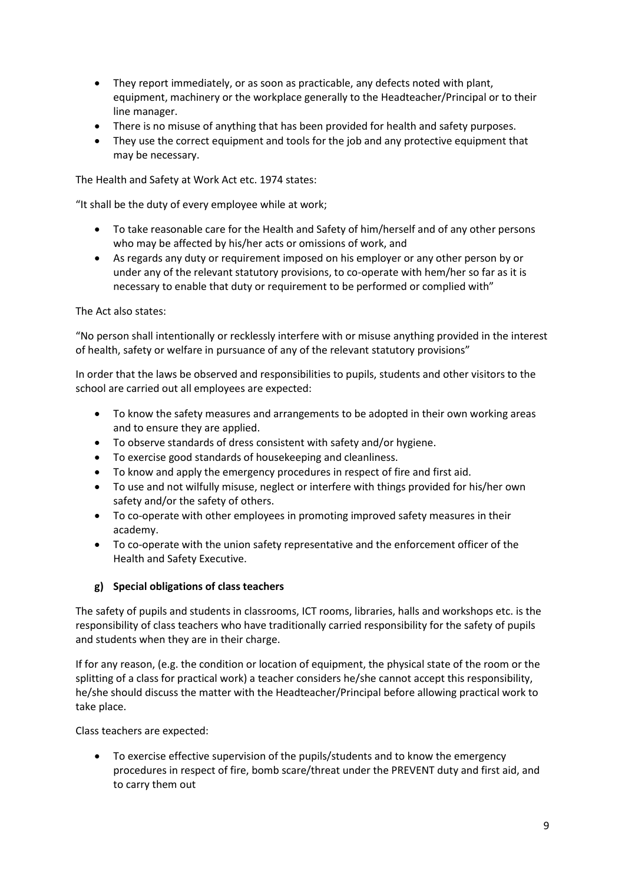- They report immediately, or as soon as practicable, any defects noted with plant, equipment, machinery or the workplace generally to the Headteacher/Principal or to their line manager.
- There is no misuse of anything that has been provided for health and safety purposes.
- They use the correct equipment and tools for the job and any protective equipment that may be necessary.

The Health and Safety at Work Act etc. 1974 states:

"It shall be the duty of every employee while at work;

- To take reasonable care for the Health and Safety of him/herself and of any other persons who may be affected by his/her acts or omissions of work, and
- As regards any duty or requirement imposed on his employer or any other person by or under any of the relevant statutory provisions, to co-operate with hem/her so far as it is necessary to enable that duty or requirement to be performed or complied with"

The Act also states:

"No person shall intentionally or recklessly interfere with or misuse anything provided in the interest of health, safety or welfare in pursuance of any of the relevant statutory provisions"

In order that the laws be observed and responsibilities to pupils, students and other visitors to the school are carried out all employees are expected:

- To know the safety measures and arrangements to be adopted in their own working areas and to ensure they are applied.
- To observe standards of dress consistent with safety and/or hygiene.
- To exercise good standards of housekeeping and cleanliness.
- To know and apply the emergency procedures in respect of fire and first aid.
- To use and not wilfully misuse, neglect or interfere with things provided for his/her own safety and/or the safety of others.
- To co-operate with other employees in promoting improved safety measures in their academy.
- To co-operate with the union safety representative and the enforcement officer of the Health and Safety Executive.

#### g) Special obligations of class teachers

The safety of pupils and students in classrooms, ICT rooms, libraries, halls and workshops etc. is the responsibility of class teachers who have traditionally carried responsibility for the safety of pupils and students when they are in their charge.

If for any reason, (e.g. the condition or location of equipment, the physical state of the room or the splitting of a class for practical work) a teacher considers he/she cannot accept this responsibility, he/she should discuss the matter with the Headteacher/Principal before allowing practical work to take place.

Class teachers are expected:

- To exercise effective supervision of the pupils/students and to know the emergency procedures in respect of fire, bomb scare/threat under the PREVENT duty and first aid, and to carry them out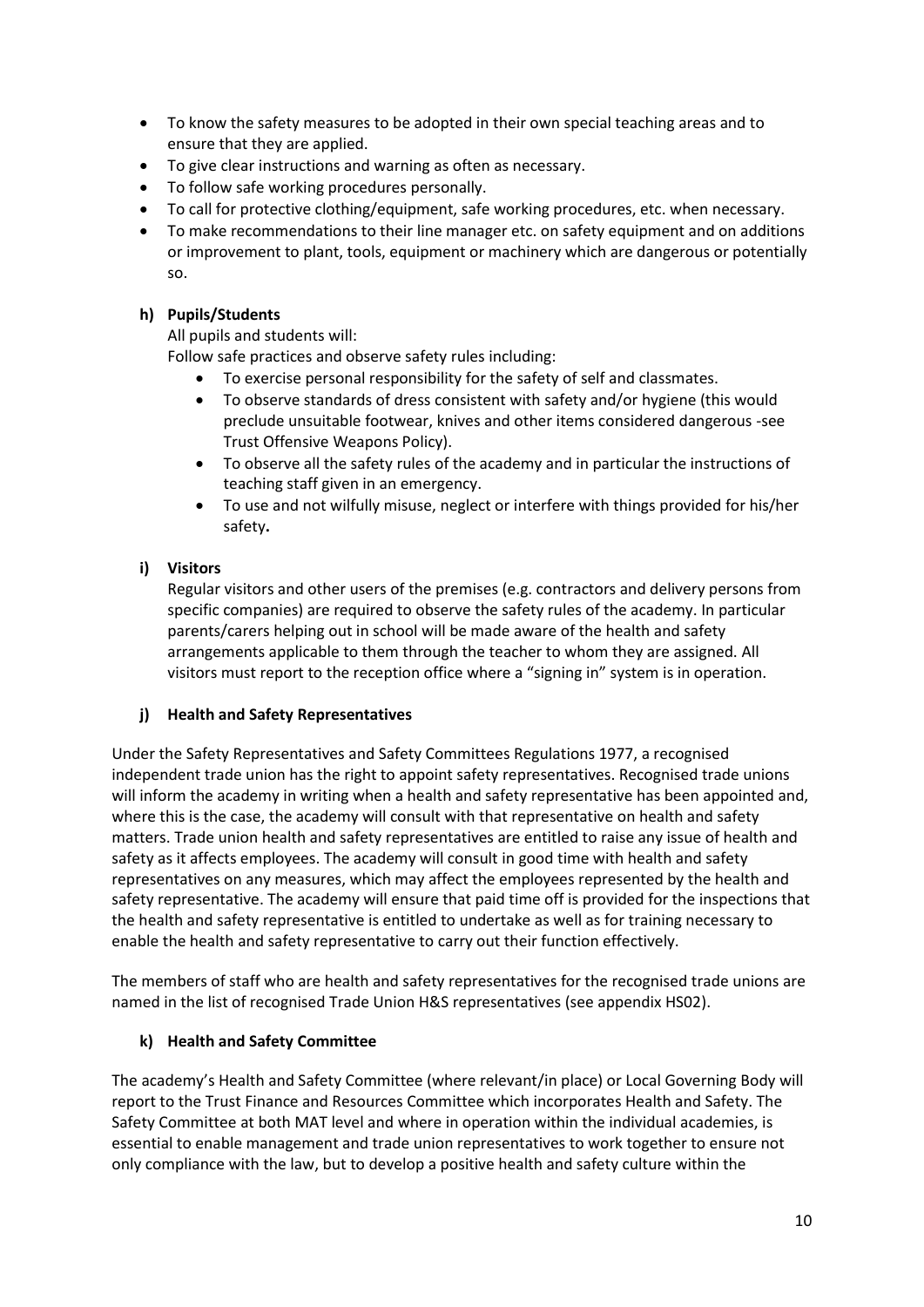- To know the safety measures to be adopted in their own special teaching areas and to ensure that they are applied.
- To give clear instructions and warning as often as necessary.
- To follow safe working procedures personally.
- To call for protective clothing/equipment, safe working procedures, etc. when necessary.
- To make recommendations to their line manager etc. on safety equipment and on additions or improvement to plant, tools, equipment or machinery which are dangerous or potentially so.

**h) Pupils/Students**

All pupils and students will:

Follow safe practices and observe safety rules including:

- To exercise personal responsibility for the safety of self and classmates.
- To observe standards of dress consistent with safety and/or hygiene (this would preclude unsuitable footwear, knives and other items considered dangerous -see Trust Offensive Weapons Policy).
- To observe all the safety rules of the academy and in particular the instructions of teaching staff given in an emergency.
- To use and not wilfully misuse, neglect or interfere with things provided for his/her safety.

**i) Visitors**

Regular visitors and other users of the premises (e.g. contractors and delivery persons from specific companies) are required to observe the safety rules of the academy. In particular parents/carers helping out in school will be made aware of the health and safety arrangements applicable to them through the teacher to whom they are assigned. All visitors must report to the reception office where a "signing in" system is in operation.

**j) Health and Safety Representatives**

Under the Safety Representatives and Safety Committees Regulations 1977, a recognised independent trade union has the right to appoint safety representatives. Recognised trade unions will inform the academy in writing when a health and safety representative has been appointed and, where this is the case, the academy will consult with that representative on health and safety matters. Trade union health and safety representatives are entitled to raise any issue of health and safety as it affects employees. The academy will consult in good time with health and safety representatives on any measures, which may affect the employees represented by the health and safety representative. The academy will ensure that paid time off is provided for the inspections that the health and safety representative is entitled to undertake as well as for training necessary to enable the health and safety representative to carry out their function effectively.

The members of staff who are health and safety representatives for the recognised trade unions are named in the list of recognised Trade Union H&S representatives (see appendix HS02).

**k) Health and Safety Committee**

The academy's Health and Safety Committee (where relevant/in place) or Local Governing Body will report to the Trust Finance and Resources Committee which incorporates Health and Safety. The Safety Committee at both MAT level and where in operation within the individual academies, is essential to enable management and trade union representatives to work together to ensure not only compliance with the law, but to develop a positive health and safety culture within the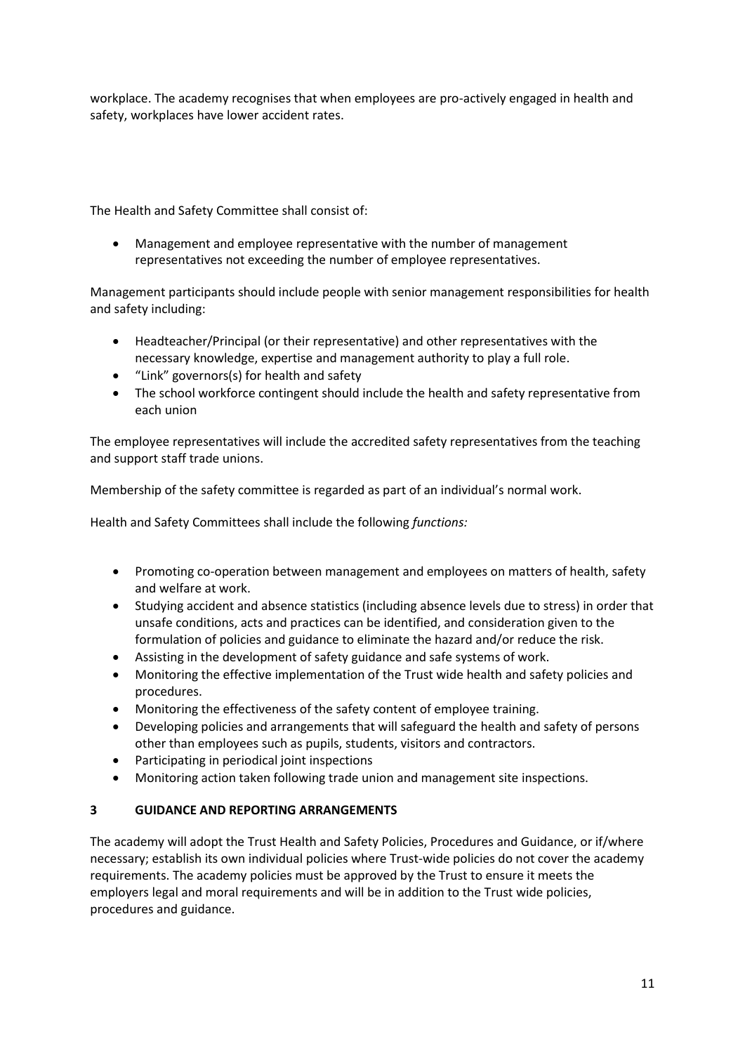workplace. The academy recognises that when employees are pro-actively engaged in health and safety, workplaces have lower accident rates.

The Health and Safety Committee shall consist of:

- Management and employee representative with the number of management representatives not exceeding the number of employee representatives.

Management participants should include people with senior management responsibilities for health and safety including:

- Headteacher/Principal (or their representative) and other representatives with the necessary knowledge, expertise and management authority to play a full role.
- "Link" governors(s) for health and safety
- The school workforce contingent should include the health and safety representative from each union

The employee representatives will include the accredited safety representatives from the teaching and support staff trade unions.

Membership of the safety committee is regarded as part of an individual's normal work.

Health and Safety Committees shall include the following *functions:*

- Promoting co-operation between management and employees on matters of health, safety and welfare at work.
- Studying accident and absence statistics (including absence levels due to stress) in order that unsafe conditions, acts and practices can be identified, and consideration given to the formulation of policies and guidance to eliminate the hazard and/or reduce the risk.
- Assisting in the development of safety guidance and safe systems of work.
- Monitoring the effective implementation of the Trust wide health and safety policies and procedures.
- Monitoring the effectiveness of the safety content of employee training.
- Developing policies and arrangements that will safeguard the health and safety of persons other than employees such as pupils, students, visitors and contractors.
- Participating in periodical joint inspections
- Monitoring action taken following trade union and management site inspections.

## 3 GUIDANCE AND REPORTING ARRANGEMENTS

The academy will adopt the Trust Health and Safety Policies, Procedures and Guidance, or if/where necessary; establish its own individual policies where Trust-wide policies do not cover the academy requirements. The academy policies must be approved by the Trust to ensure it meets the employers legal and moral requirements and will be in addition to the Trust wide policies, procedures and guidance.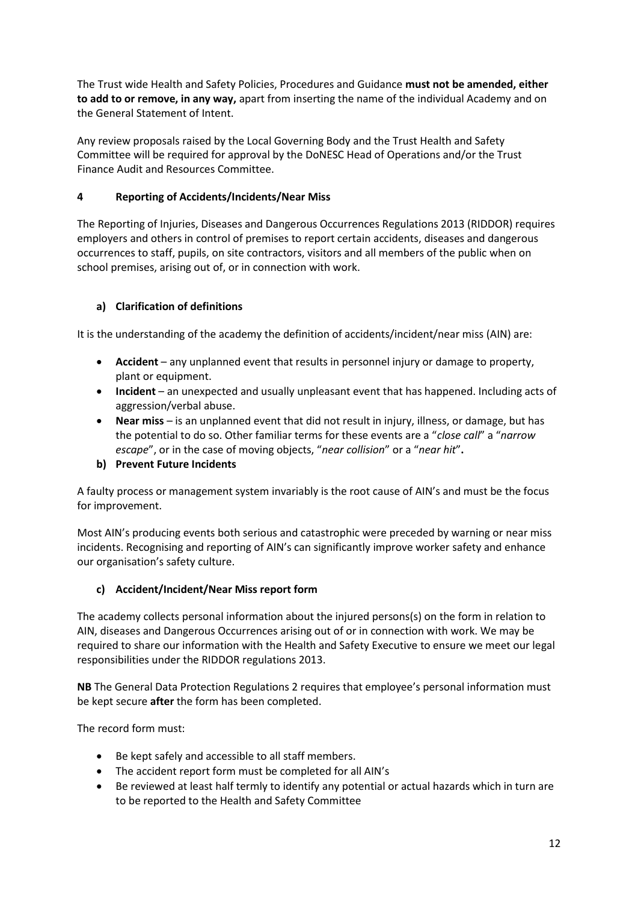The Trust wide Health and Safety Policies, Procedures and Guidance **must not be amended, either to add to or remove, in any way,** apart from inserting the name of the individual Academy and on the General Statement of Intent.

Any review proposals raised by the Local Governing Body and the Trust Health and Safety Committee will be required for approval by the DoNESC Head of Operations and/or the Trust Finance Audit and Resources Committee.

## 4 Reporting of Accidents/Incidents/Near Miss

The Reporting of Injuries, Diseases and Dangerous Occurrences Regulations 2013 (RIDDOR) requires employers and others in control of premises to report certain accidents, diseases and dangerous occurrences to staff, pupils, on site contractors, visitors and all members of the public when on school premises, arising out of, or in connection with work.

### a) Clarification of definitions

It is the understanding of the academy the definition of accidents/incident/near miss (AIN) are:

- **Accident** – any unplanned event that results in personnel injury or damage to property, plant or equipment.
- **Incident** – an unexpected and usually unpleasant event that has happened. Including acts of aggression/verbal abuse.
- **Near miss** – is an unplanned event that did not result in injury, illness, or damage, but has the potential to do so. Other familiar terms for these events are a "*close call*" a "*narrow escape*", or in the case of moving objects, "*near collision*" or a "*near hit*"**.**

### b) Prevent Future Incidents

A faulty process or management system invariably is the root cause of AIN's and must be the focus for improvement.

Most AIN's producing events both serious and catastrophic were preceded by warning or near miss incidents. Recognising and reporting of AIN's can significantly improve worker safety and enhance our organisation's safety culture.

### c) Accident/Incident/Near Miss report form

The academy collects personal information about the injured persons(s) on the form in relation to AIN, diseases and Dangerous Occurrences arising out of or in connection with work. We may be required to share our information with the Health and Safety Executive to ensure we meet our legal responsibilities under the RIDDOR regulations 2013.

**NB** The General Data Protection Regulations 2 requires that employee's personal information must be kept secure **after** the form has been completed.

The record form must:

- Be kept safely and accessible to all staff members.
- The accident report form must be completed for all AIN's
- Be reviewed at least half termly to identify any potential or actual hazards which in turn are to be reported to the Health and Safety Committee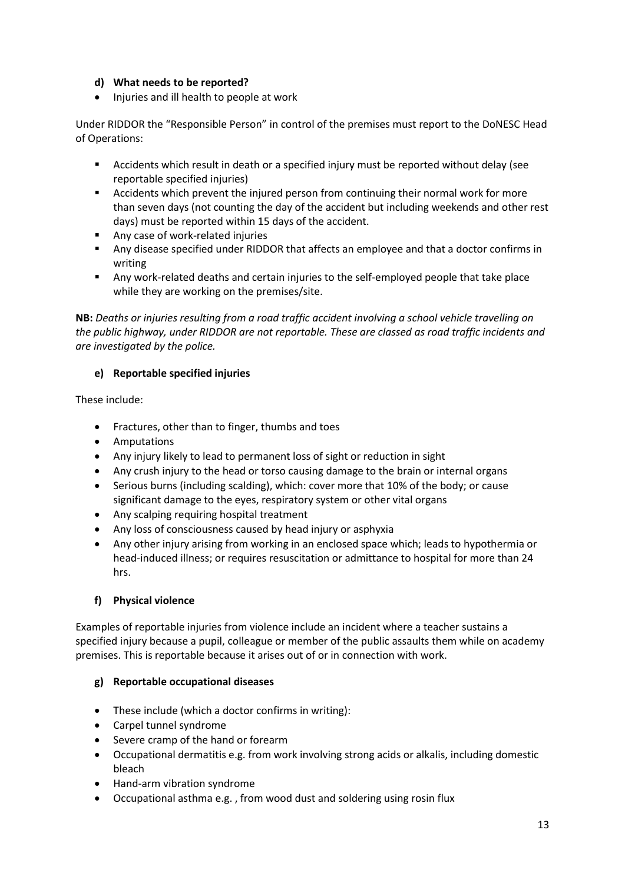**d) What needs to be reported?**

- Injuries and ill health to people at work

Under RIDDOR the "Responsible Person" in control of the premises must report to the DoNESC Head of Operations:

- Accidents which result in death or a specified injury must be reported without delay (see reportable specified injuries)
- Accidents which prevent the injured person from continuing their normal work for more than seven days (not counting the day of the accident but including weekends and other rest days) must be reported within 15 days of the accident.
- Any case of work-related injuries
- Any disease specified under RIDDOR that affects an employee and that a doctor confirms in writing
- Any work-related deaths and certain injuries to the self-employed people that take place while they are working on the premises/site.

**NB:** *Deaths or injuries resulting from a road traffic accident involving a school vehicle travelling on the public highway, under RIDDOR are not reportable. These are classed as road traffic incidents and are investigated by the police.*

**e) Reportable specified injuries**

These include:

- Fractures, other than to finger, thumbs and toes
- Amputations
- Any injury likely to lead to permanent loss of sight or reduction in sight
- Any crush injury to the head or torso causing damage to the brain or internal organs
- Serious burns (including scalding), which: cover more that 10% of the body; or cause significant damage to the eyes, respiratory system or other vital organs
- Any scalping requiring hospital treatment
- Any loss of consciousness caused by head injury or asphyxia
- Any other injury arising from working in an enclosed space which; leads to hypothermia or head-induced illness; or requires resuscitation or admittance to hospital for more than 24 hrs.

**f) Physical violence**

Examples of reportable injuries from violence include an incident where a teacher sustains a specified injury because a pupil, colleague or member of the public assaults them while on academy premises. This is reportable because it arises out of or in connection with work.

**g) Reportable occupational diseases**

- These include (which a doctor confirms in writing):
- Carpel tunnel syndrome
- Severe cramp of the hand or forearm
- Occupational dermatitis e.g. from work involving strong acids or alkalis, including domestic bleach
- Hand-arm vibration syndrome
- Occupational asthma e.g. , from wood dust and soldering using rosin flux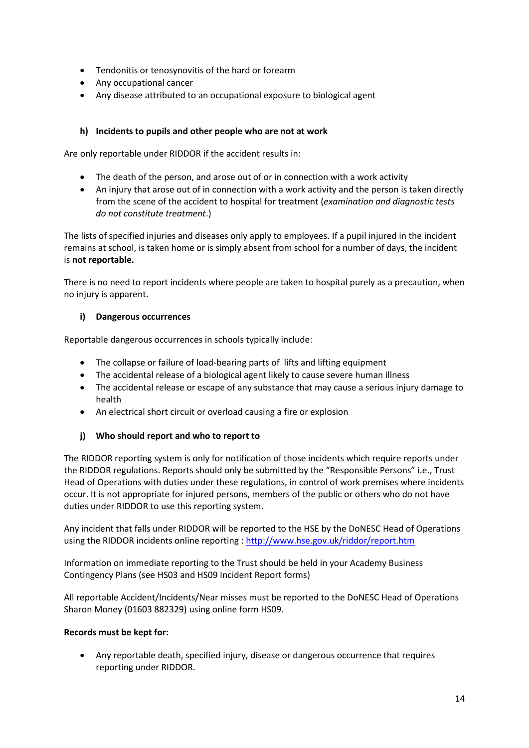- Tendonitis or tenosynovitis of the hard or forearm
- Any occupational cancer
- Any disease attributed to an occupational exposure to biological agent

#### h) Incidents to pupils and other people who are not at work

Are only reportable under RIDDOR if the accident results in:

- The death of the person, and arose out of or in connection with a work activity
- An injury that arose out of in connection with a work activity and the person is taken directly from the scene of the accident to hospital for treatment (*examination and diagnostic tests do not constitute treatment*.)

The lists of specified injuries and diseases only apply to employees. If a pupil injured in the incident remains at school, is taken home or is simply absent from school for a number of days, the incident is **not reportable.**

There is no need to report incidents where people are taken to hospital purely as a precaution, when no injury is apparent.

#### i) Dangerous occurrences

Reportable dangerous occurrences in schools typically include:

- The collapse or failure of load-bearing parts of lifts and lifting equipment
- The accidental release of a biological agent likely to cause severe human illness
- The accidental release or escape of any substance that may cause a serious injury damage to health
- An electrical short circuit or overload causing a fire or explosion

#### j) Who should report and who to report to

The RIDDOR reporting system is only for notification of those incidents which require reports under the RIDDOR regulations. Reports should only be submitted by the "Responsible Persons" i.e., Trust Head of Operations with duties under these regulations, in control of work premises where incidents occur. It is not appropriate for injured persons, members of the public or others who do not have duties under RIDDOR to use this reporting system.

Any incident that falls under RIDDOR will be reported to the HSE by the DoNESC Head of Operations using the RIDDOR incidents online reporting : [http://www.hse.gov.uk/riddor/report.htm](http://www.hse.gov.uk/riddor/report.htm)

Information on immediate reporting to the Trust should be held in your Academy Business Contingency Plans (see HS03 and HS09 Incident Report forms)

All reportable Accident/Incidents/Near misses must be reported to the DoNESC Head of Operations Sharon Money (01603 882329) using online form HS09.

**Records must be kept for:**

- Any reportable death, specified injury, disease or dangerous occurrence that requires reporting under RIDDOR.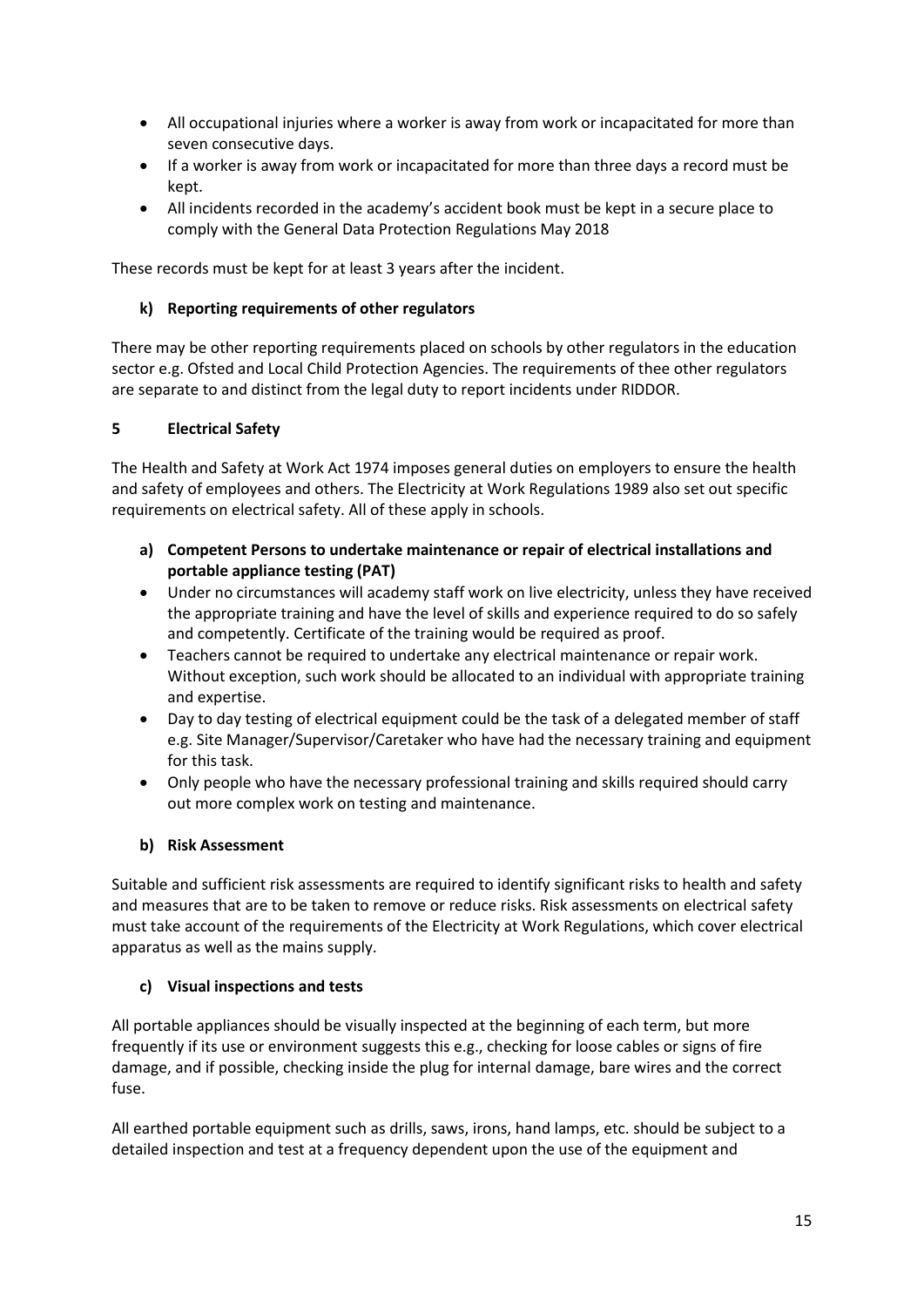- All occupational injuries where a worker is away from work or incapacitated for more than seven consecutive days.
- If a worker is away from work or incapacitated for more than three days a record must be kept.
- All incidents recorded in the academy's accident book must be kept in a secure place to comply with the General Data Protection Regulations May 2018

These records must be kept for at least 3 years after the incident.

### k) Reporting requirements of other regulators

There may be other reporting requirements placed on schools by other regulators in the education sector e.g. Ofsted and Local Child Protection Agencies. The requirements of thee other regulators are separate to and distinct from the legal duty to report incidents under RIDDOR.

## 5 Electrical Safety

The Health and Safety at Work Act 1974 imposes general duties on employers to ensure the health and safety of employees and others. The Electricity at Work Regulations 1989 also set out specific requirements on electrical safety. All of these apply in schools.

### a) Competent Persons to undertake maintenance or repair of electrical installations and portable appliance testing (PAT)

- Under no circumstances will academy staff work on live electricity, unless they have received the appropriate training and have the level of skills and experience required to do so safely and competently. Certificate of the training would be required as proof.
- Teachers cannot be required to undertake any electrical maintenance or repair work. Without exception, such work should be allocated to an individual with appropriate training and expertise.
- Day to day testing of electrical equipment could be the task of a delegated member of staff e.g. Site Manager/Supervisor/Caretaker who have had the necessary training and equipment for this task.
- Only people who have the necessary professional training and skills required should carry out more complex work on testing and maintenance.

### b) Risk Assessment

Suitable and sufficient risk assessments are required to identify significant risks to health and safety and measures that are to be taken to remove or reduce risks. Risk assessments on electrical safety must take account of the requirements of the Electricity at Work Regulations, which cover electrical apparatus as well as the mains supply.

### c) Visual inspections and tests

All portable appliances should be visually inspected at the beginning of each term, but more frequently if its use or environment suggests this e.g., checking for loose cables or signs of fire damage, and if possible, checking inside the plug for internal damage, bare wires and the correct fuse.

All earthed portable equipment such as drills, saws, irons, hand lamps, etc. should be subject to a detailed inspection and test at a frequency dependent upon the use of the equipment and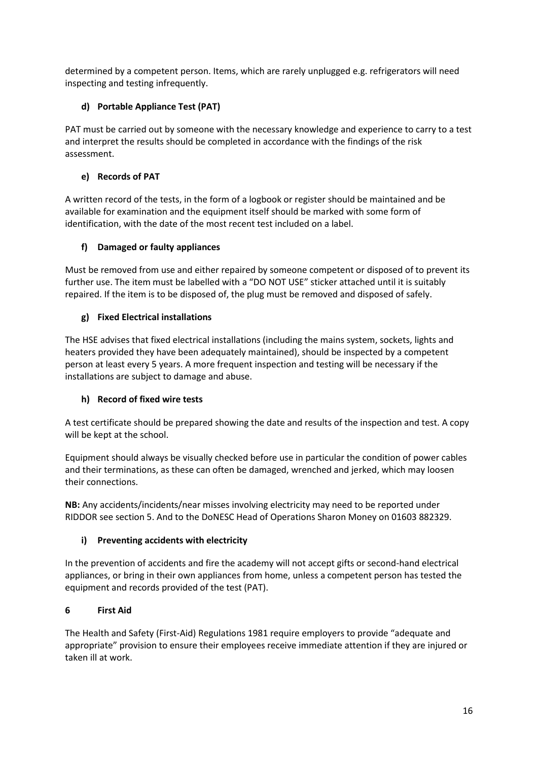determined by a competent person. Items, which are rarely unplugged e.g. refrigerators will need inspecting and testing infrequently.

**d) Portable Appliance Test (PAT)**

PAT must be carried out by someone with the necessary knowledge and experience to carry to a test and interpret the results should be completed in accordance with the findings of the risk assessment.

**e) Records of PAT**

A written record of the tests, in the form of a logbook or register should be maintained and be available for examination and the equipment itself should be marked with some form of identification, with the date of the most recent test included on a label.

**f) Damaged or faulty appliances**

Must be removed from use and either repaired by someone competent or disposed of to prevent its further use. The item must be labelled with a "DO NOT USE" sticker attached until it is suitably repaired. If the item is to be disposed of, the plug must be removed and disposed of safely.

**g) Fixed Electrical installations**

The HSE advises that fixed electrical installations (including the mains system, sockets, lights and heaters provided they have been adequately maintained), should be inspected by a competent person at least every 5 years. A more frequent inspection and testing will be necessary if the installations are subject to damage and abuse.

**h) Record of fixed wire tests**

A test certificate should be prepared showing the date and results of the inspection and test. A copy will be kept at the school.

Equipment should always be visually checked before use in particular the condition of power cables and their terminations, as these can often be damaged, wrenched and jerked, which may loosen their connections.

**NB:** Any accidents/incidents/near misses involving electricity may need to be reported under RIDDOR see section 5. And to the DoNESC Head of Operations Sharon Money on 01603 882329.

**i) Preventing accidents with electricity**

In the prevention of accidents and fire the academy will not accept gifts or second-hand electrical appliances, or bring in their own appliances from home, unless a competent person has tested the equipment and records provided of the test (PAT).

## 6 First Aid

The Health and Safety (First-Aid) Regulations 1981 require employers to provide "adequate and appropriate" provision to ensure their employees receive immediate attention if they are injured or taken ill at work.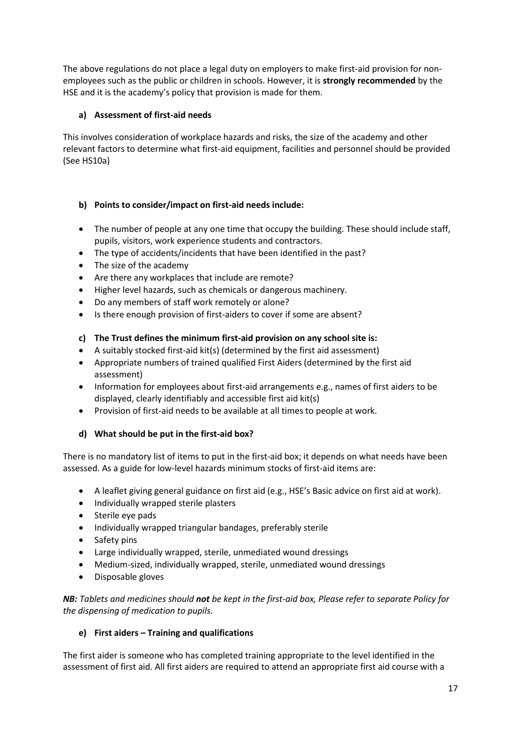The above regulations do not place a legal duty on employers to make first-aid provision for non-employees such as the public or children in schools. However, it is **strongly recommended** by the HSE and it is the academy's policy that provision is made for them.

**a) Assessment of first-aid needs**

This involves consideration of workplace hazards and risks, the size of the academy and other relevant factors to determine what first-aid equipment, facilities and personnel should be provided (See HS10a)

**b) Points to consider/impact on first-aid needs include:**

- The number of people at any one time that occupy the building. These should include staff, pupils, visitors, work experience students and contractors.
- The type of accidents/incidents that have been identified in the past?
- The size of the academy
- Are there any workplaces that include are remote?
- Higher level hazards, such as chemicals or dangerous machinery.
- Do any members of staff work remotely or alone?
- Is there enough provision of first-aiders to cover if some are absent?

**c) The Trust defines the minimum first-aid provision on any school site is:**

- A suitably stocked first-aid kit(s) (determined by the first aid assessment)
- Appropriate numbers of trained qualified First Aiders (determined by the first aid assessment)
- Information for employees about first-aid arrangements e.g., names of first aiders to be displayed, clearly identifiably and accessible first aid kit(s)
- Provision of first-aid needs to be available at all times to people at work.

**d) What should be put in the first-aid box?**

There is no mandatory list of items to put in the first-aid box; it depends on what needs have been assessed. As a guide for low-level hazards minimum stocks of first-aid items are:

- A leaflet giving general guidance on first aid (e.g., HSE's Basic advice on first aid at work).
- Individually wrapped sterile plasters
- Sterile eye pads
- Individually wrapped triangular bandages, preferably sterile
- Safety pins
- Large individually wrapped, sterile, unmediated wound dressings
- Medium-sized, individually wrapped, sterile, unmediated wound dressings
- Disposable gloves

***NB:** Tablets and medicines should **not** be kept in the first-aid box, Please refer to separate Policy for the dispensing of medication to pupils.*

**e) First aiders – Training and qualifications**

The first aider is someone who has completed training appropriate to the level identified in the assessment of first aid. All first aiders are required to attend an appropriate first aid course with a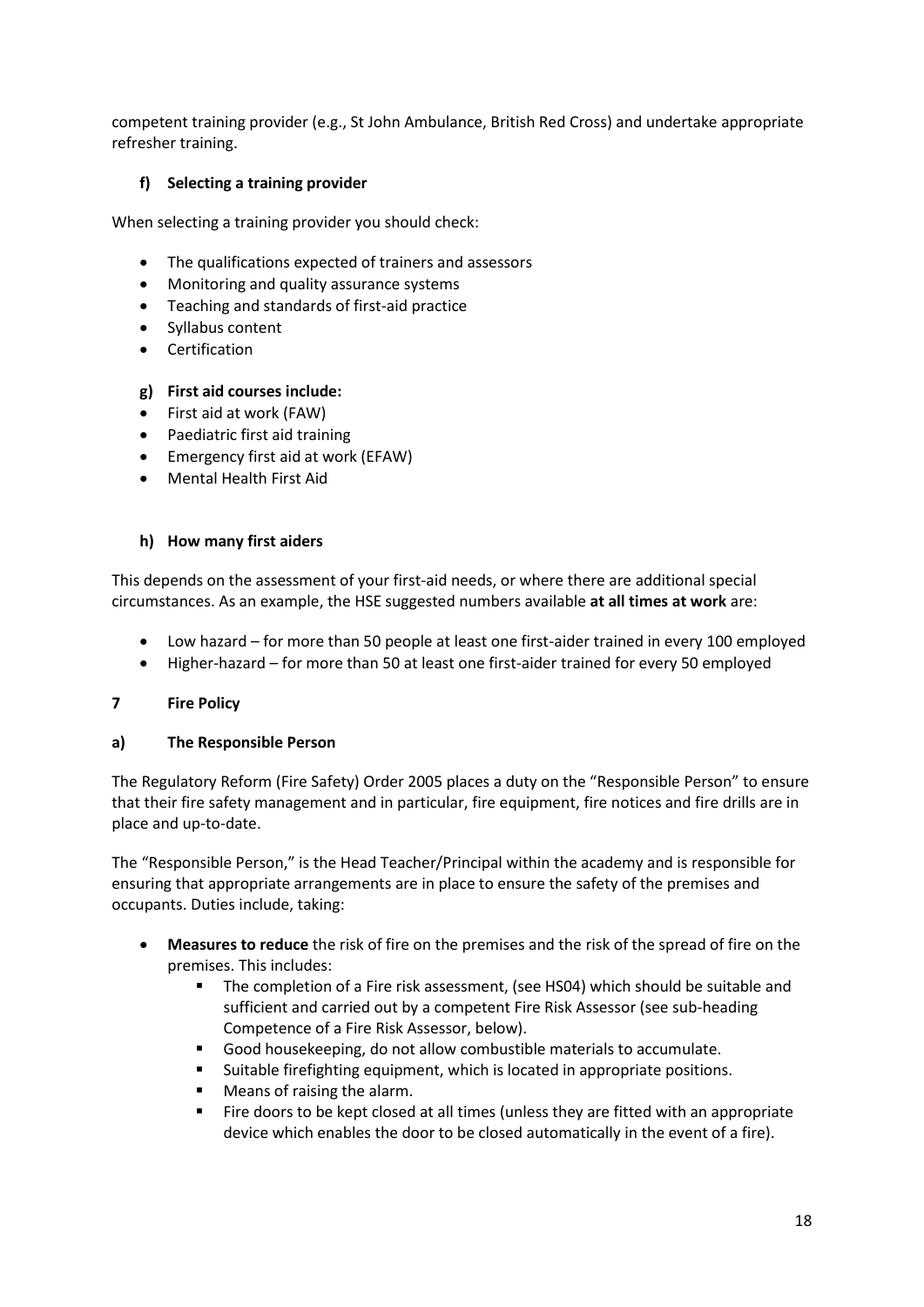competent training provider (e.g., St John Ambulance, British Red Cross) and undertake appropriate refresher training.

#### f) Selecting a training provider

When selecting a training provider you should check:

- The qualifications expected of trainers and assessors
- Monitoring and quality assurance systems
- Teaching and standards of first-aid practice
- Syllabus content
- Certification

#### g) First aid courses include:

- First aid at work (FAW)
- Paediatric first aid training
- Emergency first aid at work (EFAW)
- Mental Health First Aid

#### h) How many first aiders

This depends on the assessment of your first-aid needs, or where there are additional special circumstances. As an example, the HSE suggested numbers available **at all times at work** are:

- Low hazard – for more than 50 people at least one first-aider trained in every 100 employed
- Higher-hazard – for more than 50 at least one first-aider trained for every 50 employed

## 7 Fire Policy

### a) The Responsible Person

The Regulatory Reform (Fire Safety) Order 2005 places a duty on the "Responsible Person" to ensure that their fire safety management and in particular, fire equipment, fire notices and fire drills are in place and up-to-date.

The "Responsible Person," is the Head Teacher/Principal within the academy and is responsible for ensuring that appropriate arrangements are in place to ensure the safety of the premises and occupants. Duties include, taking:

- **Measures to reduce** the risk of fire on the premises and the risk of the spread of fire on the premises. This includes:
  - The completion of a Fire risk assessment, (see HS04) which should be suitable and sufficient and carried out by a competent Fire Risk Assessor (see sub-heading Competence of a Fire Risk Assessor, below).
  - Good housekeeping, do not allow combustible materials to accumulate.
  - Suitable firefighting equipment, which is located in appropriate positions.
  - Means of raising the alarm.
  - Fire doors to be kept closed at all times (unless they are fitted with an appropriate device which enables the door to be closed automatically in the event of a fire).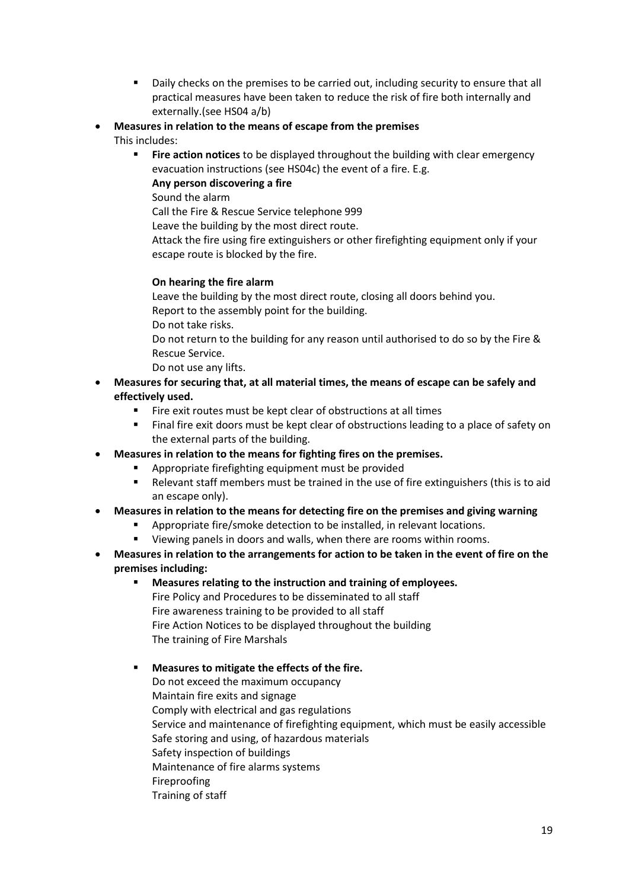- Daily checks on the premises to be carried out, including security to ensure that all practical measures have been taken to reduce the risk of fire both internally and externally.(see HS04 a/b)

- **Measures in relation to the means of escape from the premises**
  This includes:
   - **Fire action notices** to be displayed throughout the building with clear emergency evacuation instructions (see HS04c) the event of a fire. E.g.
     **Any person discovering a fire**
     Sound the alarm
     Call the Fire & Rescue Service telephone 999
     Leave the building by the most direct route.
     Attack the fire using fire extinguishers or other firefighting equipment only if your escape route is blocked by the fire.

     **On hearing the fire alarm**
     Leave the building by the most direct route, closing all doors behind you.
     Report to the assembly point for the building.
     Do not take risks.
     Do not return to the building for any reason until authorised to do so by the Fire & Rescue Service.
     Do not use any lifts.

- **Measures for securing that, at all material times, the means of escape can be safely and effectively used.**
   - Fire exit routes must be kept clear of obstructions at all times
   - Final fire exit doors must be kept clear of obstructions leading to a place of safety on the external parts of the building.

- **Measures in relation to the means for fighting fires on the premises.**
   - Appropriate firefighting equipment must be provided
   - Relevant staff members must be trained in the use of fire extinguishers (this is to aid an escape only).

- **Measures in relation to the means for detecting fire on the premises and giving warning**
   - Appropriate fire/smoke detection to be installed, in relevant locations.
   - Viewing panels in doors and walls, when there are rooms within rooms.

- **Measures in relation to the arrangements for action to be taken in the event of fire on the premises including:**
   - **Measures relating to the instruction and training of employees.**
     Fire Policy and Procedures to be disseminated to all staff
     Fire awareness training to be provided to all staff
     Fire Action Notices to be displayed throughout the building
     The training of Fire Marshals

   - **Measures to mitigate the effects of the fire.**
     Do not exceed the maximum occupancy
     Maintain fire exits and signage
     Comply with electrical and gas regulations
     Service and maintenance of firefighting equipment, which must be easily accessible
     Safe storing and using, of hazardous materials
     Safety inspection of buildings
     Maintenance of fire alarms systems
     Fireproofing
     Training of staff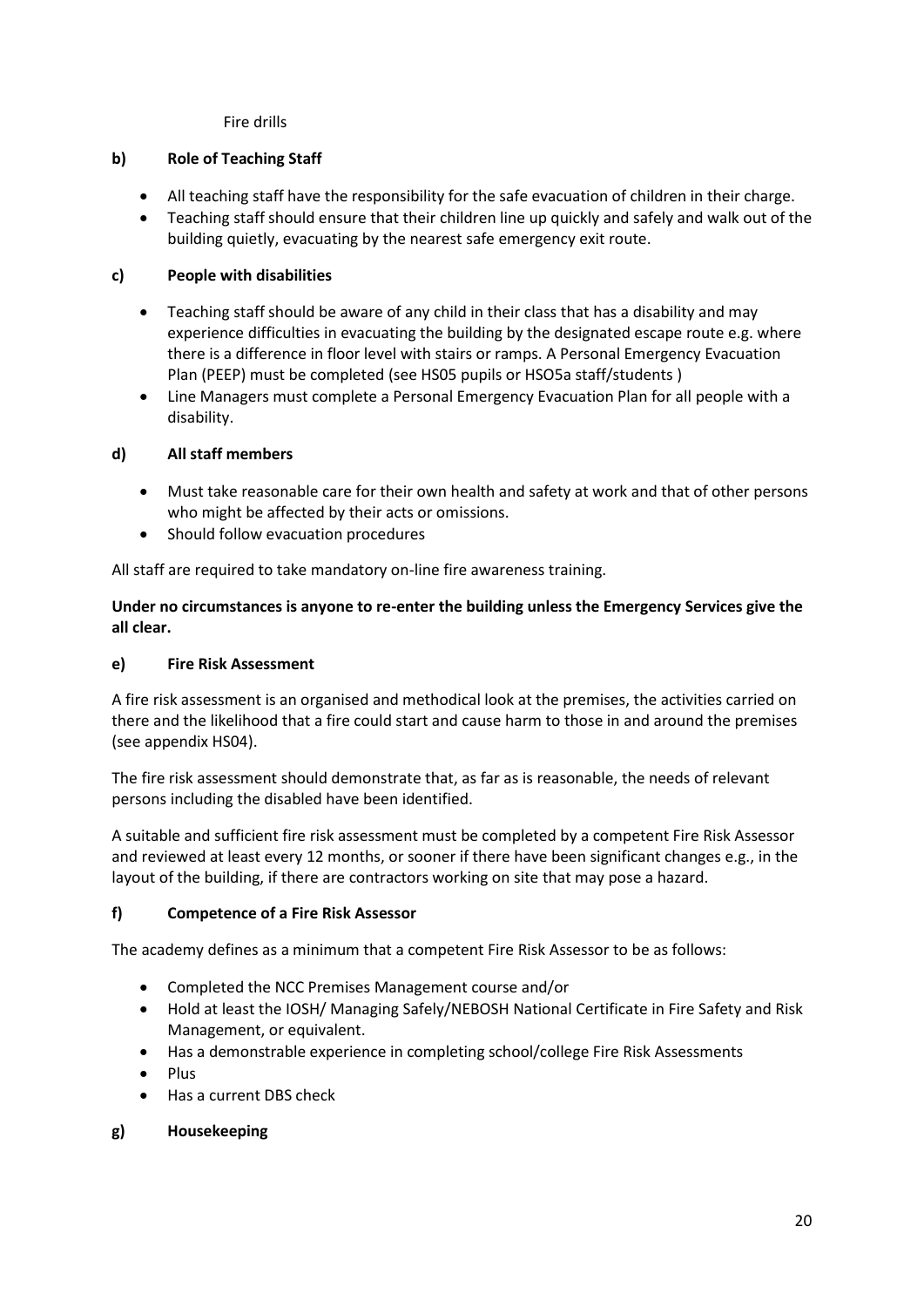Fire drills

### b) Role of Teaching Staff

- All teaching staff have the responsibility for the safe evacuation of children in their charge.
- Teaching staff should ensure that their children line up quickly and safely and walk out of the building quietly, evacuating by the nearest safe emergency exit route.

### c) People with disabilities

- Teaching staff should be aware of any child in their class that has a disability and may experience difficulties in evacuating the building by the designated escape route e.g. where there is a difference in floor level with stairs or ramps. A Personal Emergency Evacuation Plan (PEEP) must be completed (see HS05 pupils or HSO5a staff/students )
- Line Managers must complete a Personal Emergency Evacuation Plan for all people with a disability.

### d) All staff members

- Must take reasonable care for their own health and safety at work and that of other persons who might be affected by their acts or omissions.
- Should follow evacuation procedures

All staff are required to take mandatory on-line fire awareness training.

**Under no circumstances is anyone to re-enter the building unless the Emergency Services give the all clear.**

### e) Fire Risk Assessment

A fire risk assessment is an organised and methodical look at the premises, the activities carried on there and the likelihood that a fire could start and cause harm to those in and around the premises (see appendix HS04).

The fire risk assessment should demonstrate that, as far as is reasonable, the needs of relevant persons including the disabled have been identified.

A suitable and sufficient fire risk assessment must be completed by a competent Fire Risk Assessor and reviewed at least every 12 months, or sooner if there have been significant changes e.g., in the layout of the building, if there are contractors working on site that may pose a hazard.

### f) Competence of a Fire Risk Assessor

The academy defines as a minimum that a competent Fire Risk Assessor to be as follows:

- Completed the NCC Premises Management course and/or
- Hold at least the IOSH/ Managing Safely/NEBOSH National Certificate in Fire Safety and Risk Management, or equivalent.
- Has a demonstrable experience in completing school/college Fire Risk Assessments
- Plus
- Has a current DBS check

### g) Housekeeping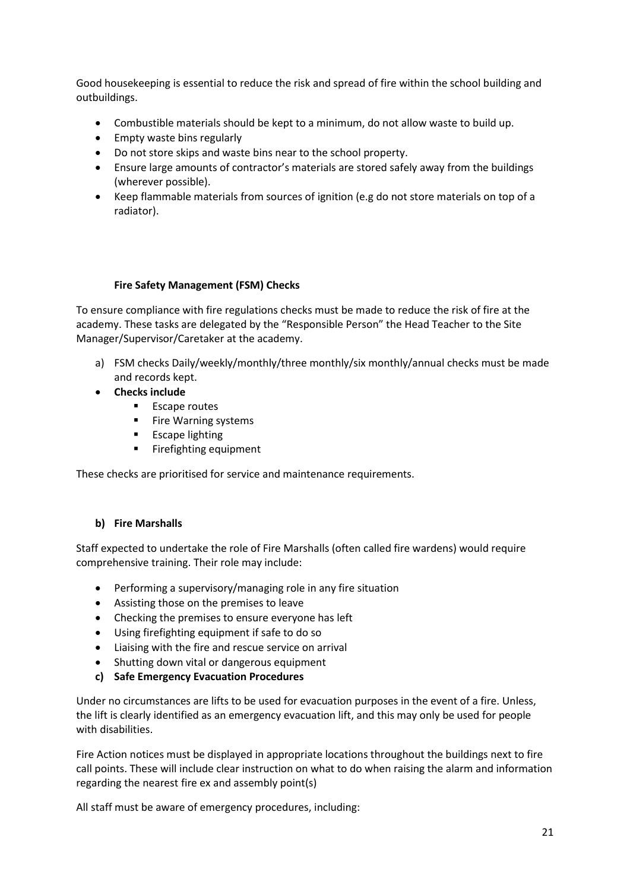Good housekeeping is essential to reduce the risk and spread of fire within the school building and outbuildings.

- Combustible materials should be kept to a minimum, do not allow waste to build up.
- Empty waste bins regularly
- Do not store skips and waste bins near to the school property.
- Ensure large amounts of contractor's materials are stored safely away from the buildings (wherever possible).
- Keep flammable materials from sources of ignition (e.g do not store materials on top of a radiator).

**Fire Safety Management (FSM) Checks**

To ensure compliance with fire regulations checks must be made to reduce the risk of fire at the academy. These tasks are delegated by the "Responsible Person" the Head Teacher to the Site Manager/Supervisor/Caretaker at the academy.

a) FSM checks Daily/weekly/monthly/three monthly/six monthly/annual checks must be made and records kept.

- **Checks include**
  - Escape routes
  - Fire Warning systems
  - Escape lighting
  - Firefighting equipment

These checks are prioritised for service and maintenance requirements.

**b) Fire Marshalls**

Staff expected to undertake the role of Fire Marshalls (often called fire wardens) would require comprehensive training. Their role may include:

- Performing a supervisory/managing role in any fire situation
- Assisting those on the premises to leave
- Checking the premises to ensure everyone has left
- Using firefighting equipment if safe to do so
- Liaising with the fire and rescue service on arrival
- Shutting down vital or dangerous equipment

**c) Safe Emergency Evacuation Procedures**

Under no circumstances are lifts to be used for evacuation purposes in the event of a fire. Unless, the lift is clearly identified as an emergency evacuation lift, and this may only be used for people with disabilities.

Fire Action notices must be displayed in appropriate locations throughout the buildings next to fire call points. These will include clear instruction on what to do when raising the alarm and information regarding the nearest fire ex and assembly point(s)

All staff must be aware of emergency procedures, including: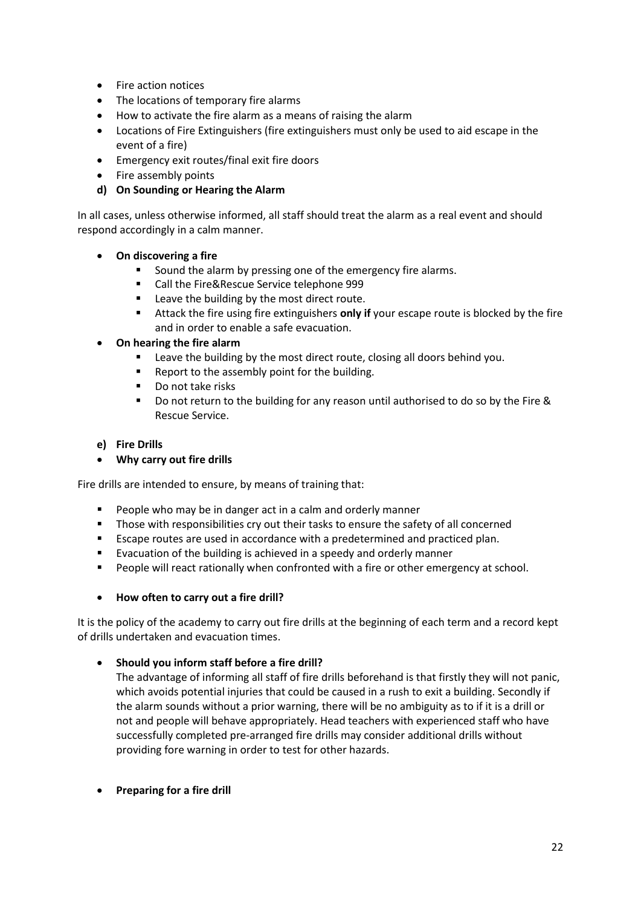- Fire action notices
- The locations of temporary fire alarms
- How to activate the fire alarm as a means of raising the alarm
- Locations of Fire Extinguishers (fire extinguishers must only be used to aid escape in the event of a fire)
- Emergency exit routes/final exit fire doors
- Fire assembly points

**d) On Sounding or Hearing the Alarm**

In all cases, unless otherwise informed, all staff should treat the alarm as a real event and should respond accordingly in a calm manner.

- **On discovering a fire**
    - Sound the alarm by pressing one of the emergency fire alarms.
    - Call the Fire&Rescue Service telephone 999
    - Leave the building by the most direct route.
    - Attack the fire using fire extinguishers **only if** your escape route is blocked by the fire and in order to enable a safe evacuation.
- **On hearing the fire alarm**
    - Leave the building by the most direct route, closing all doors behind you.
    - Report to the assembly point for the building.
    - Do not take risks
    - Do not return to the building for any reason until authorised to do so by the Fire & Rescue Service.

**e) Fire Drills**

- **Why carry out fire drills**

Fire drills are intended to ensure, by means of training that:

- People who may be in danger act in a calm and orderly manner
- Those with responsibilities cry out their tasks to ensure the safety of all concerned
- Escape routes are used in accordance with a predetermined and practiced plan.
- Evacuation of the building is achieved in a speedy and orderly manner
- People will react rationally when confronted with a fire or other emergency at school.

- **How often to carry out a fire drill?**

It is the policy of the academy to carry out fire drills at the beginning of each term and a record kept of drills undertaken and evacuation times.

- **Should you inform staff before a fire drill?**

    The advantage of informing all staff of fire drills beforehand is that firstly they will not panic, which avoids potential injuries that could be caused in a rush to exit a building. Secondly if the alarm sounds without a prior warning, there will be no ambiguity as to if it is a drill or not and people will behave appropriately. Head teachers with experienced staff who have successfully completed pre-arranged fire drills may consider additional drills without providing fore warning in order to test for other hazards.

- **Preparing for a fire drill**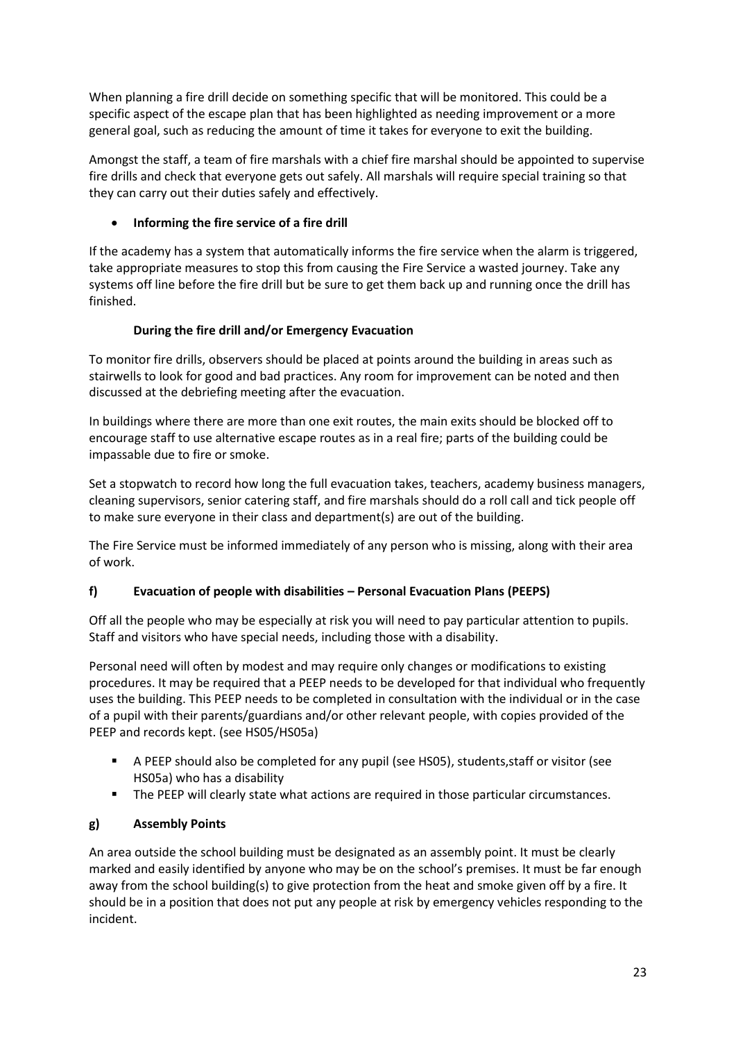When planning a fire drill decide on something specific that will be monitored. This could be a specific aspect of the escape plan that has been highlighted as needing improvement or a more general goal, such as reducing the amount of time it takes for everyone to exit the building.

Amongst the staff, a team of fire marshals with a chief fire marshal should be appointed to supervise fire drills and check that everyone gets out safely. All marshals will require special training so that they can carry out their duties safely and effectively.

- **Informing the fire service of a fire drill**

If the academy has a system that automatically informs the fire service when the alarm is triggered, take appropriate measures to stop this from causing the Fire Service a wasted journey. Take any systems off line before the fire drill but be sure to get them back up and running once the drill has finished.

**During the fire drill and/or Emergency Evacuation**

To monitor fire drills, observers should be placed at points around the building in areas such as stairwells to look for good and bad practices. Any room for improvement can be noted and then discussed at the debriefing meeting after the evacuation.

In buildings where there are more than one exit routes, the main exits should be blocked off to encourage staff to use alternative escape routes as in a real fire; parts of the building could be impassable due to fire or smoke.

Set a stopwatch to record how long the full evacuation takes, teachers, academy business managers, cleaning supervisors, senior catering staff, and fire marshals should do a roll call and tick people off to make sure everyone in their class and department(s) are out of the building.

The Fire Service must be informed immediately of any person who is missing, along with their area of work.

### f) Evacuation of people with disabilities – Personal Evacuation Plans (PEEPS)

Off all the people who may be especially at risk you will need to pay particular attention to pupils. Staff and visitors who have special needs, including those with a disability.

Personal need will often by modest and may require only changes or modifications to existing procedures. It may be required that a PEEP needs to be developed for that individual who frequently uses the building. This PEEP needs to be completed in consultation with the individual or in the case of a pupil with their parents/guardians and/or other relevant people, with copies provided of the PEEP and records kept. (see HS05/HS05a)

- A PEEP should also be completed for any pupil (see HS05), students,staff or visitor (see HS05a) who has a disability
- The PEEP will clearly state what actions are required in those particular circumstances.

### g) Assembly Points

An area outside the school building must be designated as an assembly point. It must be clearly marked and easily identified by anyone who may be on the school's premises. It must be far enough away from the school building(s) to give protection from the heat and smoke given off by a fire. It should be in a position that does not put any people at risk by emergency vehicles responding to the incident.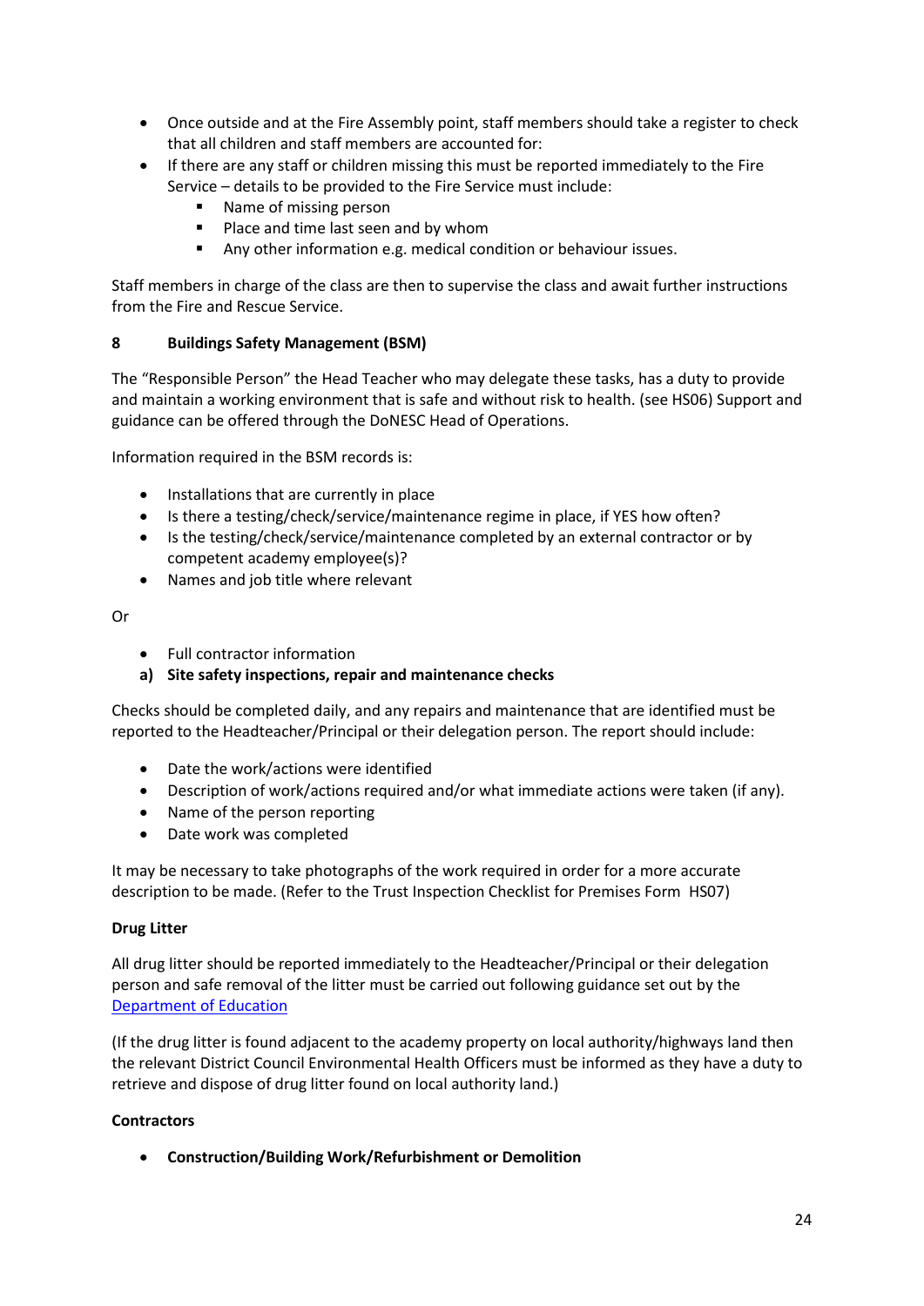- Once outside and at the Fire Assembly point, staff members should take a register to check that all children and staff members are accounted for:
- If there are any staff or children missing this must be reported immediately to the Fire Service – details to be provided to the Fire Service must include:
  - Name of missing person
  - Place and time last seen and by whom
  - Any other information e.g. medical condition or behaviour issues.

Staff members in charge of the class are then to supervise the class and await further instructions from the Fire and Rescue Service.

## 8 Buildings Safety Management (BSM)

The "Responsible Person" the Head Teacher who may delegate these tasks, has a duty to provide and maintain a working environment that is safe and without risk to health. (see HS06) Support and guidance can be offered through the DoNESC Head of Operations.

Information required in the BSM records is:

- Installations that are currently in place
- Is there a testing/check/service/maintenance regime in place, if YES how often?
- Is the testing/check/service/maintenance completed by an external contractor or by competent academy employee(s)?
- Names and job title where relevant

Or

- Full contractor information

### a) Site safety inspections, repair and maintenance checks

Checks should be completed daily, and any repairs and maintenance that are identified must be reported to the Headteacher/Principal or their delegation person. The report should include:

- Date the work/actions were identified
- Description of work/actions required and/or what immediate actions were taken (if any).
- Name of the person reporting
- Date work was completed

It may be necessary to take photographs of the work required in order for a more accurate description to be made. (Refer to the Trust Inspection Checklist for Premises Form HS07)

**Drug Litter**

All drug litter should be reported immediately to the Headteacher/Principal or their delegation person and safe removal of the litter must be carried out following guidance set out by the Department of Education

(If the drug litter is found adjacent to the academy property on local authority/highways land then the relevant District Council Environmental Health Officers must be informed as they have a duty to retrieve and dispose of drug litter found on local authority land.)

**Contractors**

- **Construction/Building Work/Refurbishment or Demolition**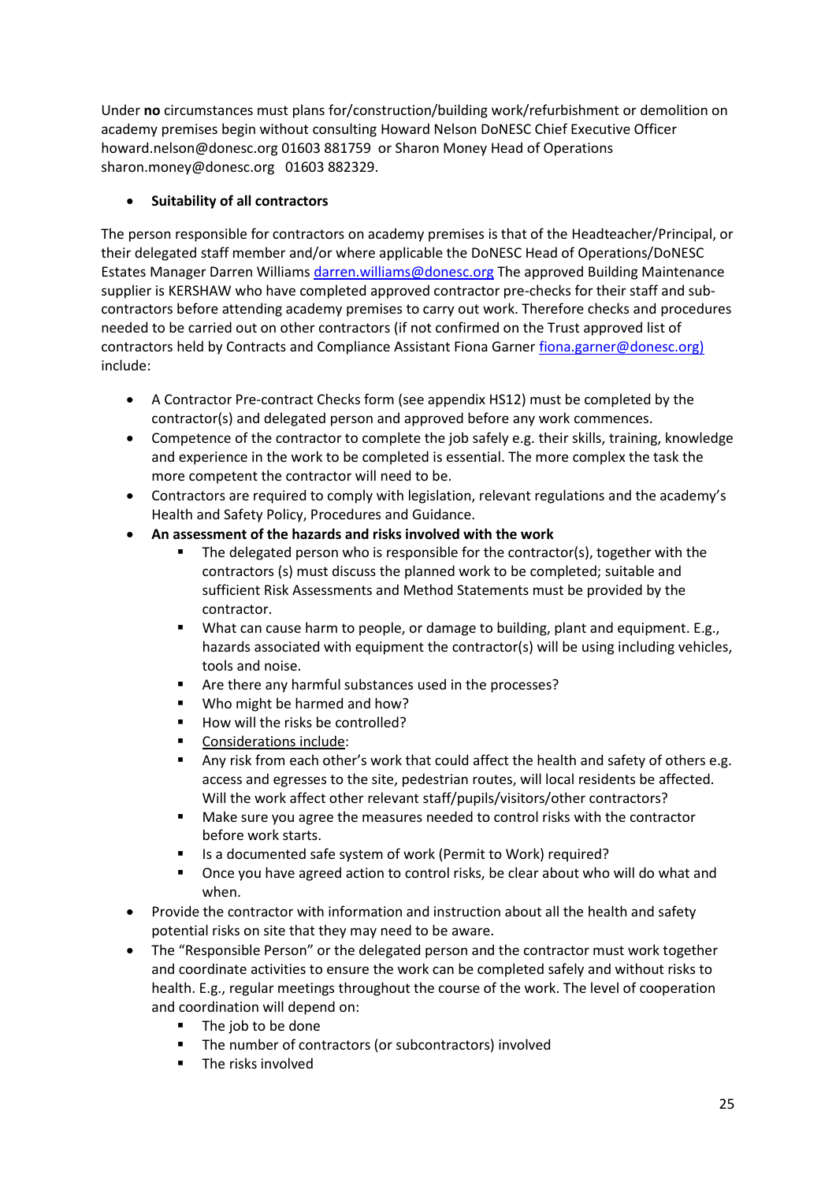Under **no** circumstances must plans for/construction/building work/refurbishment or demolition on academy premises begin without consulting Howard Nelson DoNESC Chief Executive Officer howard.nelson@donesc.org 01603 881759 or Sharon Money Head of Operations sharon.money@donesc.org 01603 882329.

- **Suitability of all contractors**

The person responsible for contractors on academy premises is that of the Headteacher/Principal, or their delegated staff member and/or where applicable the DoNESC Head of Operations/DoNESC Estates Manager Darren Williams darren.williams@donesc.org The approved Building Maintenance supplier is KERSHAW who have completed approved contractor pre-checks for their staff and sub-contractors before attending academy premises to carry out work. Therefore checks and procedures needed to be carried out on other contractors (if not confirmed on the Trust approved list of contractors held by Contracts and Compliance Assistant Fiona Garner fiona.garner@donesc.org) include:

- A Contractor Pre-contract Checks form (see appendix HS12) must be completed by the contractor(s) and delegated person and approved before any work commences.
- Competence of the contractor to complete the job safely e.g. their skills, training, knowledge and experience in the work to be completed is essential. The more complex the task the more competent the contractor will need to be.
- Contractors are required to comply with legislation, relevant regulations and the academy's Health and Safety Policy, Procedures and Guidance.
- **An assessment of the hazards and risks involved with the work**
  - The delegated person who is responsible for the contractor(s), together with the contractors (s) must discuss the planned work to be completed; suitable and sufficient Risk Assessments and Method Statements must be provided by the contractor.
  - What can cause harm to people, or damage to building, plant and equipment. E.g., hazards associated with equipment the contractor(s) will be using including vehicles, tools and noise.
  - Are there any harmful substances used in the processes?
  - Who might be harmed and how?
  - How will the risks be controlled?
  - Considerations include:
  - Any risk from each other's work that could affect the health and safety of others e.g. access and egresses to the site, pedestrian routes, will local residents be affected. Will the work affect other relevant staff/pupils/visitors/other contractors?
  - Make sure you agree the measures needed to control risks with the contractor before work starts.
  - Is a documented safe system of work (Permit to Work) required?
  - Once you have agreed action to control risks, be clear about who will do what and when.
- Provide the contractor with information and instruction about all the health and safety potential risks on site that they may need to be aware.
- The "Responsible Person" or the delegated person and the contractor must work together and coordinate activities to ensure the work can be completed safely and without risks to health. E.g., regular meetings throughout the course of the work. The level of cooperation and coordination will depend on:
  - The job to be done
  - The number of contractors (or subcontractors) involved
  - The risks involved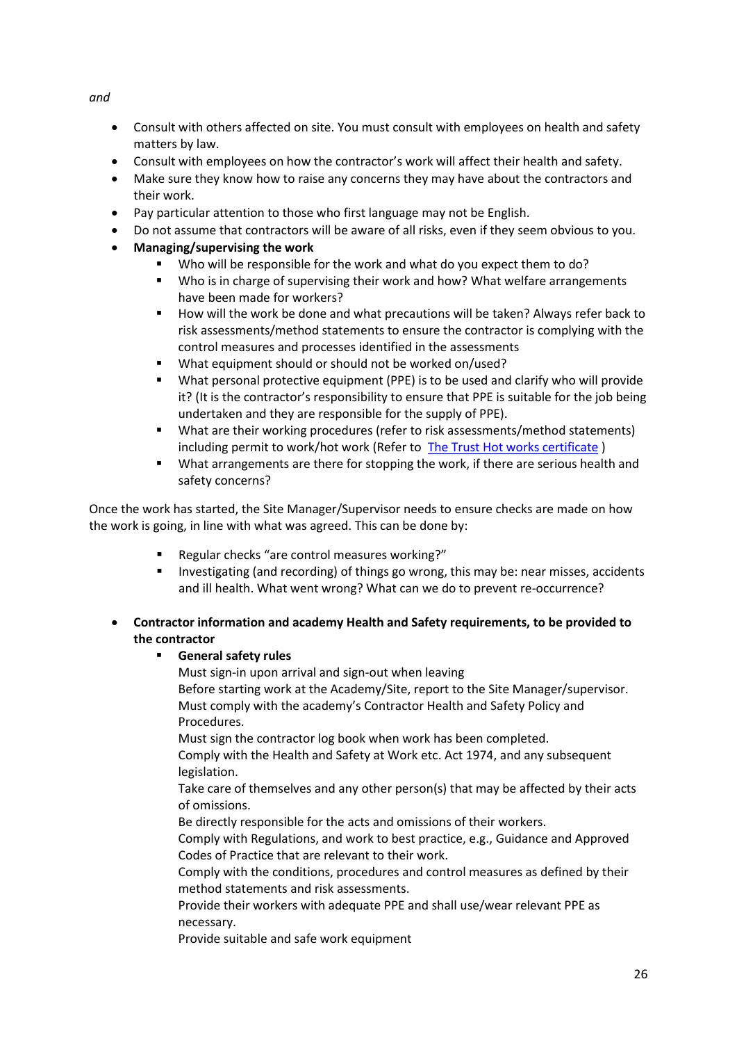*and*

- Consult with others affected on site. You must consult with employees on health and safety matters by law.
- Consult with employees on how the contractor's work will affect their health and safety.
- Make sure they know how to raise any concerns they may have about the contractors and their work.
- Pay particular attention to those who first language may not be English.
- Do not assume that contractors will be aware of all risks, even if they seem obvious to you.
- **Managing/supervising the work**
    - Who will be responsible for the work and what do you expect them to do?
    - Who is in charge of supervising their work and how? What welfare arrangements have been made for workers?
    - How will the work be done and what precautions will be taken? Always refer back to risk assessments/method statements to ensure the contractor is complying with the control measures and processes identified in the assessments
    - What equipment should or should not be worked on/used?
    - What personal protective equipment (PPE) is to be used and clarify who will provide it? (It is the contractor's responsibility to ensure that PPE is suitable for the job being undertaken and they are responsible for the supply of PPE).
    - What are their working procedures (refer to risk assessments/method statements) including permit to work/hot work (Refer to The Trust Hot works certificate )
    - What arrangements are there for stopping the work, if there are serious health and safety concerns?

Once the work has started, the Site Manager/Supervisor needs to ensure checks are made on how the work is going, in line with what was agreed. This can be done by:

- Regular checks "are control measures working?"
- Investigating (and recording) of things go wrong, this may be: near misses, accidents and ill health. What went wrong? What can we do to prevent re-occurrence?

- **Contractor information and academy Health and Safety requirements, to be provided to the contractor**
    - **General safety rules**

      Must sign-in upon arrival and sign-out when leaving
      Before starting work at the Academy/Site, report to the Site Manager/supervisor.
      Must comply with the academy's Contractor Health and Safety Policy and Procedures.
      Must sign the contractor log book when work has been completed.
      Comply with the Health and Safety at Work etc. Act 1974, and any subsequent legislation.
      Take care of themselves and any other person(s) that may be affected by their acts of omissions.
      Be directly responsible for the acts and omissions of their workers.
      Comply with Regulations, and work to best practice, e.g., Guidance and Approved Codes of Practice that are relevant to their work.
      Comply with the conditions, procedures and control measures as defined by their method statements and risk assessments.
      Provide their workers with adequate PPE and shall use/wear relevant PPE as necessary.
      Provide suitable and safe work equipment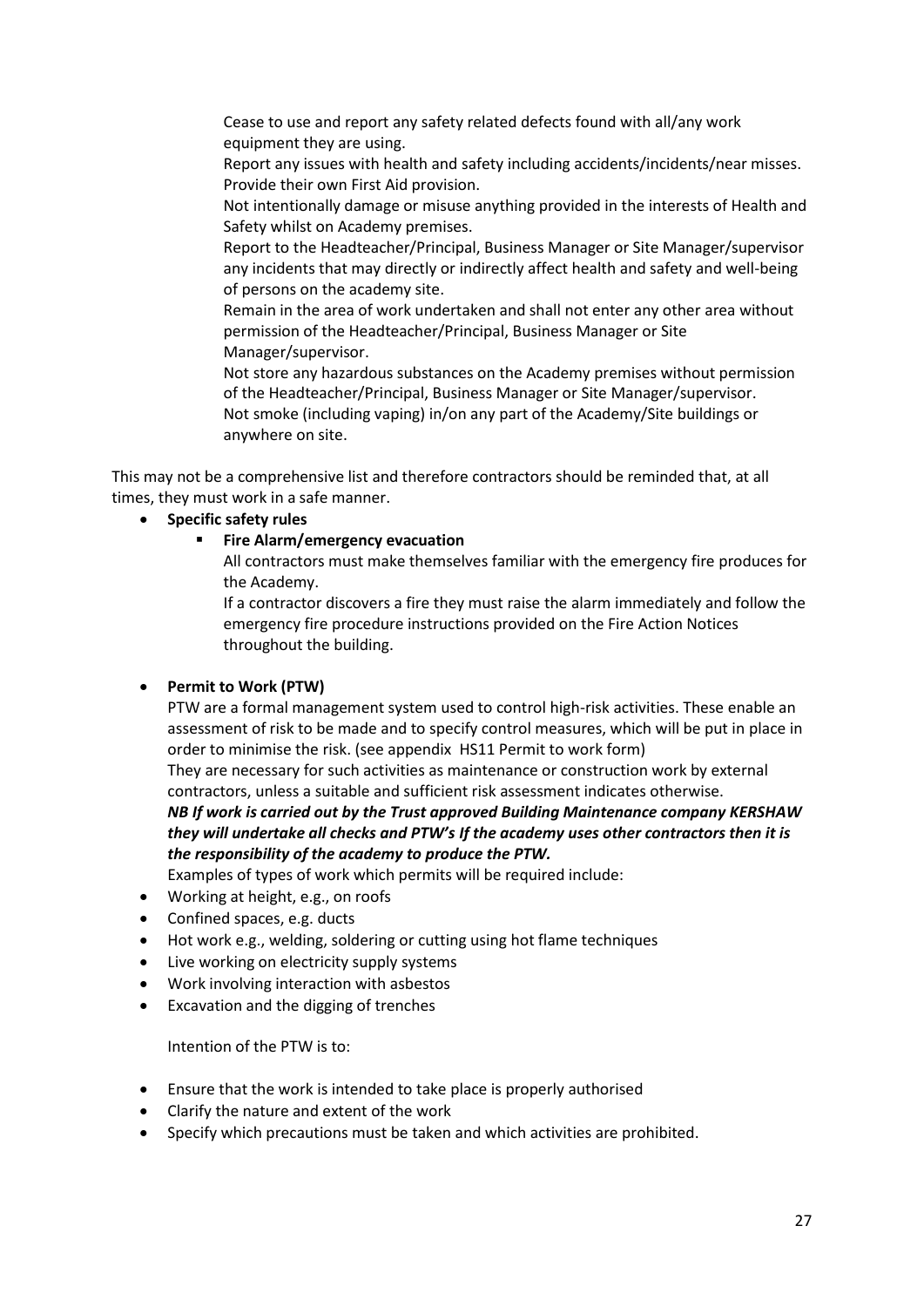Cease to use and report any safety related defects found with all/any work equipment they are using.
Report any issues with health and safety including accidents/incidents/near misses.
Provide their own First Aid provision.
Not intentionally damage or misuse anything provided in the interests of Health and Safety whilst on Academy premises.
Report to the Headteacher/Principal, Business Manager or Site Manager/supervisor any incidents that may directly or indirectly affect health and safety and well-being of persons on the academy site.
Remain in the area of work undertaken and shall not enter any other area without permission of the Headteacher/Principal, Business Manager or Site Manager/supervisor.
Not store any hazardous substances on the Academy premises without permission of the Headteacher/Principal, Business Manager or Site Manager/supervisor.
Not smoke (including vaping) in/on any part of the Academy/Site buildings or anywhere on site.

This may not be a comprehensive list and therefore contractors should be reminded that, at all times, they must work in a safe manner.

- **Specific safety rules**
  - **Fire Alarm/emergency evacuation**

    All contractors must make themselves familiar with the emergency fire produces for the Academy.

    If a contractor discovers a fire they must raise the alarm immediately and follow the emergency fire procedure instructions provided on the Fire Action Notices throughout the building.

- **Permit to Work (PTW)**

  PTW are a formal management system used to control high-risk activities. These enable an assessment of risk to be made and to specify control measures, which will be put in place in order to minimise the risk. (see appendix HS11 Permit to work form)

  They are necessary for such activities as maintenance or construction work by external contractors, unless a suitable and sufficient risk assessment indicates otherwise.

  ***NB If work is carried out by the Trust approved Building Maintenance company KERSHAW they will undertake all checks and PTW's If the academy uses other contractors then it is the responsibility of the academy to produce the PTW.***

  Examples of types of work which permits will be required include:

- Working at height, e.g., on roofs
- Confined spaces, e.g. ducts
- Hot work e.g., welding, soldering or cutting using hot flame techniques
- Live working on electricity supply systems
- Work involving interaction with asbestos
- Excavation and the digging of trenches

Intention of the PTW is to:

- Ensure that the work is intended to take place is properly authorised
- Clarify the nature and extent of the work
- Specify which precautions must be taken and which activities are prohibited.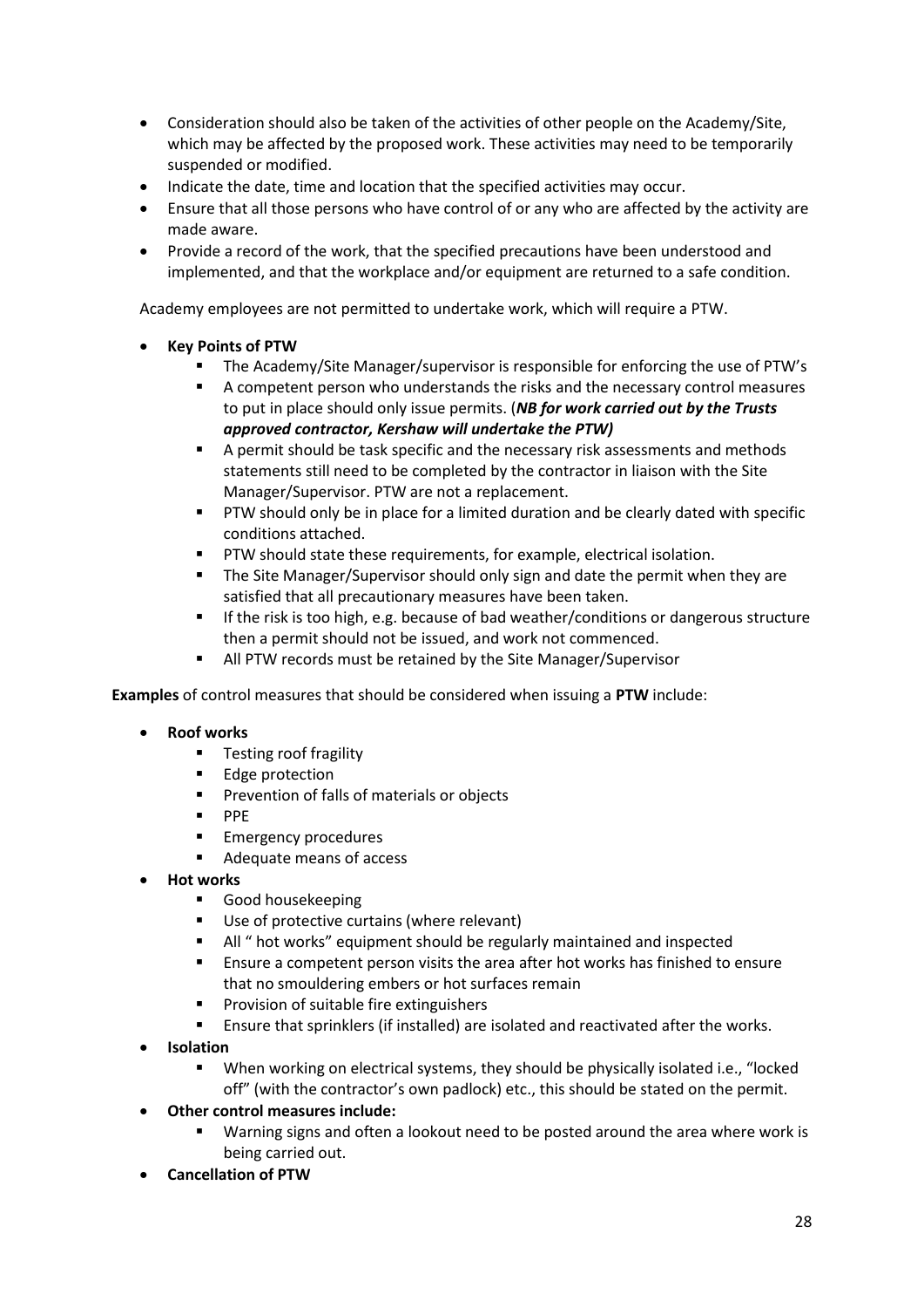- Consideration should also be taken of the activities of other people on the Academy/Site, which may be affected by the proposed work. These activities may need to be temporarily suspended or modified.
- Indicate the date, time and location that the specified activities may occur.
- Ensure that all those persons who have control of or any who are affected by the activity are made aware.
- Provide a record of the work, that the specified precautions have been understood and implemented, and that the workplace and/or equipment are returned to a safe condition.

Academy employees are not permitted to undertake work, which will require a PTW.

- **Key Points of PTW**
  - The Academy/Site Manager/supervisor is responsible for enforcing the use of PTW's
  - A competent person who understands the risks and the necessary control measures to put in place should only issue permits. (***NB for work carried out by the Trusts approved contractor, Kershaw will undertake the PTW)***
  - A permit should be task specific and the necessary risk assessments and methods statements still need to be completed by the contractor in liaison with the Site Manager/Supervisor. PTW are not a replacement.
  - PTW should only be in place for a limited duration and be clearly dated with specific conditions attached.
  - PTW should state these requirements, for example, electrical isolation.
  - The Site Manager/Supervisor should only sign and date the permit when they are satisfied that all precautionary measures have been taken.
  - If the risk is too high, e.g. because of bad weather/conditions or dangerous structure then a permit should not be issued, and work not commenced.
  - All PTW records must be retained by the Site Manager/Supervisor

**Examples** of control measures that should be considered when issuing a **PTW** include:

- **Roof works**
  - Testing roof fragility
  - Edge protection
  - Prevention of falls of materials or objects
  - PPE
  - Emergency procedures
  - Adequate means of access
- **Hot works**
  - Good housekeeping
  - Use of protective curtains (where relevant)
  - All " hot works" equipment should be regularly maintained and inspected
  - Ensure a competent person visits the area after hot works has finished to ensure that no smouldering embers or hot surfaces remain
  - Provision of suitable fire extinguishers
  - Ensure that sprinklers (if installed) are isolated and reactivated after the works.
- **Isolation**
  - When working on electrical systems, they should be physically isolated i.e., "locked off" (with the contractor's own padlock) etc., this should be stated on the permit.
- **Other control measures include:**
  - Warning signs and often a lookout need to be posted around the area where work is being carried out.
- **Cancellation of PTW**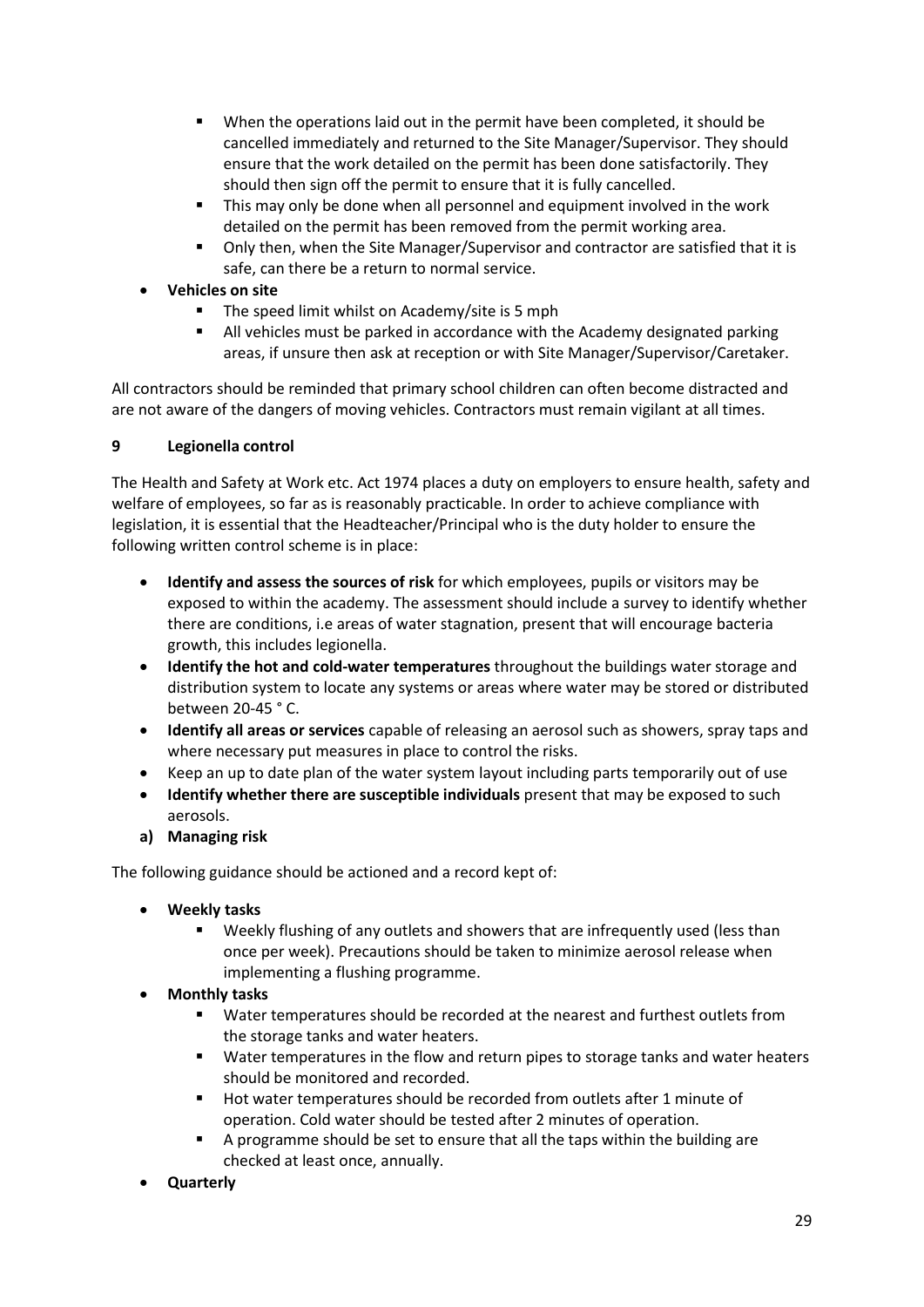- When the operations laid out in the permit have been completed, it should be cancelled immediately and returned to the Site Manager/Supervisor. They should ensure that the work detailed on the permit has been done satisfactorily. They should then sign off the permit to ensure that it is fully cancelled.
  - This may only be done when all personnel and equipment involved in the work detailed on the permit has been removed from the permit working area.
  - Only then, when the Site Manager/Supervisor and contractor are satisfied that it is safe, can there be a return to normal service.
- **Vehicles on site**
  - The speed limit whilst on Academy/site is 5 mph
  - All vehicles must be parked in accordance with the Academy designated parking areas, if unsure then ask at reception or with Site Manager/Supervisor/Caretaker.

All contractors should be reminded that primary school children can often become distracted and are not aware of the dangers of moving vehicles. Contractors must remain vigilant at all times.

## 9 Legionella control

The Health and Safety at Work etc. Act 1974 places a duty on employers to ensure health, safety and welfare of employees, so far as is reasonably practicable. In order to achieve compliance with legislation, it is essential that the Headteacher/Principal who is the duty holder to ensure the following written control scheme is in place:

- **Identify and assess the sources of risk** for which employees, pupils or visitors may be exposed to within the academy. The assessment should include a survey to identify whether there are conditions, i.e areas of water stagnation, present that will encourage bacteria growth, this includes legionella.
- **Identify the hot and cold-water temperatures** throughout the buildings water storage and distribution system to locate any systems or areas where water may be stored or distributed between 20-45 ° C.
- **Identify all areas or services** capable of releasing an aerosol such as showers, spray taps and where necessary put measures in place to control the risks.
- Keep an up to date plan of the water system layout including parts temporarily out of use
- **Identify whether there are susceptible individuals** present that may be exposed to such aerosols.

**a) Managing risk**

The following guidance should be actioned and a record kept of:

- **Weekly tasks**
  - Weekly flushing of any outlets and showers that are infrequently used (less than once per week). Precautions should be taken to minimize aerosol release when implementing a flushing programme.
- **Monthly tasks**
  - Water temperatures should be recorded at the nearest and furthest outlets from the storage tanks and water heaters.
  - Water temperatures in the flow and return pipes to storage tanks and water heaters should be monitored and recorded.
  - Hot water temperatures should be recorded from outlets after 1 minute of operation. Cold water should be tested after 2 minutes of operation.
  - A programme should be set to ensure that all the taps within the building are checked at least once, annually.
- **Quarterly**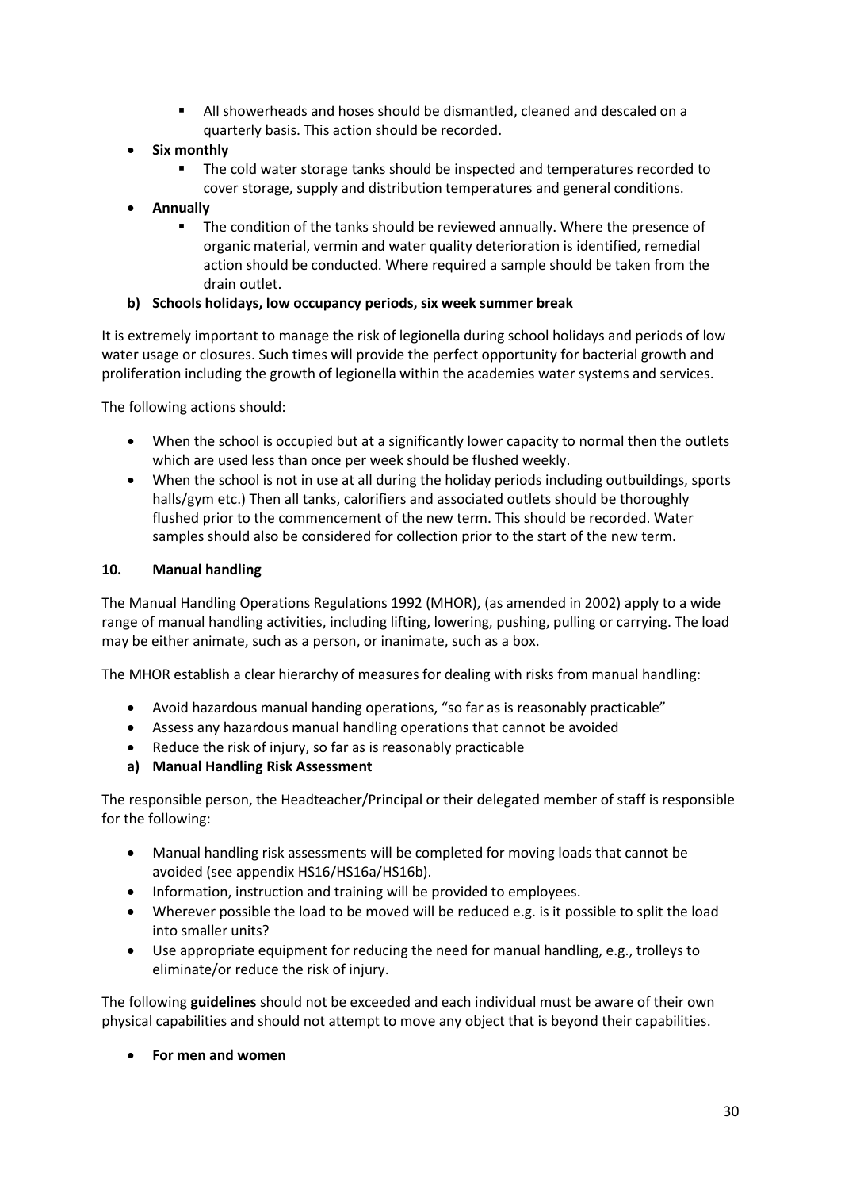- All showerheads and hoses should be dismantled, cleaned and descaled on a quarterly basis. This action should be recorded.
- **Six monthly**
    - The cold water storage tanks should be inspected and temperatures recorded to cover storage, supply and distribution temperatures and general conditions.
- **Annually**
    - The condition of the tanks should be reviewed annually. Where the presence of organic material, vermin and water quality deterioration is identified, remedial action should be conducted. Where required a sample should be taken from the drain outlet.

**b) Schools holidays, low occupancy periods, six week summer break**

It is extremely important to manage the risk of legionella during school holidays and periods of low water usage or closures. Such times will provide the perfect opportunity for bacterial growth and proliferation including the growth of legionella within the academies water systems and services.

The following actions should:

- When the school is occupied but at a significantly lower capacity to normal then the outlets which are used less than once per week should be flushed weekly.
- When the school is not in use at all during the holiday periods including outbuildings, sports halls/gym etc.) Then all tanks, calorifiers and associated outlets should be thoroughly flushed prior to the commencement of the new term. This should be recorded. Water samples should also be considered for collection prior to the start of the new term.

## 10. Manual handling

The Manual Handling Operations Regulations 1992 (MHOR), (as amended in 2002) apply to a wide range of manual handling activities, including lifting, lowering, pushing, pulling or carrying. The load may be either animate, such as a person, or inanimate, such as a box.

The MHOR establish a clear hierarchy of measures for dealing with risks from manual handling:

- Avoid hazardous manual handing operations, "so far as is reasonably practicable"
- Assess any hazardous manual handling operations that cannot be avoided
- Reduce the risk of injury, so far as is reasonably practicable

**a) Manual Handling Risk Assessment**

The responsible person, the Headteacher/Principal or their delegated member of staff is responsible for the following:

- Manual handling risk assessments will be completed for moving loads that cannot be avoided (see appendix HS16/HS16a/HS16b).
- Information, instruction and training will be provided to employees.
- Wherever possible the load to be moved will be reduced e.g. is it possible to split the load into smaller units?
- Use appropriate equipment for reducing the need for manual handling, e.g., trolleys to eliminate/or reduce the risk of injury.

The following **guidelines** should not be exceeded and each individual must be aware of their own physical capabilities and should not attempt to move any object that is beyond their capabilities.

- **For men and women**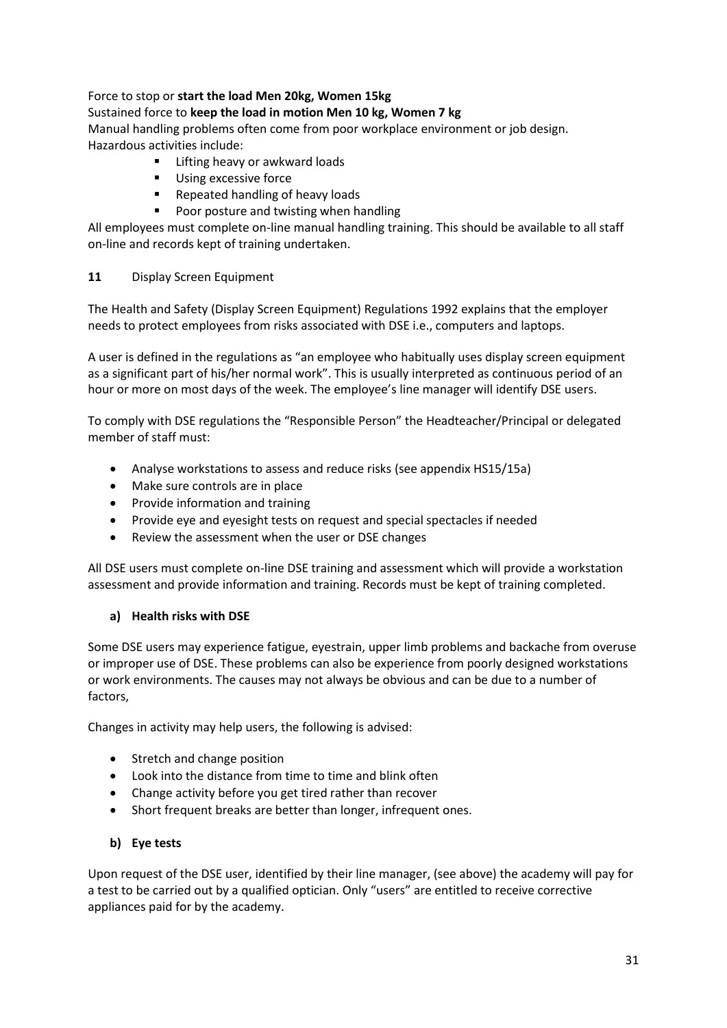Force to stop or **start the load Men 20kg, Women 15kg**
Sustained force to **keep the load in motion Men 10 kg, Women 7 kg**
Manual handling problems often come from poor workplace environment or job design.
Hazardous activities include:

- Lifting heavy or awkward loads
- Using excessive force
- Repeated handling of heavy loads
- Poor posture and twisting when handling

All employees must complete on-line manual handling training. This should be available to all staff on-line and records kept of training undertaken.

## 11 Display Screen Equipment

The Health and Safety (Display Screen Equipment) Regulations 1992 explains that the employer needs to protect employees from risks associated with DSE i.e., computers and laptops.

A user is defined in the regulations as "an employee who habitually uses display screen equipment as a significant part of his/her normal work". This is usually interpreted as continuous period of an hour or more on most days of the week. The employee's line manager will identify DSE users.

To comply with DSE regulations the "Responsible Person" the Headteacher/Principal or delegated member of staff must:

- Analyse workstations to assess and reduce risks (see appendix HS15/15a)
- Make sure controls are in place
- Provide information and training
- Provide eye and eyesight tests on request and special spectacles if needed
- Review the assessment when the user or DSE changes

All DSE users must complete on-line DSE training and assessment which will provide a workstation assessment and provide information and training. Records must be kept of training completed.

### a) Health risks with DSE

Some DSE users may experience fatigue, eyestrain, upper limb problems and backache from overuse or improper use of DSE. These problems can also be experience from poorly designed workstations or work environments. The causes may not always be obvious and can be due to a number of factors,

Changes in activity may help users, the following is advised:

- Stretch and change position
- Look into the distance from time to time and blink often
- Change activity before you get tired rather than recover
- Short frequent breaks are better than longer, infrequent ones.

### b) Eye tests

Upon request of the DSE user, identified by their line manager, (see above) the academy will pay for a test to be carried out by a qualified optician. Only "users" are entitled to receive corrective appliances paid for by the academy.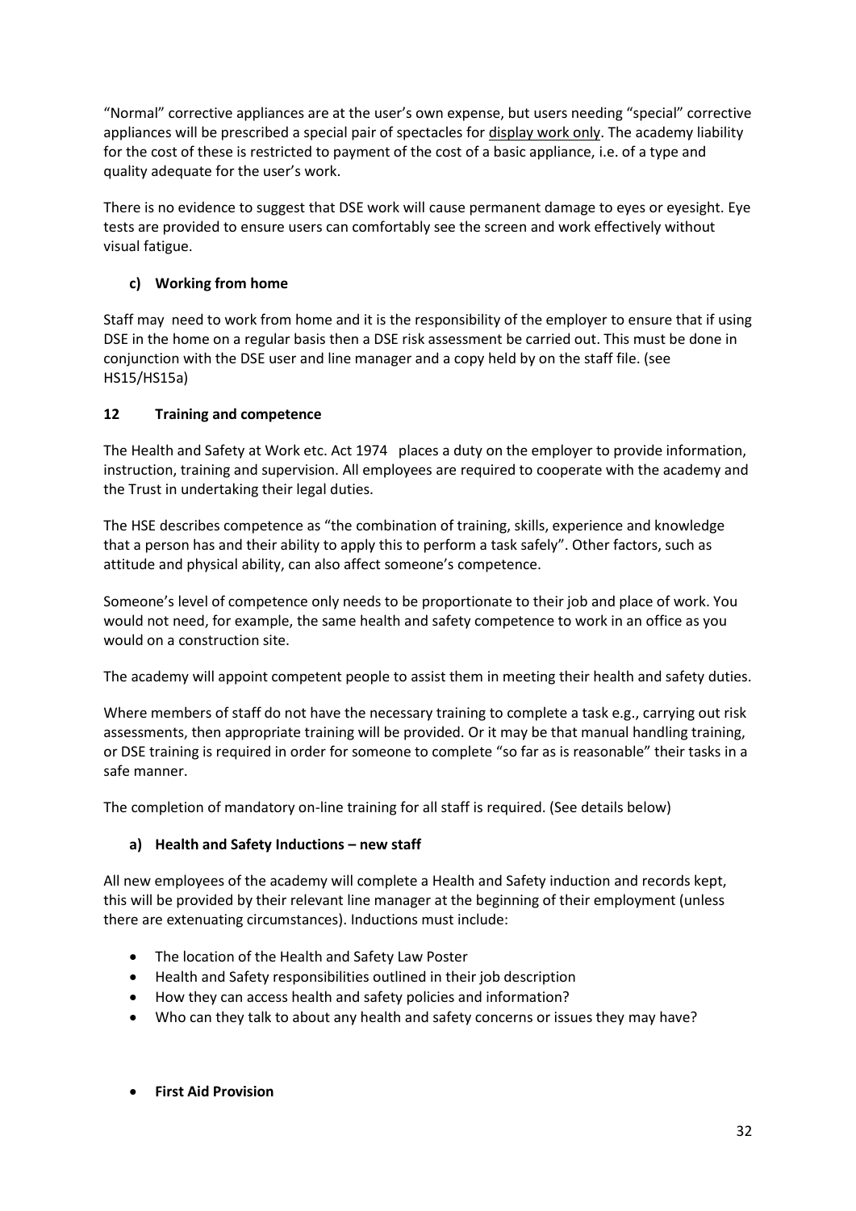"Normal" corrective appliances are at the user's own expense, but users needing "special" corrective appliances will be prescribed a special pair of spectacles for <u>display work only</u>. The academy liability for the cost of these is restricted to payment of the cost of a basic appliance, i.e. of a type and quality adequate for the user's work.

There is no evidence to suggest that DSE work will cause permanent damage to eyes or eyesight. Eye tests are provided to ensure users can comfortably see the screen and work effectively without visual fatigue.

### c) Working from home

Staff may need to work from home and it is the responsibility of the employer to ensure that if using DSE in the home on a regular basis then a DSE risk assessment be carried out. This must be done in conjunction with the DSE user and line manager and a copy held by on the staff file. (see HS15/HS15a)

## 12 Training and competence

The Health and Safety at Work etc. Act 1974 places a duty on the employer to provide information, instruction, training and supervision. All employees are required to cooperate with the academy and the Trust in undertaking their legal duties.

The HSE describes competence as "the combination of training, skills, experience and knowledge that a person has and their ability to apply this to perform a task safely". Other factors, such as attitude and physical ability, can also affect someone's competence.

Someone's level of competence only needs to be proportionate to their job and place of work. You would not need, for example, the same health and safety competence to work in an office as you would on a construction site.

The academy will appoint competent people to assist them in meeting their health and safety duties.

Where members of staff do not have the necessary training to complete a task e.g., carrying out risk assessments, then appropriate training will be provided. Or it may be that manual handling training, or DSE training is required in order for someone to complete "so far as is reasonable" their tasks in a safe manner.

The completion of mandatory on-line training for all staff is required. (See details below)

### a) Health and Safety Inductions – new staff

All new employees of the academy will complete a Health and Safety induction and records kept, this will be provided by their relevant line manager at the beginning of their employment (unless there are extenuating circumstances). Inductions must include:

- The location of the Health and Safety Law Poster
- Health and Safety responsibilities outlined in their job description
- How they can access health and safety policies and information?
- Who can they talk to about any health and safety concerns or issues they may have?

- **First Aid Provision**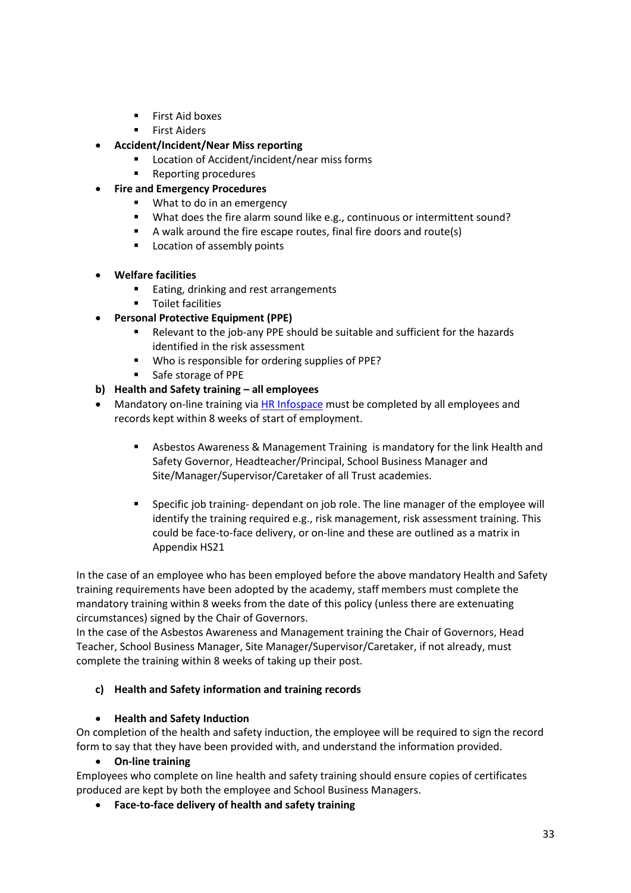- First Aid boxes
  - First Aiders
- **Accident/Incident/Near Miss reporting**
  - Location of Accident/incident/near miss forms
  - Reporting procedures
- **Fire and Emergency Procedures**
  - What to do in an emergency
  - What does the fire alarm sound like e.g., continuous or intermittent sound?
  - A walk around the fire escape routes, final fire doors and route(s)
  - Location of assembly points

- **Welfare facilities**
  - Eating, drinking and rest arrangements
  - Toilet facilities
- **Personal Protective Equipment (PPE)**
  - Relevant to the job-any PPE should be suitable and sufficient for the hazards identified in the risk assessment
  - Who is responsible for ordering supplies of PPE?
  - Safe storage of PPE

**b) Health and Safety training – all employees**

- Mandatory on-line training via [HR Infospace]() must be completed by all employees and records kept within 8 weeks of start of employment.

  - Asbestos Awareness & Management Training is mandatory for the link Health and Safety Governor, Headteacher/Principal, School Business Manager and Site/Manager/Supervisor/Caretaker of all Trust academies.

  - Specific job training- dependant on job role. The line manager of the employee will identify the training required e.g., risk management, risk assessment training. This could be face-to-face delivery, or on-line and these are outlined as a matrix in Appendix HS21

In the case of an employee who has been employed before the above mandatory Health and Safety training requirements have been adopted by the academy, staff members must complete the mandatory training within 8 weeks from the date of this policy (unless there are extenuating circumstances) signed by the Chair of Governors.
In the case of the Asbestos Awareness and Management training the Chair of Governors, Head Teacher, School Business Manager, Site Manager/Supervisor/Caretaker, if not already, must complete the training within 8 weeks of taking up their post.

**c) Health and Safety information and training records**

- **Health and Safety Induction**

On completion of the health and safety induction, the employee will be required to sign the record form to say that they have been provided with, and understand the information provided.

- **On-line training**

Employees who complete on line health and safety training should ensure copies of certificates produced are kept by both the employee and School Business Managers.

- **Face-to-face delivery of health and safety training**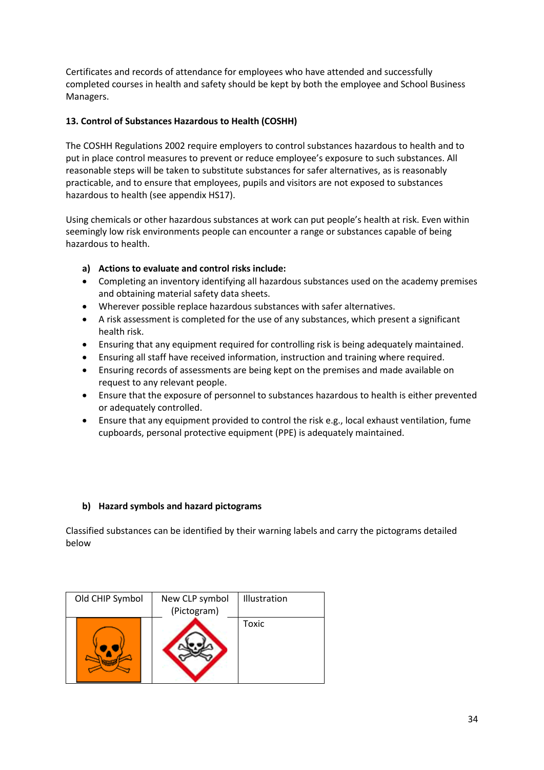Certificates and records of attendance for employees who have attended and successfully completed courses in health and safety should be kept by both the employee and School Business Managers.

## 13. Control of Substances Hazardous to Health (COSHH)

The COSHH Regulations 2002 require employers to control substances hazardous to health and to put in place control measures to prevent or reduce employee's exposure to such substances. All reasonable steps will be taken to substitute substances for safer alternatives, as is reasonably practicable, and to ensure that employees, pupils and visitors are not exposed to substances hazardous to health (see appendix HS17).

Using chemicals or other hazardous substances at work can put people's health at risk. Even within seemingly low risk environments people can encounter a range or substances capable of being hazardous to health.

### a) Actions to evaluate and control risks include:

- Completing an inventory identifying all hazardous substances used on the academy premises and obtaining material safety data sheets.
- Wherever possible replace hazardous substances with safer alternatives.
- A risk assessment is completed for the use of any substances, which present a significant health risk.
- Ensuring that any equipment required for controlling risk is being adequately maintained.
- Ensuring all staff have received information, instruction and training where required.
- Ensuring records of assessments are being kept on the premises and made available on request to any relevant people.
- Ensure that the exposure of personnel to substances hazardous to health is either prevented or adequately controlled.
- Ensure that any equipment provided to control the risk e.g., local exhaust ventilation, fume cupboards, personal protective equipment (PPE) is adequately maintained.

### b) Hazard symbols and hazard pictograms

Classified substances can be identified by their warning labels and carry the pictograms detailed below

| Old CHIP Symbol | New CLP symbol (Pictogram) | Illustration |
|---|---|---|
| | | Toxic |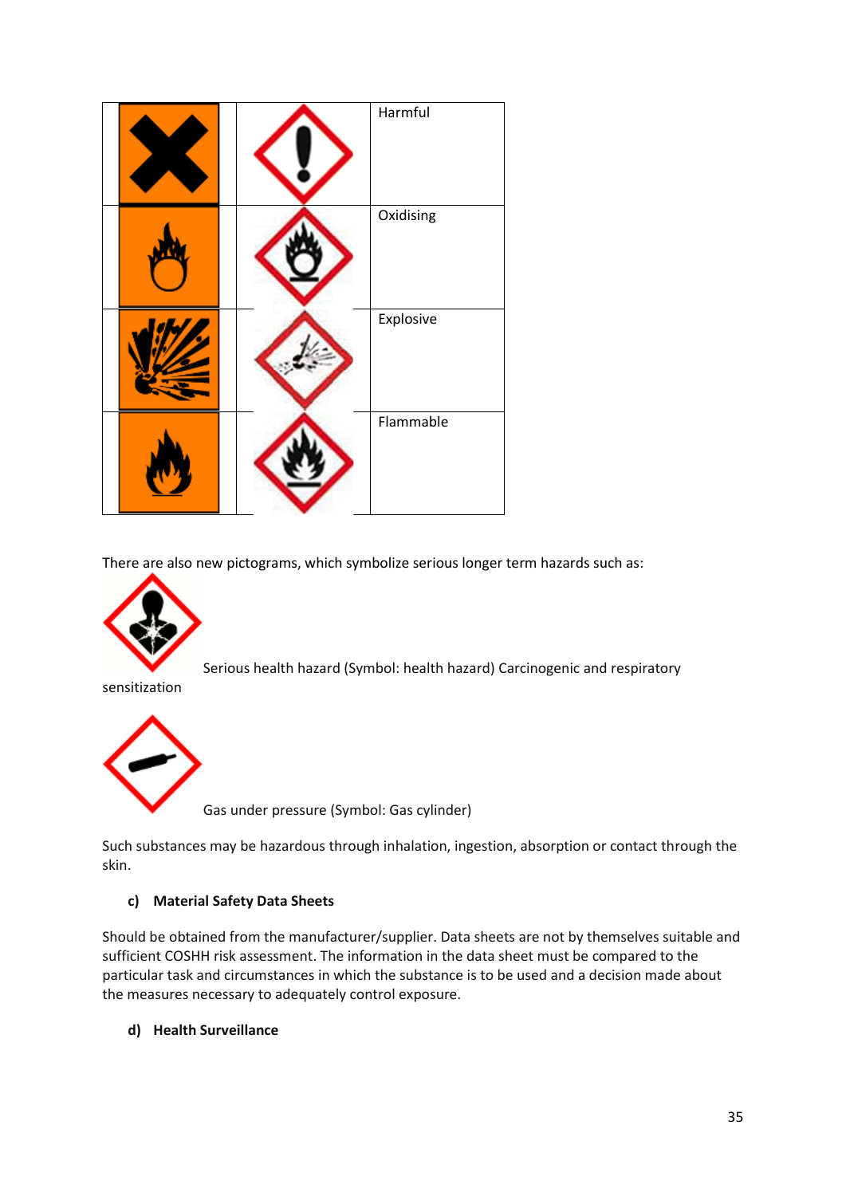| | | |
|---|---|---|
| | | Harmful |
| | | Oxidising |
| | | Explosive |
| | | Flammable |

There are also new pictograms, which symbolize serious longer term hazards such as:

Serious health hazard (Symbol: health hazard) Carcinogenic and respiratory sensitization

Gas under pressure (Symbol: Gas cylinder)

Such substances may be hazardous through inhalation, ingestion, absorption or contact through the skin.

### c) Material Safety Data Sheets

Should be obtained from the manufacturer/supplier. Data sheets are not by themselves suitable and sufficient COSHH risk assessment. The information in the data sheet must be compared to the particular task and circumstances in which the substance is to be used and a decision made about the measures necessary to adequately control exposure.

### d) Health Surveillance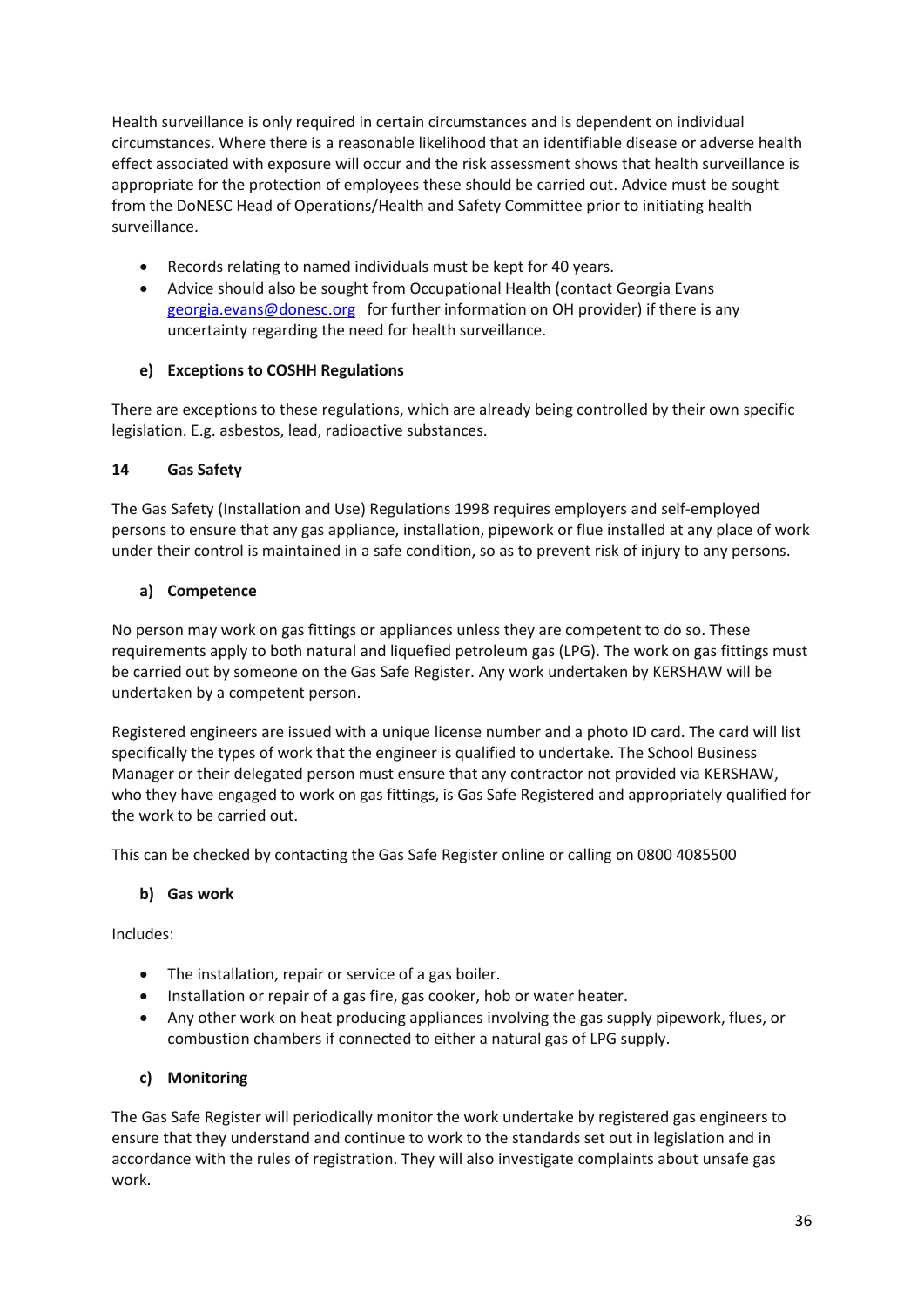Health surveillance is only required in certain circumstances and is dependent on individual circumstances. Where there is a reasonable likelihood that an identifiable disease or adverse health effect associated with exposure will occur and the risk assessment shows that health surveillance is appropriate for the protection of employees these should be carried out. Advice must be sought from the DoNESC Head of Operations/Health and Safety Committee prior to initiating health surveillance.

- Records relating to named individuals must be kept for 40 years.
- Advice should also be sought from Occupational Health (contact Georgia Evans georgia.evans@donesc.org for further information on OH provider) if there is any uncertainty regarding the need for health surveillance.

#### e) Exceptions to COSHH Regulations

There are exceptions to these regulations, which are already being controlled by their own specific legislation. E.g. asbestos, lead, radioactive substances.

### 14 Gas Safety

The Gas Safety (Installation and Use) Regulations 1998 requires employers and self-employed persons to ensure that any gas appliance, installation, pipework or flue installed at any place of work under their control is maintained in a safe condition, so as to prevent risk of injury to any persons.

#### a) Competence

No person may work on gas fittings or appliances unless they are competent to do so. These requirements apply to both natural and liquefied petroleum gas (LPG). The work on gas fittings must be carried out by someone on the Gas Safe Register. Any work undertaken by KERSHAW will be undertaken by a competent person.

Registered engineers are issued with a unique license number and a photo ID card. The card will list specifically the types of work that the engineer is qualified to undertake. The School Business Manager or their delegated person must ensure that any contractor not provided via KERSHAW, who they have engaged to work on gas fittings, is Gas Safe Registered and appropriately qualified for the work to be carried out.

This can be checked by contacting the Gas Safe Register online or calling on 0800 4085500

#### b) Gas work

Includes:

- The installation, repair or service of a gas boiler.
- Installation or repair of a gas fire, gas cooker, hob or water heater.
- Any other work on heat producing appliances involving the gas supply pipework, flues, or combustion chambers if connected to either a natural gas of LPG supply.

#### c) Monitoring

The Gas Safe Register will periodically monitor the work undertake by registered gas engineers to ensure that they understand and continue to work to the standards set out in legislation and in accordance with the rules of registration. They will also investigate complaints about unsafe gas work.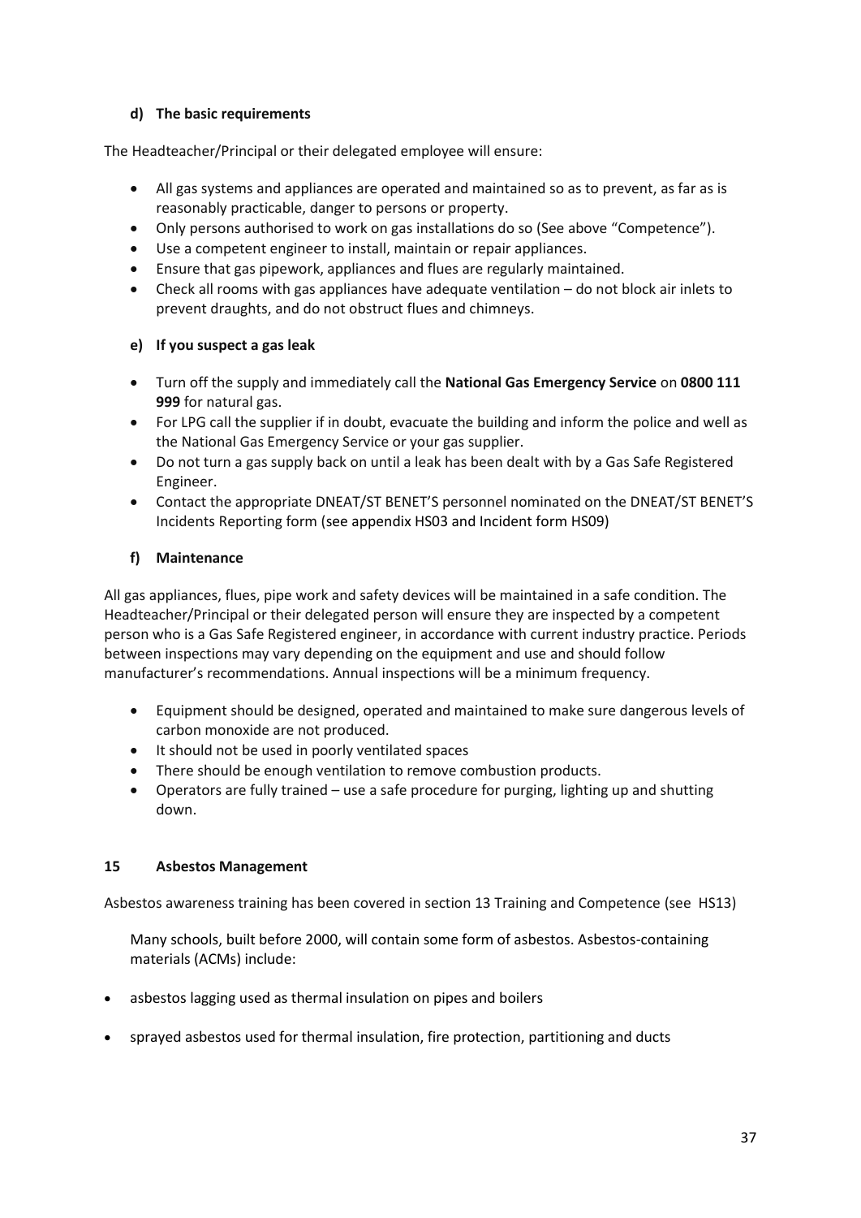#### d) The basic requirements

The Headteacher/Principal or their delegated employee will ensure:

- All gas systems and appliances are operated and maintained so as to prevent, as far as is reasonably practicable, danger to persons or property.
- Only persons authorised to work on gas installations do so (See above "Competence").
- Use a competent engineer to install, maintain or repair appliances.
- Ensure that gas pipework, appliances and flues are regularly maintained.
- Check all rooms with gas appliances have adequate ventilation – do not block air inlets to prevent draughts, and do not obstruct flues and chimneys.

#### e) If you suspect a gas leak

- Turn off the supply and immediately call the **National Gas Emergency Service** on **0800 111 999** for natural gas.
- For LPG call the supplier if in doubt, evacuate the building and inform the police and well as the National Gas Emergency Service or your gas supplier.
- Do not turn a gas supply back on until a leak has been dealt with by a Gas Safe Registered Engineer.
- Contact the appropriate DNEAT/ST BENET'S personnel nominated on the DNEAT/ST BENET'S Incidents Reporting form (see appendix HS03 and Incident form HS09)

#### f) Maintenance

All gas appliances, flues, pipe work and safety devices will be maintained in a safe condition. The Headteacher/Principal or their delegated person will ensure they are inspected by a competent person who is a Gas Safe Registered engineer, in accordance with current industry practice. Periods between inspections may vary depending on the equipment and use and should follow manufacturer's recommendations. Annual inspections will be a minimum frequency.

- Equipment should be designed, operated and maintained to make sure dangerous levels of carbon monoxide are not produced.
- It should not be used in poorly ventilated spaces
- There should be enough ventilation to remove combustion products.
- Operators are fully trained – use a safe procedure for purging, lighting up and shutting down.

## 15 Asbestos Management

Asbestos awareness training has been covered in section 13 Training and Competence (see HS13)

Many schools, built before 2000, will contain some form of asbestos. Asbestos-containing materials (ACMs) include:

- asbestos lagging used as thermal insulation on pipes and boilers
- sprayed asbestos used for thermal insulation, fire protection, partitioning and ducts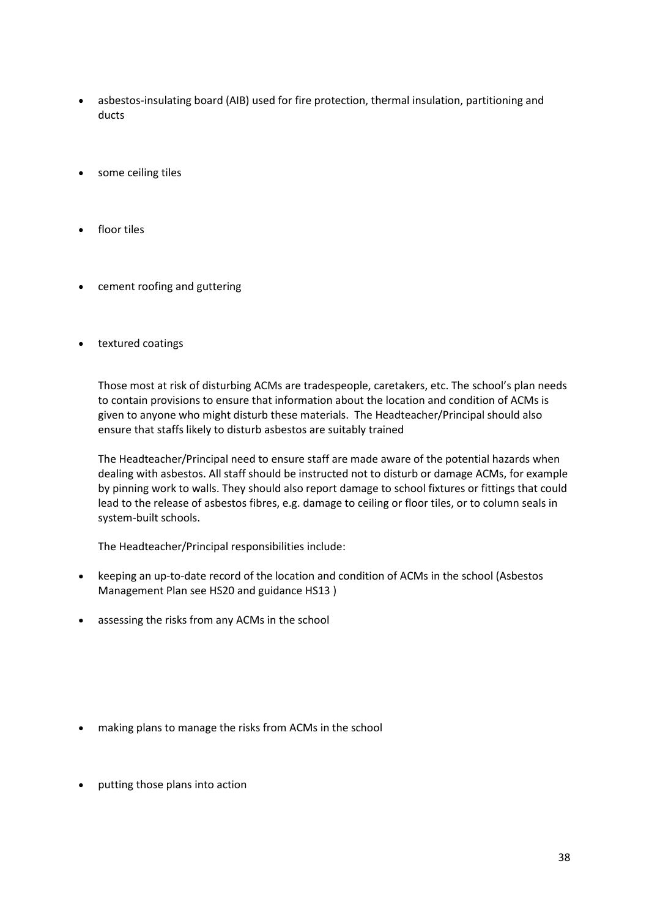- asbestos-insulating board (AIB) used for fire protection, thermal insulation, partitioning and ducts
- some ceiling tiles
- floor tiles
- cement roofing and guttering
- textured coatings

Those most at risk of disturbing ACMs are tradespeople, caretakers, etc. The school's plan needs to contain provisions to ensure that information about the location and condition of ACMs is given to anyone who might disturb these materials. The Headteacher/Principal should also ensure that staffs likely to disturb asbestos are suitably trained

The Headteacher/Principal need to ensure staff are made aware of the potential hazards when dealing with asbestos. All staff should be instructed not to disturb or damage ACMs, for example by pinning work to walls. They should also report damage to school fixtures or fittings that could lead to the release of asbestos fibres, e.g. damage to ceiling or floor tiles, or to column seals in system-built schools.

The Headteacher/Principal responsibilities include:

- keeping an up-to-date record of the location and condition of ACMs in the school (Asbestos Management Plan see HS20 and guidance HS13 )
- assessing the risks from any ACMs in the school
- making plans to manage the risks from ACMs in the school
- putting those plans into action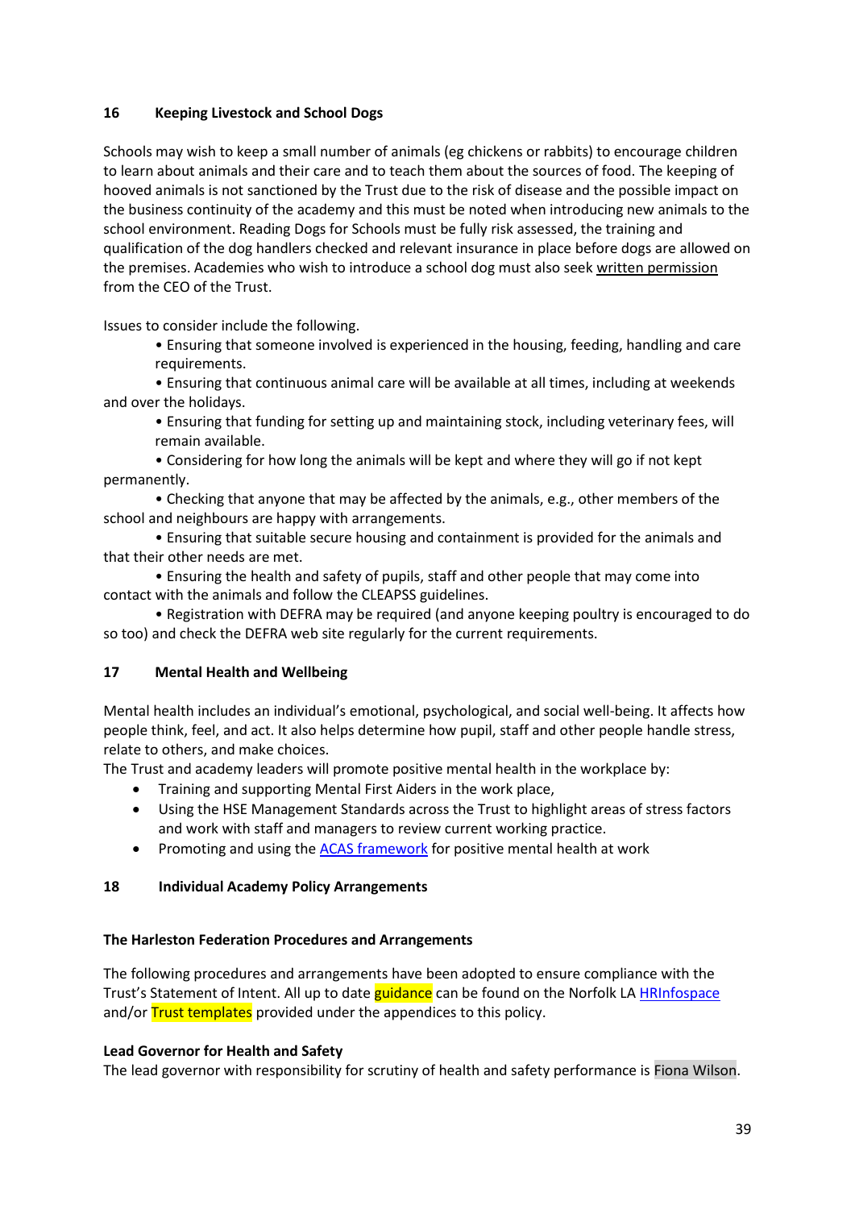## 16 Keeping Livestock and School Dogs

Schools may wish to keep a small number of animals (eg chickens or rabbits) to encourage children to learn about animals and their care and to teach them about the sources of food. The keeping of hooved animals is not sanctioned by the Trust due to the risk of disease and the possible impact on the business continuity of the academy and this must be noted when introducing new animals to the school environment. Reading Dogs for Schools must be fully risk assessed, the training and qualification of the dog handlers checked and relevant insurance in place before dogs are allowed on the premises. Academies who wish to introduce a school dog must also seek written permission from the CEO of the Trust.

Issues to consider include the following.

- Ensuring that someone involved is experienced in the housing, feeding, handling and care requirements.
- Ensuring that continuous animal care will be available at all times, including at weekends and over the holidays.
- Ensuring that funding for setting up and maintaining stock, including veterinary fees, will remain available.
- Considering for how long the animals will be kept and where they will go if not kept permanently.
- Checking that anyone that may be affected by the animals, e.g., other members of the school and neighbours are happy with arrangements.
- Ensuring that suitable secure housing and containment is provided for the animals and that their other needs are met.
- Ensuring the health and safety of pupils, staff and other people that may come into contact with the animals and follow the CLEAPSS guidelines.
- Registration with DEFRA may be required (and anyone keeping poultry is encouraged to do so too) and check the DEFRA web site regularly for the current requirements.

## 17 Mental Health and Wellbeing

Mental health includes an individual's emotional, psychological, and social well-being. It affects how people think, feel, and act. It also helps determine how pupil, staff and other people handle stress, relate to others, and make choices.

The Trust and academy leaders will promote positive mental health in the workplace by:

- Training and supporting Mental First Aiders in the work place,
- Using the HSE Management Standards across the Trust to highlight areas of stress factors and work with staff and managers to review current working practice.
- Promoting and using the ACAS framework for positive mental health at work

## 18 Individual Academy Policy Arrangements

### The Harleston Federation Procedures and Arrangements

The following procedures and arrangements have been adopted to ensure compliance with the Trust's Statement of Intent. All up to date guidance can be found on the Norfolk LA HRInfospace and/or Trust templates provided under the appendices to this policy.

### Lead Governor for Health and Safety

The lead governor with responsibility for scrutiny of health and safety performance is Fiona Wilson.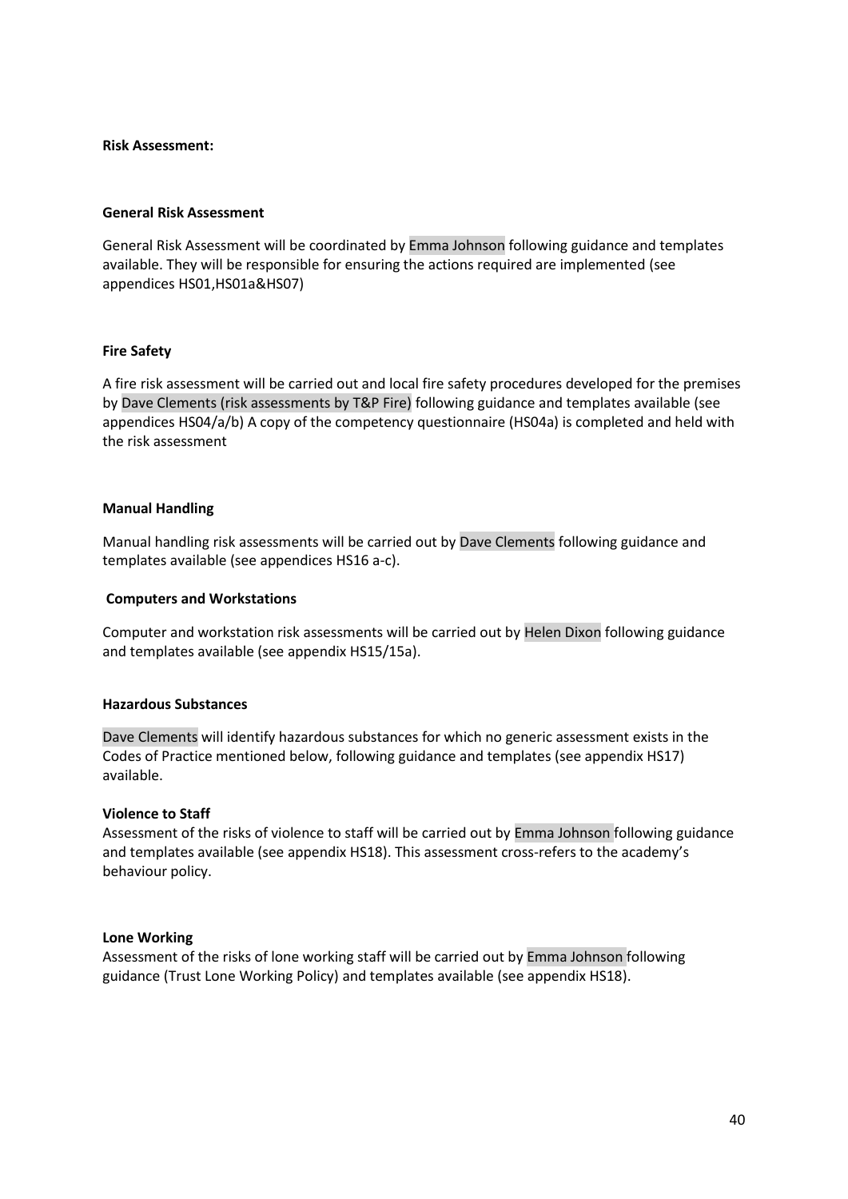**Risk Assessment:**

**General Risk Assessment**

General Risk Assessment will be coordinated by Emma Johnson following guidance and templates available. They will be responsible for ensuring the actions required are implemented (see appendices HS01,HS01a&HS07)

**Fire Safety**

A fire risk assessment will be carried out and local fire safety procedures developed for the premises by Dave Clements (risk assessments by T&P Fire) following guidance and templates available (see appendices HS04/a/b) A copy of the competency questionnaire (HS04a) is completed and held with the risk assessment

**Manual Handling**

Manual handling risk assessments will be carried out by Dave Clements following guidance and templates available (see appendices HS16 a-c).

**Computers and Workstations**

Computer and workstation risk assessments will be carried out by Helen Dixon following guidance and templates available (see appendix HS15/15a).

**Hazardous Substances**

Dave Clements will identify hazardous substances for which no generic assessment exists in the Codes of Practice mentioned below, following guidance and templates (see appendix HS17) available.

**Violence to Staff**

Assessment of the risks of violence to staff will be carried out by Emma Johnson following guidance and templates available (see appendix HS18). This assessment cross-refers to the academy's behaviour policy.

**Lone Working**

Assessment of the risks of lone working staff will be carried out by Emma Johnson following guidance (Trust Lone Working Policy) and templates available (see appendix HS18).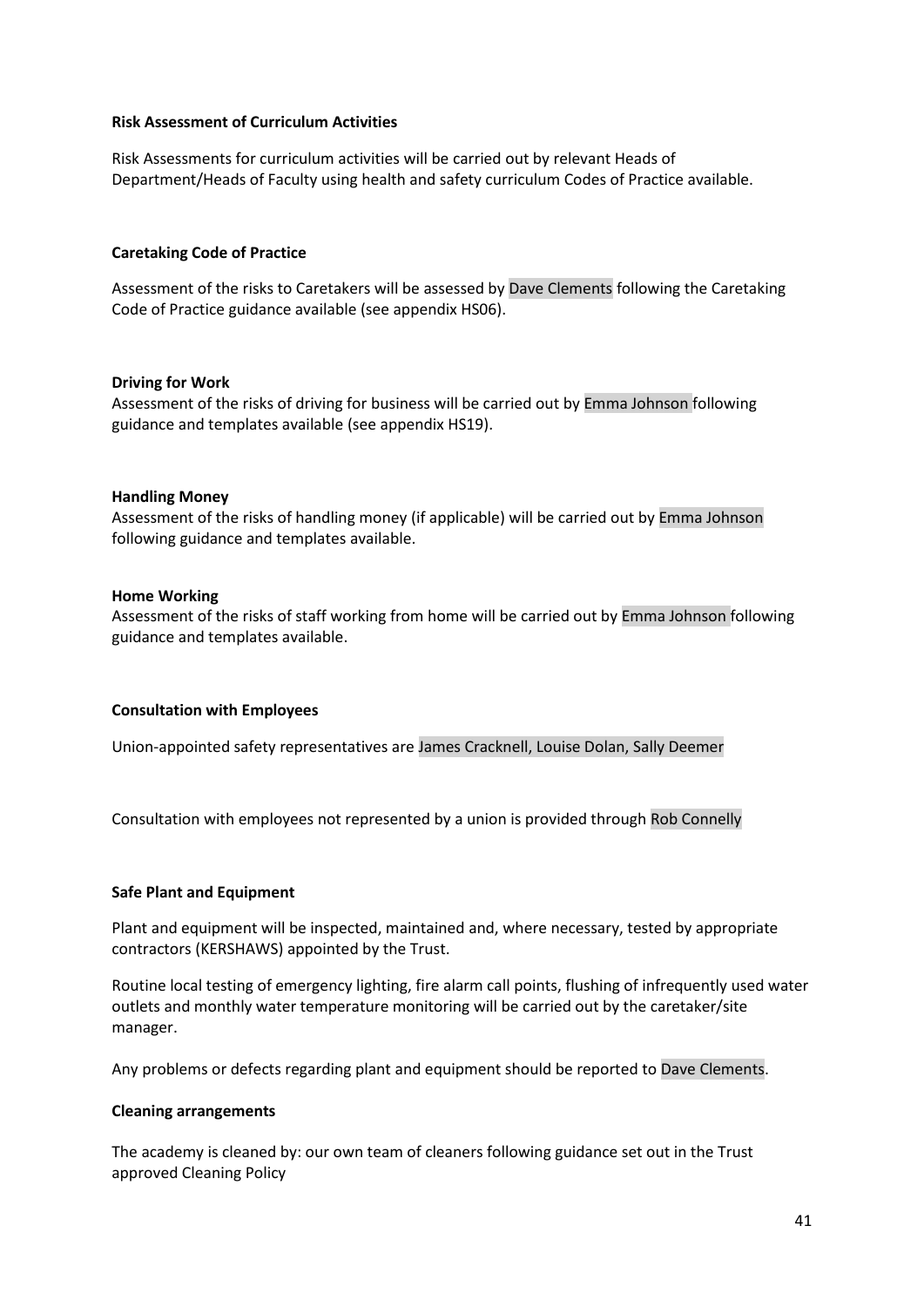**Risk Assessment of Curriculum Activities**

Risk Assessments for curriculum activities will be carried out by relevant Heads of Department/Heads of Faculty using health and safety curriculum Codes of Practice available.

**Caretaking Code of Practice**

Assessment of the risks to Caretakers will be assessed by Dave Clements following the Caretaking Code of Practice guidance available (see appendix HS06).

**Driving for Work**

Assessment of the risks of driving for business will be carried out by Emma Johnson following guidance and templates available (see appendix HS19).

**Handling Money**

Assessment of the risks of handling money (if applicable) will be carried out by Emma Johnson following guidance and templates available.

**Home Working**

Assessment of the risks of staff working from home will be carried out by Emma Johnson following guidance and templates available.

**Consultation with Employees**

Union-appointed safety representatives are James Cracknell, Louise Dolan, Sally Deemer

Consultation with employees not represented by a union is provided through Rob Connelly

**Safe Plant and Equipment**

Plant and equipment will be inspected, maintained and, where necessary, tested by appropriate contractors (KERSHAWS) appointed by the Trust.

Routine local testing of emergency lighting, fire alarm call points, flushing of infrequently used water outlets and monthly water temperature monitoring will be carried out by the caretaker/site manager.

Any problems or defects regarding plant and equipment should be reported to Dave Clements.

**Cleaning arrangements**

The academy is cleaned by: our own team of cleaners following guidance set out in the Trust approved Cleaning Policy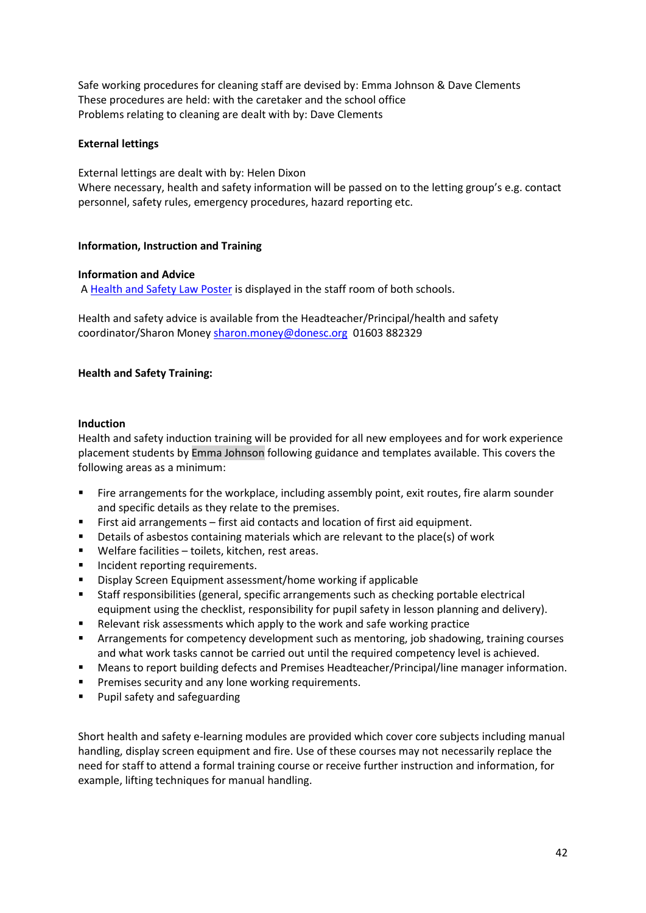Safe working procedures for cleaning staff are devised by: Emma Johnson & Dave Clements
These procedures are held: with the caretaker and the school office
Problems relating to cleaning are dealt with by: Dave Clements

**External lettings**

External lettings are dealt with by: Helen Dixon
Where necessary, health and safety information will be passed on to the letting group's e.g. contact personnel, safety rules, emergency procedures, hazard reporting etc.

**Information, Instruction and Training**

**Information and Advice**

A [Health and Safety Law Poster] is displayed in the staff room of both schools.

Health and safety advice is available from the Headteacher/Principal/health and safety coordinator/Sharon Money sharon.money@donesc.org 01603 882329

**Health and Safety Training:**

**Induction**

Health and safety induction training will be provided for all new employees and for work experience placement students by Emma Johnson following guidance and templates available. This covers the following areas as a minimum:

- Fire arrangements for the workplace, including assembly point, exit routes, fire alarm sounder and specific details as they relate to the premises.
- First aid arrangements – first aid contacts and location of first aid equipment.
- Details of asbestos containing materials which are relevant to the place(s) of work
- Welfare facilities – toilets, kitchen, rest areas.
- Incident reporting requirements.
- Display Screen Equipment assessment/home working if applicable
- Staff responsibilities (general, specific arrangements such as checking portable electrical equipment using the checklist, responsibility for pupil safety in lesson planning and delivery).
- Relevant risk assessments which apply to the work and safe working practice
- Arrangements for competency development such as mentoring, job shadowing, training courses and what work tasks cannot be carried out until the required competency level is achieved.
- Means to report building defects and Premises Headteacher/Principal/line manager information.
- Premises security and any lone working requirements.
- Pupil safety and safeguarding

Short health and safety e-learning modules are provided which cover core subjects including manual handling, display screen equipment and fire. Use of these courses may not necessarily replace the need for staff to attend a formal training course or receive further instruction and information, for example, lifting techniques for manual handling.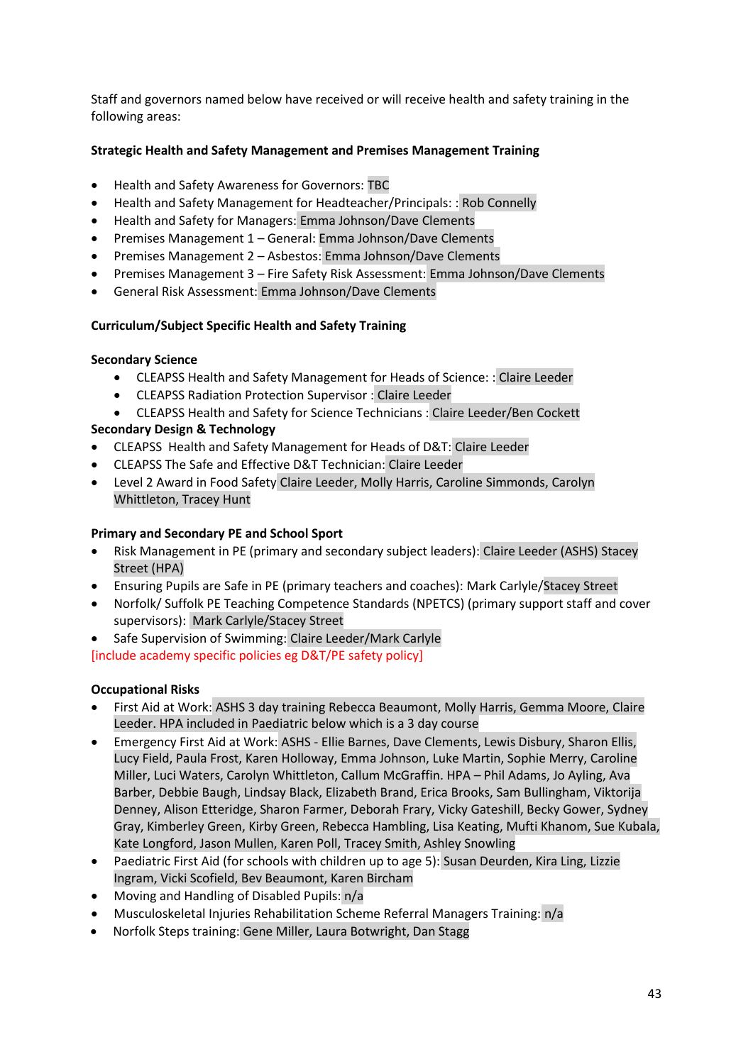Staff and governors named below have received or will receive health and safety training in the following areas:

**Strategic Health and Safety Management and Premises Management Training**

- Health and Safety Awareness for Governors: TBC
- Health and Safety Management for Headteacher/Principals: : Rob Connelly
- Health and Safety for Managers: Emma Johnson/Dave Clements
- Premises Management 1 – General: Emma Johnson/Dave Clements
- Premises Management 2 – Asbestos: Emma Johnson/Dave Clements
- Premises Management 3 – Fire Safety Risk Assessment: Emma Johnson/Dave Clements
- General Risk Assessment: Emma Johnson/Dave Clements

**Curriculum/Subject Specific Health and Safety Training**

**Secondary Science**

- CLEAPSS Health and Safety Management for Heads of Science: : Claire Leeder
- CLEAPSS Radiation Protection Supervisor : Claire Leeder
- CLEAPSS Health and Safety for Science Technicians : Claire Leeder/Ben Cockett

**Secondary Design & Technology**

- CLEAPSS Health and Safety Management for Heads of D&T: Claire Leeder
- CLEAPSS The Safe and Effective D&T Technician: Claire Leeder
- Level 2 Award in Food Safety Claire Leeder, Molly Harris, Caroline Simmonds, Carolyn Whittleton, Tracey Hunt

**Primary and Secondary PE and School Sport**

- Risk Management in PE (primary and secondary subject leaders): Claire Leeder (ASHS) Stacey Street (HPA)
- Ensuring Pupils are Safe in PE (primary teachers and coaches): Mark Carlyle/Stacey Street
- Norfolk/ Suffolk PE Teaching Competence Standards (NPETCS) (primary support staff and cover supervisors): Mark Carlyle/Stacey Street
- Safe Supervision of Swimming: Claire Leeder/Mark Carlyle

[include academy specific policies eg D&T/PE safety policy]

**Occupational Risks**

- First Aid at Work: ASHS 3 day training Rebecca Beaumont, Molly Harris, Gemma Moore, Claire Leeder. HPA included in Paediatric below which is a 3 day course
- Emergency First Aid at Work: ASHS - Ellie Barnes, Dave Clements, Lewis Disbury, Sharon Ellis, Lucy Field, Paula Frost, Karen Holloway, Emma Johnson, Luke Martin, Sophie Merry, Caroline Miller, Luci Waters, Carolyn Whittleton, Callum McGraffin. HPA – Phil Adams, Jo Ayling, Ava Barber, Debbie Baugh, Lindsay Black, Elizabeth Brand, Erica Brooks, Sam Bullingham, Viktorija Denney, Alison Etteridge, Sharon Farmer, Deborah Frary, Vicky Gateshill, Becky Gower, Sydney Gray, Kimberley Green, Kirby Green, Rebecca Hambling, Lisa Keating, Mufti Khanom, Sue Kubala, Kate Longford, Jason Mullen, Karen Poll, Tracey Smith, Ashley Snowling
- Paediatric First Aid (for schools with children up to age 5): Susan Deurden, Kira Ling, Lizzie Ingram, Vicki Scofield, Bev Beaumont, Karen Bircham
- Moving and Handling of Disabled Pupils: n/a
- Musculoskeletal Injuries Rehabilitation Scheme Referral Managers Training: n/a
- Norfolk Steps training: Gene Miller, Laura Botwright, Dan Stagg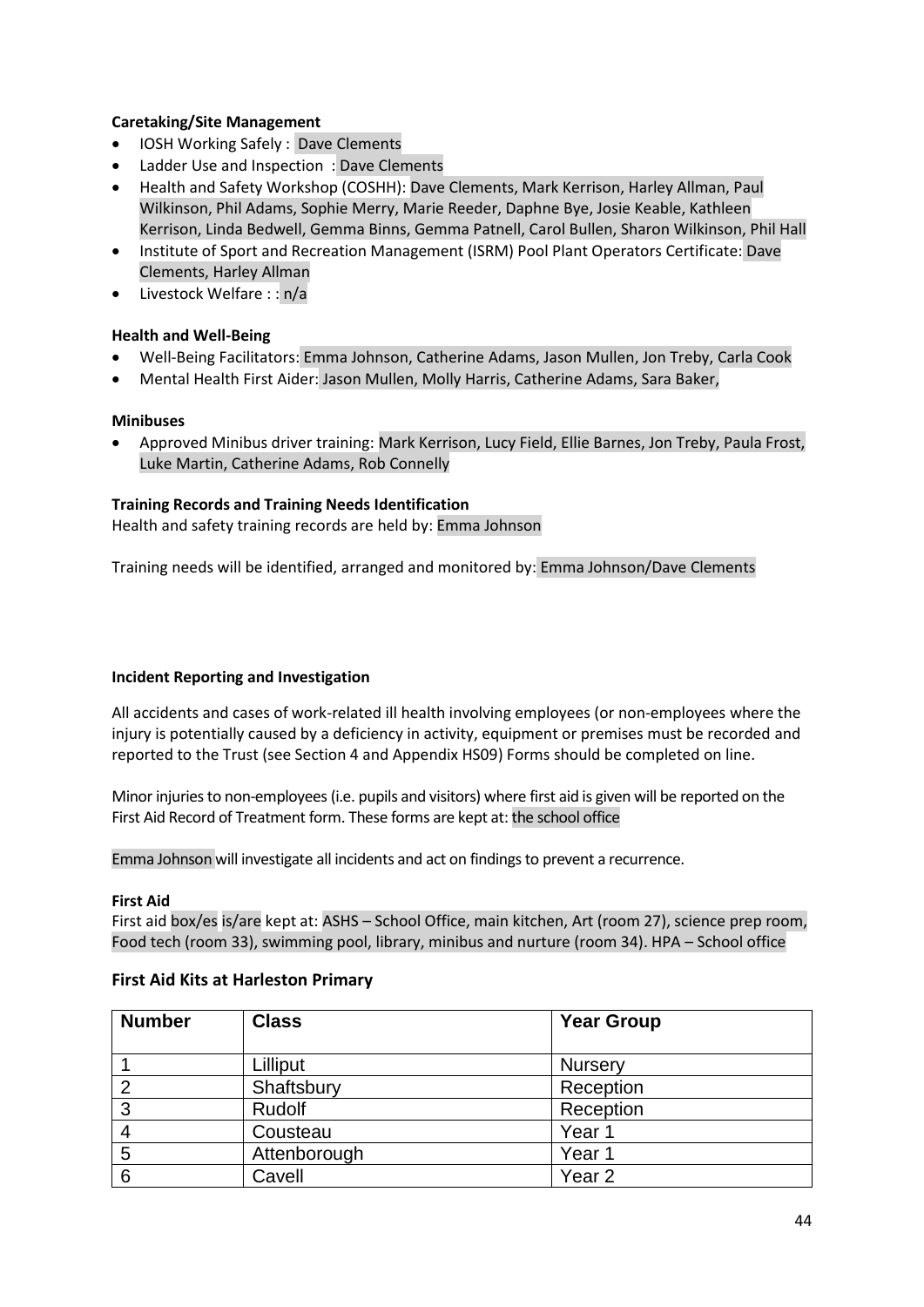**Caretaking/Site Management**

- IOSH Working Safely : Dave Clements
- Ladder Use and Inspection : Dave Clements
- Health and Safety Workshop (COSHH): Dave Clements, Mark Kerrison, Harley Allman, Paul Wilkinson, Phil Adams, Sophie Merry, Marie Reeder, Daphne Bye, Josie Keable, Kathleen Kerrison, Linda Bedwell, Gemma Binns, Gemma Patnell, Carol Bullen, Sharon Wilkinson, Phil Hall
- Institute of Sport and Recreation Management (ISRM) Pool Plant Operators Certificate: Dave Clements, Harley Allman
- Livestock Welfare : : n/a

**Health and Well-Being**

- Well-Being Facilitators: Emma Johnson, Catherine Adams, Jason Mullen, Jon Treby, Carla Cook
- Mental Health First Aider: Jason Mullen, Molly Harris, Catherine Adams, Sara Baker,

**Minibuses**

- Approved Minibus driver training: Mark Kerrison, Lucy Field, Ellie Barnes, Jon Treby, Paula Frost, Luke Martin, Catherine Adams, Rob Connelly

**Training Records and Training Needs Identification**

Health and safety training records are held by: Emma Johnson

Training needs will be identified, arranged and monitored by: Emma Johnson/Dave Clements

**Incident Reporting and Investigation**

All accidents and cases of work-related ill health involving employees (or non-employees where the injury is potentially caused by a deficiency in activity, equipment or premises must be recorded and reported to the Trust (see Section 4 and Appendix HS09) Forms should be completed on line.

Minor injuries to non-employees (i.e. pupils and visitors) where first aid is given will be reported on the First Aid Record of Treatment form. These forms are kept at: the school office

Emma Johnson will investigate all incidents and act on findings to prevent a recurrence.

**First Aid**

First aid box/es is/are kept at: ASHS – School Office, main kitchen, Art (room 27), science prep room, Food tech (room 33), swimming pool, library, minibus and nurture (room 34). HPA – School office

**First Aid Kits at Harleston Primary**

| Number | Class | Year Group |
|---|---|---|
| 1 | Lilliput | Nursery |
| 2 | Shaftsbury | Reception |
| 3 | Rudolf | Reception |
| 4 | Cousteau | Year 1 |
| 5 | Attenborough | Year 1 |
| 6 | Cavell | Year 2 |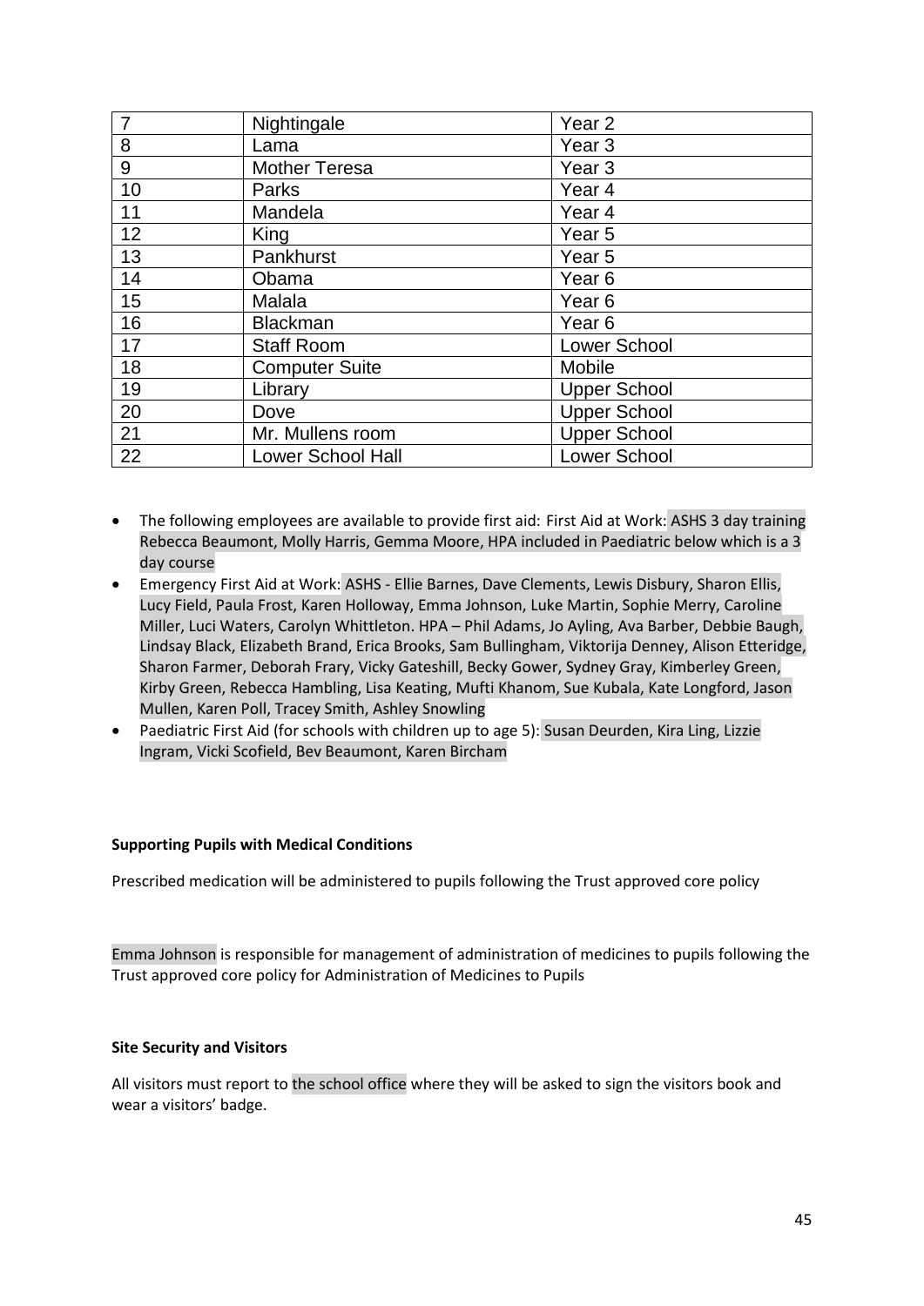| 7 | Nightingale | Year 2 |
|---|---|---|
| 8 | Lama | Year 3 |
| 9 | Mother Teresa | Year 3 |
| 10 | Parks | Year 4 |
| 11 | Mandela | Year 4 |
| 12 | King | Year 5 |
| 13 | Pankhurst | Year 5 |
| 14 | Obama | Year 6 |
| 15 | Malala | Year 6 |
| 16 | Blackman | Year 6 |
| 17 | Staff Room | Lower School |
| 18 | Computer Suite | Mobile |
| 19 | Library | Upper School |
| 20 | Dove | Upper School |
| 21 | Mr. Mullens room | Upper School |
| 22 | Lower School Hall | Lower School |

- The following employees are available to provide first aid: First Aid at Work: ASHS 3 day training Rebecca Beaumont, Molly Harris, Gemma Moore, HPA included in Paediatric below which is a 3 day course
- Emergency First Aid at Work: ASHS - Ellie Barnes, Dave Clements, Lewis Disbury, Sharon Ellis, Lucy Field, Paula Frost, Karen Holloway, Emma Johnson, Luke Martin, Sophie Merry, Caroline Miller, Luci Waters, Carolyn Whittleton. HPA – Phil Adams, Jo Ayling, Ava Barber, Debbie Baugh, Lindsay Black, Elizabeth Brand, Erica Brooks, Sam Bullingham, Viktorija Denney, Alison Etteridge, Sharon Farmer, Deborah Frary, Vicky Gateshill, Becky Gower, Sydney Gray, Kimberley Green, Kirby Green, Rebecca Hambling, Lisa Keating, Mufti Khanom, Sue Kubala, Kate Longford, Jason Mullen, Karen Poll, Tracey Smith, Ashley Snowling
- Paediatric First Aid (for schools with children up to age 5): Susan Deurden, Kira Ling, Lizzie Ingram, Vicki Scofield, Bev Beaumont, Karen Bircham

**Supporting Pupils with Medical Conditions**

Prescribed medication will be administered to pupils following the Trust approved core policy

Emma Johnson is responsible for management of administration of medicines to pupils following the Trust approved core policy for Administration of Medicines to Pupils

**Site Security and Visitors**

All visitors must report to the school office where they will be asked to sign the visitors book and wear a visitors' badge.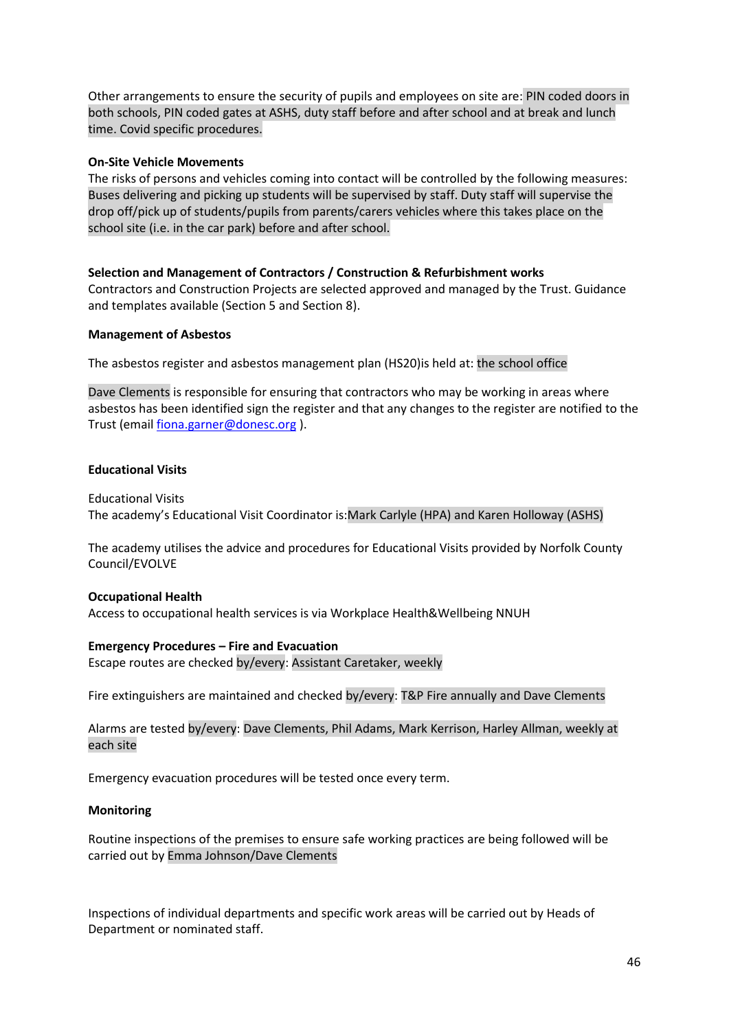Other arrangements to ensure the security of pupils and employees on site are: PIN coded doors in both schools, PIN coded gates at ASHS, duty staff before and after school and at break and lunch time. Covid specific procedures.

**On-Site Vehicle Movements**

The risks of persons and vehicles coming into contact will be controlled by the following measures: Buses delivering and picking up students will be supervised by staff. Duty staff will supervise the drop off/pick up of students/pupils from parents/carers vehicles where this takes place on the school site (i.e. in the car park) before and after school.

**Selection and Management of Contractors / Construction & Refurbishment works**

Contractors and Construction Projects are selected approved and managed by the Trust. Guidance and templates available (Section 5 and Section 8).

**Management of Asbestos**

The asbestos register and asbestos management plan (HS20)is held at: the school office

Dave Clements is responsible for ensuring that contractors who may be working in areas where asbestos has been identified sign the register and that any changes to the register are notified to the Trust (email fiona.garner@donesc.org ).

**Educational Visits**

Educational Visits

The academy's Educational Visit Coordinator is:Mark Carlyle (HPA) and Karen Holloway (ASHS)

The academy utilises the advice and procedures for Educational Visits provided by Norfolk County Council/EVOLVE

**Occupational Health**

Access to occupational health services is via Workplace Health&Wellbeing NNUH

**Emergency Procedures – Fire and Evacuation**

Escape routes are checked by/every: Assistant Caretaker, weekly

Fire extinguishers are maintained and checked by/every: T&P Fire annually and Dave Clements

Alarms are tested by/every: Dave Clements, Phil Adams, Mark Kerrison, Harley Allman, weekly at each site

Emergency evacuation procedures will be tested once every term.

**Monitoring**

Routine inspections of the premises to ensure safe working practices are being followed will be carried out by Emma Johnson/Dave Clements

Inspections of individual departments and specific work areas will be carried out by Heads of Department or nominated staff.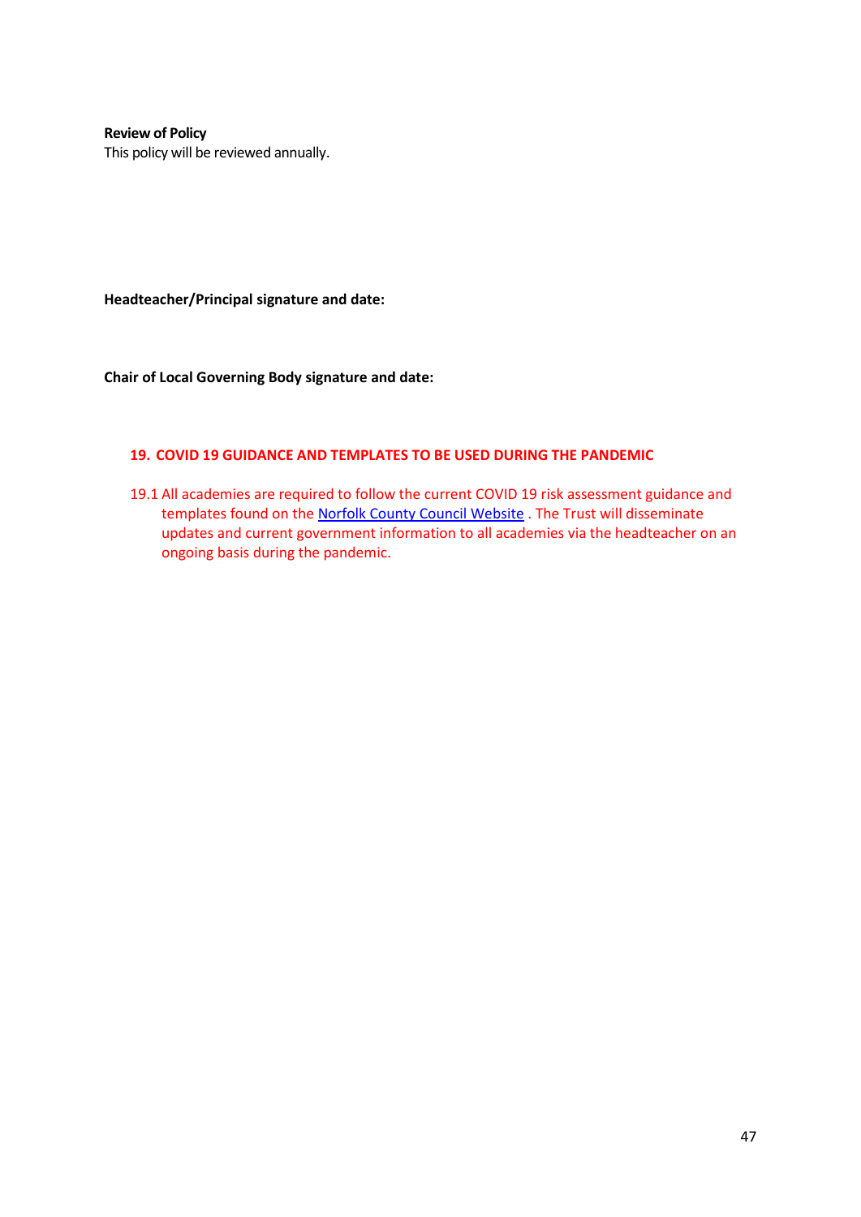**Review of Policy**
This policy will be reviewed annually.

**Headteacher/Principal signature and date:**

**Chair of Local Governing Body signature and date:**

## 19. COVID 19 GUIDANCE AND TEMPLATES TO BE USED DURING THE PANDEMIC

19.1 All academies are required to follow the current COVID 19 risk assessment guidance and templates found on the Norfolk County Council Website . The Trust will disseminate updates and current government information to all academies via the headteacher on an ongoing basis during the pandemic.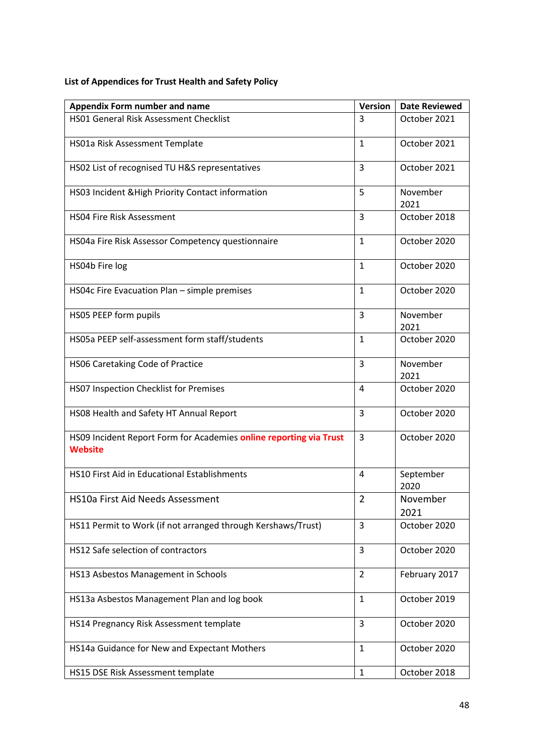**List of Appendices for Trust Health and Safety Policy**

| Appendix Form number and name | Version | Date Reviewed |
| --- | --- | --- |
| HS01 General Risk Assessment Checklist | 3 | October 2021 |
| HS01a Risk Assessment Template | 1 | October 2021 |
| HS02 List of recognised TU H&S representatives | 3 | October 2021 |
| HS03 Incident &High Priority Contact information | 5 | November 2021 |
| HS04 Fire Risk Assessment | 3 | October 2018 |
| HS04a Fire Risk Assessor Competency questionnaire | 1 | October 2020 |
| HS04b Fire log | 1 | October 2020 |
| HS04c Fire Evacuation Plan – simple premises | 1 | October 2020 |
| HS05 PEEP form pupils | 3 | November 2021 |
| HS05a PEEP self-assessment form staff/students | 1 | October 2020 |
| HS06 Caretaking Code of Practice | 3 | November 2021 |
| HS07 Inspection Checklist for Premises | 4 | October 2020 |
| HS08 Health and Safety HT Annual Report | 3 | October 2020 |
| HS09 Incident Report Form for Academies **online reporting via Trust Website** | 3 | October 2020 |
| HS10 First Aid in Educational Establishments | 4 | September 2020 |
| HS10a First Aid Needs Assessment | 2 | November 2021 |
| HS11 Permit to Work (if not arranged through Kershaws/Trust) | 3 | October 2020 |
| HS12 Safe selection of contractors | 3 | October 2020 |
| HS13 Asbestos Management in Schools | 2 | February 2017 |
| HS13a Asbestos Management Plan and log book | 1 | October 2019 |
| HS14 Pregnancy Risk Assessment template | 3 | October 2020 |
| HS14a Guidance for New and Expectant Mothers | 1 | October 2020 |
| HS15 DSE Risk Assessment template | 1 | October 2018 |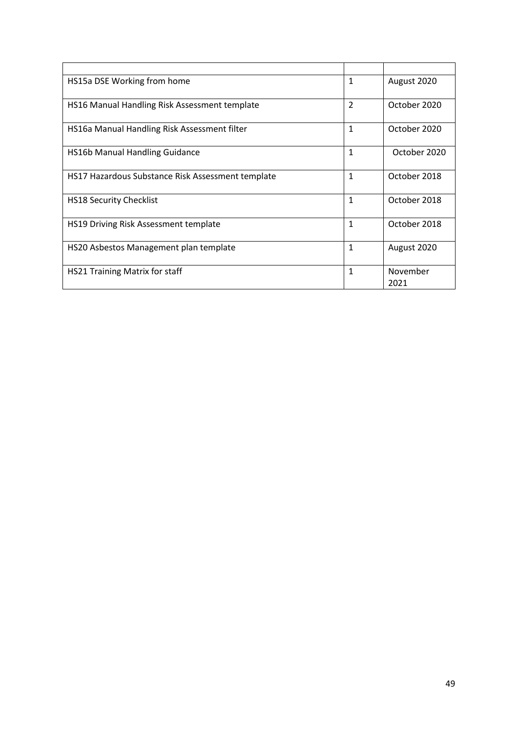| | | |
|---|---|---|
| HS15a DSE Working from home | 1 | August 2020 |
| HS16 Manual Handling Risk Assessment template | 2 | October 2020 |
| HS16a Manual Handling Risk Assessment filter | 1 | October 2020 |
| HS16b Manual Handling Guidance | 1 | October 2020 |
| HS17 Hazardous Substance Risk Assessment template | 1 | October 2018 |
| HS18 Security Checklist | 1 | October 2018 |
| HS19 Driving Risk Assessment template | 1 | October 2018 |
| HS20 Asbestos Management plan template | 1 | August 2020 |
| HS21 Training Matrix for staff | 1 | November 2021 |